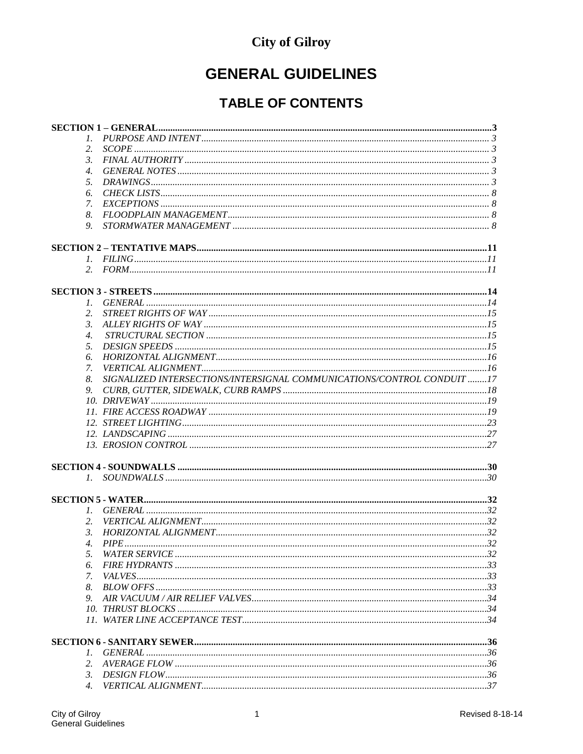**City of Gilroy**

# GENERAL GUIDELINES

## TABLE OF CONTENTS

**SECTION 1 – GENERAL** ........................................................ **3**

1. *PURPOSE AND INTENT* ........................................................ *3*
2. *SCOPE* ........................................................ *3*
3. *FINAL AUTHORITY* ........................................................ *3*
4. *GENERAL NOTES* ........................................................ *3*
5. *DRAWINGS* ........................................................ *3*
6. *CHECK LISTS* ........................................................ *8*
7. *EXCEPTIONS* ........................................................ *8*
8. *FLOODPLAIN MANAGEMENT* ........................................................ *8*
9. *STORMWATER MANAGEMENT* ........................................................ *8*

**SECTION 2 – TENTATIVE MAPS** ........................................................ **11**

1. *FILING* ........................................................ *11*
2. *FORM* ........................................................ *11*

**SECTION 3 - STREETS** ........................................................ **14**

1. *GENERAL* ........................................................ *14*
2. *STREET RIGHTS OF WAY* ........................................................ *15*
3. *ALLEY RIGHTS OF WAY* ........................................................ *15*
4. *STRUCTURAL SECTION* ........................................................ *15*
5. *DESIGN SPEEDS* ........................................................ *15*
6. *HORIZONTAL ALIGNMENT* ........................................................ *16*
7. *VERTICAL ALIGNMENT* ........................................................ *16*
8. *SIGNALIZED INTERSECTIONS/INTERSIGNAL COMMUNICATIONS/CONTROL CONDUIT* ........ *17*
9. *CURB, GUTTER, SIDEWALK, CURB RAMPS* ........................................................ *18*
10. *DRIVEWAY* ........................................................ *19*
11. *FIRE ACCESS ROADWAY* ........................................................ *19*
12. *STREET LIGHTING* ........................................................ *23*
12. *LANDSCAPING* ........................................................ *27*
13. *EROSION CONTROL* ........................................................ *27*

**SECTION 4 - SOUNDWALLS** ........................................................ **30**

1. *SOUNDWALLS* ........................................................ *30*

**SECTION 5 - WATER** ........................................................ **32**

1. *GENERAL* ........................................................ *32*
2. *VERTICAL ALIGNMENT* ........................................................ *32*
3. *HORIZONTAL ALIGNMENT* ........................................................ *32*
4. *PIPE* ........................................................ *32*
5. *WATER SERVICE* ........................................................ *32*
6. *FIRE HYDRANTS* ........................................................ *33*
7. *VALVES* ........................................................ *33*
8. *BLOW OFFS* ........................................................ *33*
9. *AIR VACUUM / AIR RELIEF VALVES* ........................................................ *34*
10. *THRUST BLOCKS* ........................................................ *34*
11. *WATER LINE ACCEPTANCE TEST* ........................................................ *34*

**SECTION 6 - SANITARY SEWER** ........................................................ **36**

1. *GENERAL* ........................................................ *36*
2. *AVERAGE FLOW* ........................................................ *36*
3. *DESIGN FLOW* ........................................................ *36*
4. *VERTICAL ALIGNMENT* ........................................................ *37*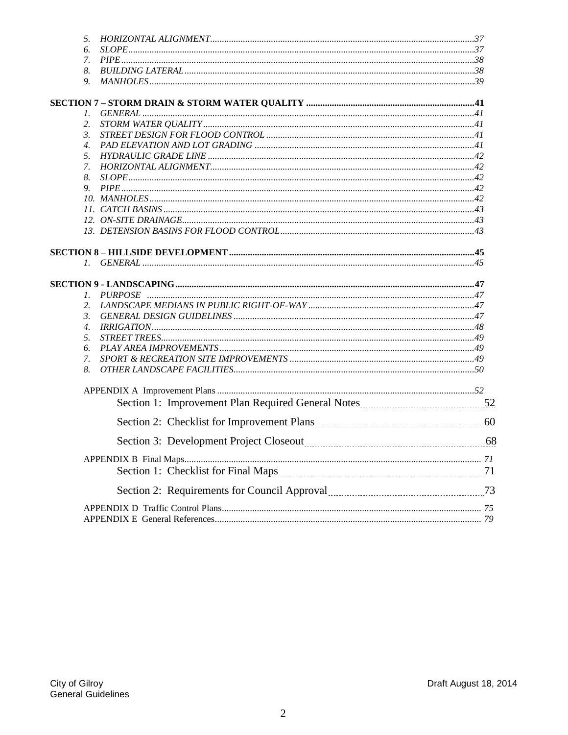5. *HORIZONTAL ALIGNMENT*..........37
6. *SLOPE*..........37
7. *PIPE*..........38
8. *BUILDING LATERAL*..........38
9. *MANHOLES*..........39

**SECTION 7 – STORM DRAIN & STORM WATER QUALITY ..........41**

1. *GENERAL*..........41
2. *STORM WATER QUALITY*..........41
3. *STREET DESIGN FOR FLOOD CONTROL*..........41
4. *PAD ELEVATION AND LOT GRADING*..........41
5. *HYDRAULIC GRADE LINE*..........42
7. *HORIZONTAL ALIGNMENT*..........42
8. *SLOPE*..........42
9. *PIPE*..........42
10. *MANHOLES*..........42
11. *CATCH BASINS*..........43
12. *ON-SITE DRAINAGE*..........43
13. *DETENSION BASINS FOR FLOOD CONTROL*..........43

**SECTION 8 – HILLSIDE DEVELOPMENT ..........45**

1. *GENERAL*..........45

**SECTION 9 - LANDSCAPING..........47**

1. *PURPOSE*..........47
2. *LANDSCAPE MEDIANS IN PUBLIC RIGHT-OF-WAY*..........47
3. *GENERAL DESIGN GUIDELINES*..........47
4. *IRRIGATION*..........48
5. *STREET TREES*..........49
6. *PLAY AREA IMPROVEMENTS*..........49
7. *SPORT & RECREATION SITE IMPROVEMENTS*..........49
8. *OTHER LANDSCAPE FACILITIES*..........50

APPENDIX A Improvement Plans..........52

Section 1: Improvement Plan Required General Notes..........52

Section 2: Checklist for Improvement Plans..........60

Section 3: Development Project Closeout..........68

APPENDIX B Final Maps..........71

Section 1: Checklist for Final Maps..........71

Section 2: Requirements for Council Approval..........73

APPENDIX D Traffic Control Plans..........75

APPENDIX E General References..........79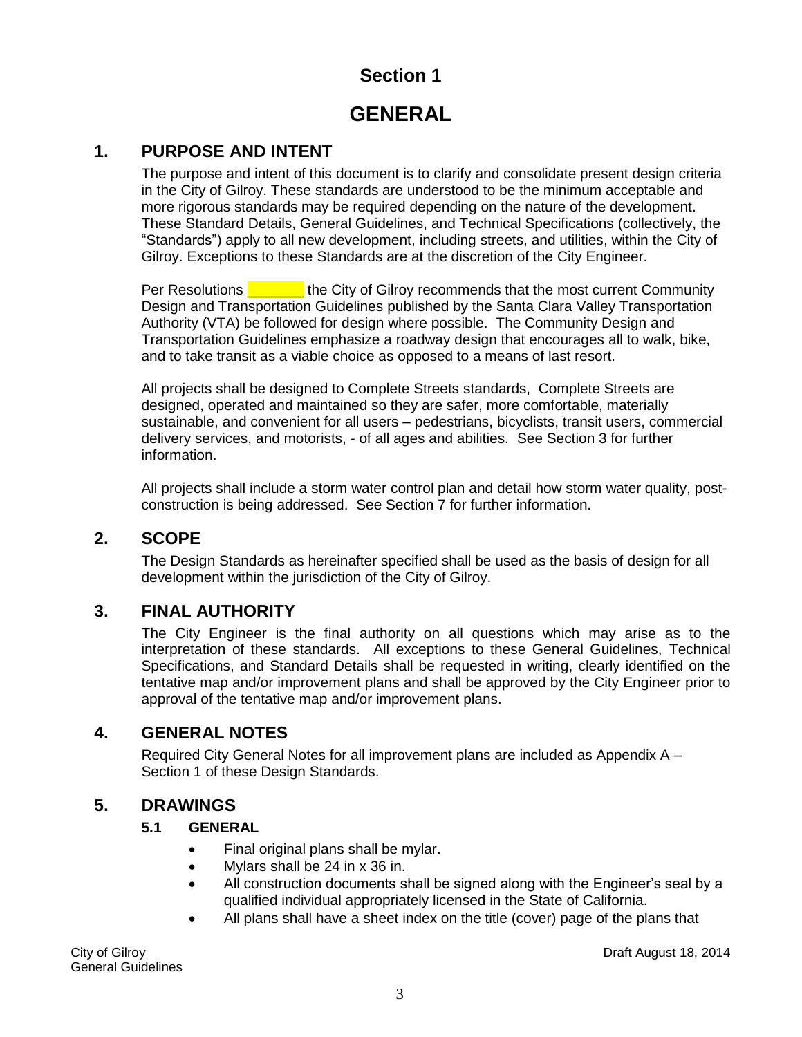# Section 1

# GENERAL

## 1. PURPOSE AND INTENT

The purpose and intent of this document is to clarify and consolidate present design criteria in the City of Gilroy. These standards are understood to be the minimum acceptable and more rigorous standards may be required depending on the nature of the development. These Standard Details, General Guidelines, and Technical Specifications (collectively, the "Standards") apply to all new development, including streets, and utilities, within the City of Gilroy. Exceptions to these Standards are at the discretion of the City Engineer.

Per Resolutions _______ the City of Gilroy recommends that the most current Community Design and Transportation Guidelines published by the Santa Clara Valley Transportation Authority (VTA) be followed for design where possible. The Community Design and Transportation Guidelines emphasize a roadway design that encourages all to walk, bike, and to take transit as a viable choice as opposed to a means of last resort.

All projects shall be designed to Complete Streets standards, Complete Streets are designed, operated and maintained so they are safer, more comfortable, materially sustainable, and convenient for all users – pedestrians, bicyclists, transit users, commercial delivery services, and motorists, - of all ages and abilities. See Section 3 for further information.

All projects shall include a storm water control plan and detail how storm water quality, post-construction is being addressed. See Section 7 for further information.

## 2. SCOPE

The Design Standards as hereinafter specified shall be used as the basis of design for all development within the jurisdiction of the City of Gilroy.

## 3. FINAL AUTHORITY

The City Engineer is the final authority on all questions which may arise as to the interpretation of these standards. All exceptions to these General Guidelines, Technical Specifications, and Standard Details shall be requested in writing, clearly identified on the tentative map and/or improvement plans and shall be approved by the City Engineer prior to approval of the tentative map and/or improvement plans.

## 4. GENERAL NOTES

Required City General Notes for all improvement plans are included as Appendix A – Section 1 of these Design Standards.

## 5. DRAWINGS

### 5.1 GENERAL

- Final original plans shall be mylar.
- Mylars shall be 24 in x 36 in.
- All construction documents shall be signed along with the Engineer's seal by a qualified individual appropriately licensed in the State of California.
- All plans shall have a sheet index on the title (cover) page of the plans that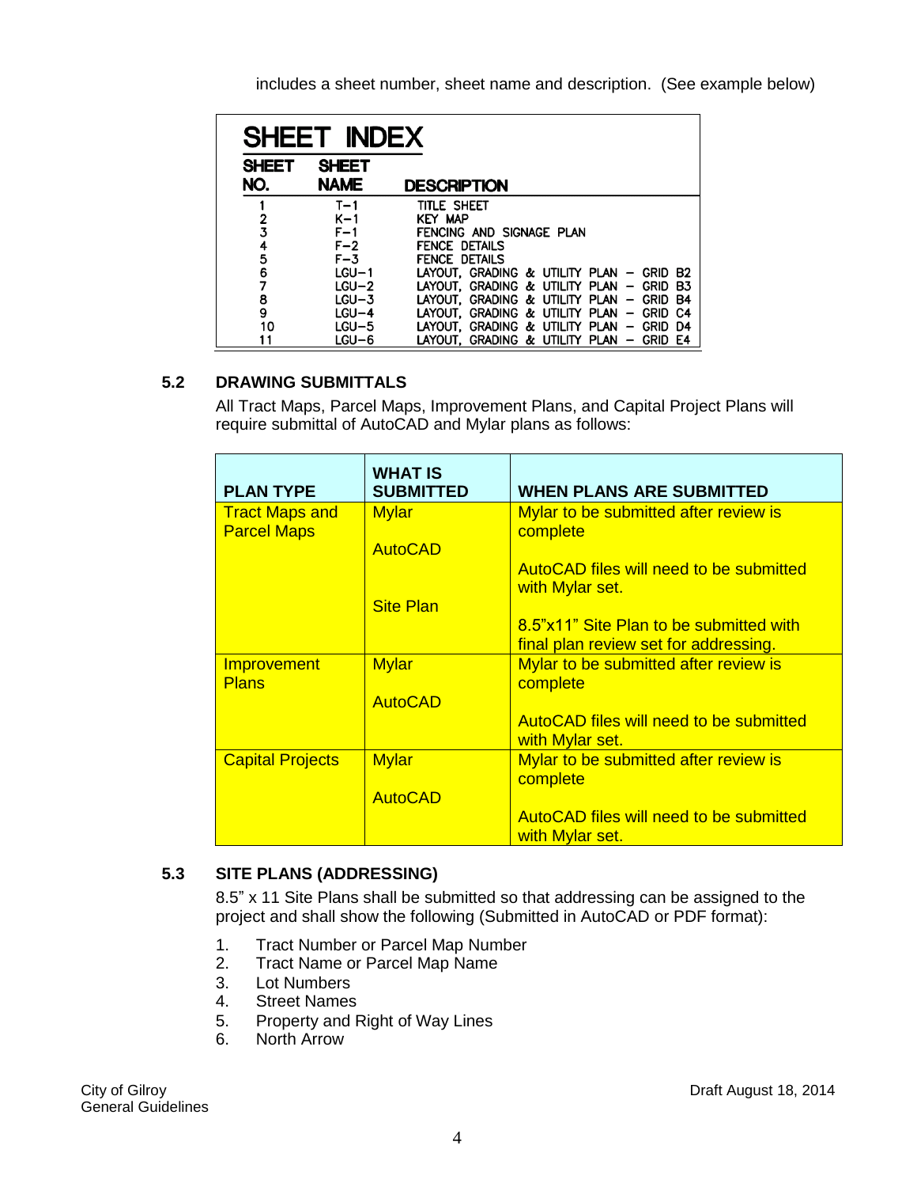includes a sheet number, sheet name and description. (See example below)

**SHEET INDEX**

| SHEET NO. | SHEET NAME | DESCRIPTION |
|---|---|---|
| 1 | T–1 | TITLE SHEET |
| 2 | K–1 | KEY MAP |
| 3 | F–1 | FENCING AND SIGNAGE PLAN |
| 4 | F–2 | FENCE DETAILS |
| 5 | F–3 | FENCE DETAILS |
| 6 | LGU–1 | LAYOUT, GRADING & UTILITY PLAN – GRID B2 |
| 7 | LGU–2 | LAYOUT, GRADING & UTILITY PLAN – GRID B3 |
| 8 | LGU–3 | LAYOUT, GRADING & UTILITY PLAN – GRID B4 |
| 9 | LGU–4 | LAYOUT, GRADING & UTILITY PLAN – GRID C4 |
| 10 | LGU–5 | LAYOUT, GRADING & UTILITY PLAN – GRID D4 |
| 11 | LGU–6 | LAYOUT, GRADING & UTILITY PLAN – GRID E4 |

### 5.2 DRAWING SUBMITTALS

All Tract Maps, Parcel Maps, Improvement Plans, and Capital Project Plans will require submittal of AutoCAD and Mylar plans as follows:

| PLAN TYPE | WHAT IS SUBMITTED | WHEN PLANS ARE SUBMITTED |
|---|---|---|
| Tract Maps and Parcel Maps | Mylar | Mylar to be submitted after review is complete |
| | AutoCAD | AutoCAD files will need to be submitted with Mylar set. |
| | Site Plan | 8.5"x11" Site Plan to be submitted with final plan review set for addressing. |
| Improvement Plans | Mylar | Mylar to be submitted after review is complete |
| | AutoCAD | AutoCAD files will need to be submitted with Mylar set. |
| Capital Projects | Mylar | Mylar to be submitted after review is complete |
| | AutoCAD | AutoCAD files will need to be submitted with Mylar set. |

### 5.3 SITE PLANS (ADDRESSING)

8.5" x 11 Site Plans shall be submitted so that addressing can be assigned to the project and shall show the following (Submitted in AutoCAD or PDF format):

1. Tract Number or Parcel Map Number
2. Tract Name or Parcel Map Name
3. Lot Numbers
4. Street Names
5. Property and Right of Way Lines
6. North Arrow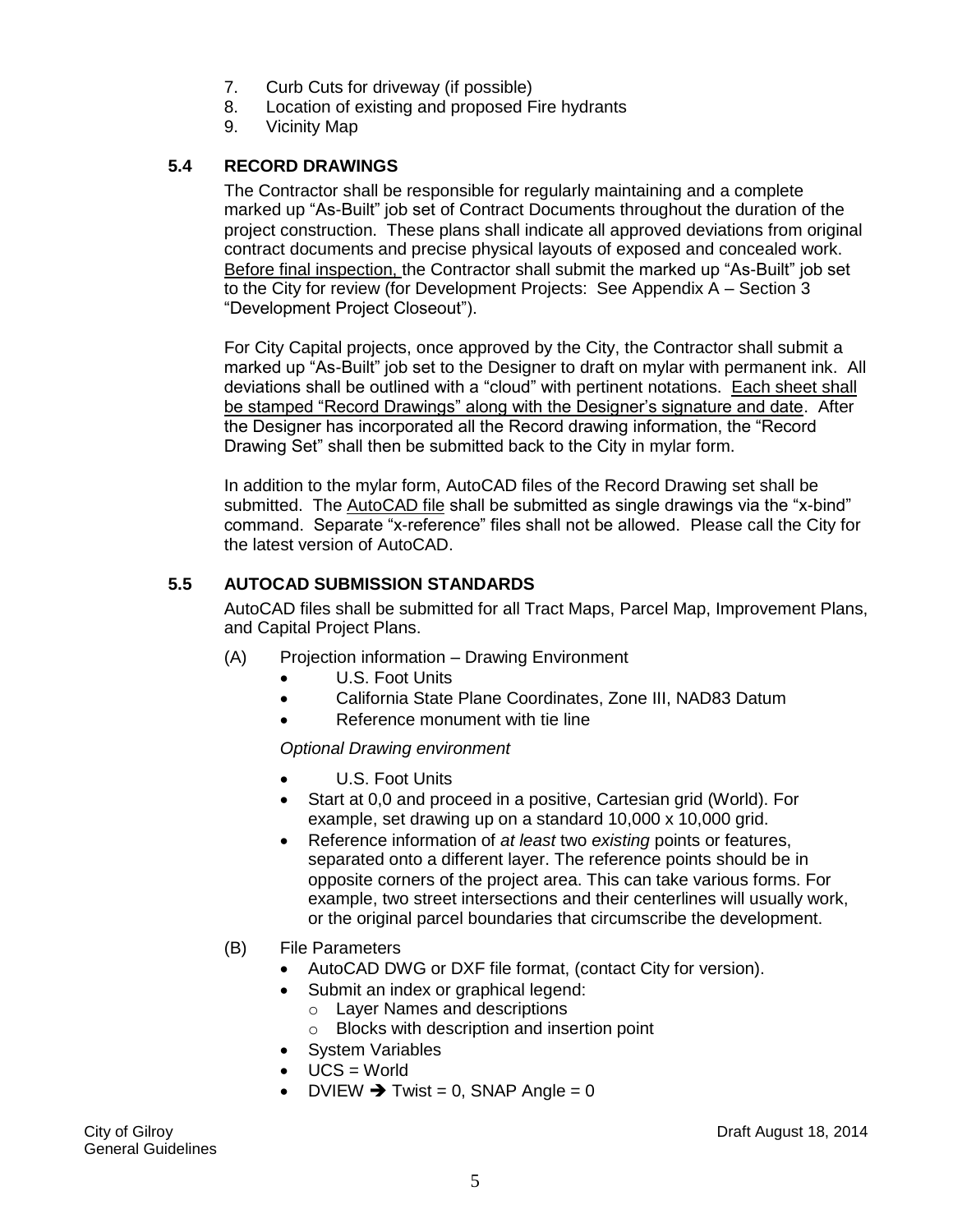7. Curb Cuts for driveway (if possible)
8. Location of existing and proposed Fire hydrants
9. Vicinity Map

### 5.4 RECORD DRAWINGS

The Contractor shall be responsible for regularly maintaining and a complete marked up “As-Built” job set of Contract Documents throughout the duration of the project construction. These plans shall indicate all approved deviations from original contract documents and precise physical layouts of exposed and concealed work. Before final inspection, the Contractor shall submit the marked up “As-Built” job set to the City for review (for Development Projects: See Appendix A – Section 3 “Development Project Closeout”).

For City Capital projects, once approved by the City, the Contractor shall submit a marked up “As-Built” job set to the Designer to draft on mylar with permanent ink. All deviations shall be outlined with a “cloud” with pertinent notations. Each sheet shall be stamped “Record Drawings” along with the Designer’s signature and date. After the Designer has incorporated all the Record drawing information, the “Record Drawing Set” shall then be submitted back to the City in mylar form.

In addition to the mylar form, AutoCAD files of the Record Drawing set shall be submitted. The AutoCAD file shall be submitted as single drawings via the “x-bind” command. Separate “x-reference” files shall not be allowed. Please call the City for the latest version of AutoCAD.

### 5.5 AUTOCAD SUBMISSION STANDARDS

AutoCAD files shall be submitted for all Tract Maps, Parcel Map, Improvement Plans, and Capital Project Plans.

(A) Projection information – Drawing Environment

- U.S. Foot Units
- California State Plane Coordinates, Zone III, NAD83 Datum
- Reference monument with tie line

*Optional Drawing environment*

- U.S. Foot Units
- Start at 0,0 and proceed in a positive, Cartesian grid (World). For example, set drawing up on a standard 10,000 x 10,000 grid.
- Reference information of *at least* two *existing* points or features, separated onto a different layer. The reference points should be in opposite corners of the project area. This can take various forms. For example, two street intersections and their centerlines will usually work, or the original parcel boundaries that circumscribe the development.

(B) File Parameters

- AutoCAD DWG or DXF file format, (contact City for version).
- Submit an index or graphical legend:
  - Layer Names and descriptions
  - Blocks with description and insertion point
- System Variables
- UCS = World
- DVIEW ➔ Twist = 0, SNAP Angle = 0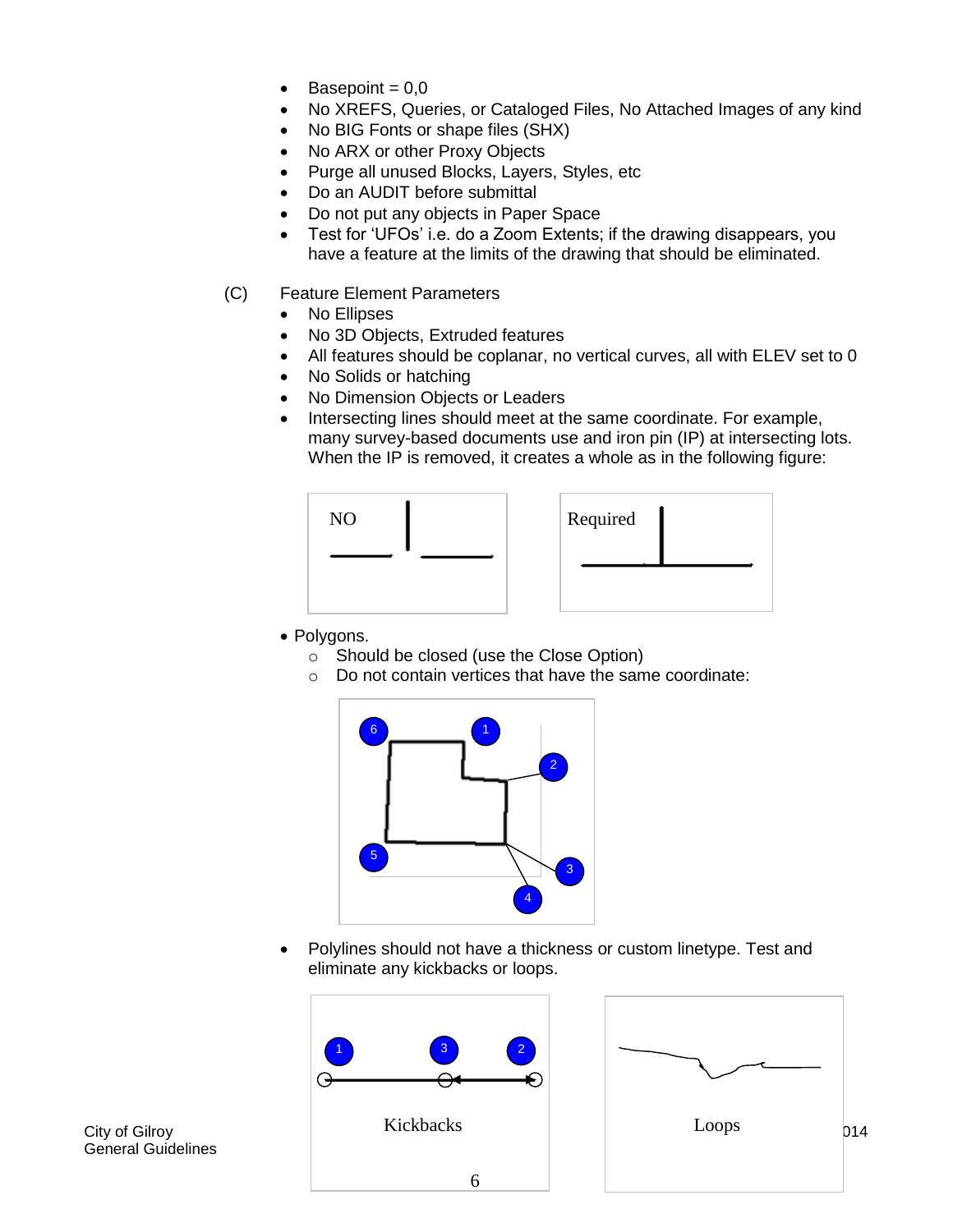- Basepoint = 0,0
- No XREFS, Queries, or Cataloged Files, No Attached Images of any kind
- No BIG Fonts or shape files (SHX)
- No ARX or other Proxy Objects
- Purge all unused Blocks, Layers, Styles, etc
- Do an AUDIT before submittal
- Do not put any objects in Paper Space
- Test for 'UFOs' i.e. do a Zoom Extents; if the drawing disappears, you have a feature at the limits of the drawing that should be eliminated.

(C) Feature Element Parameters

- No Ellipses
- No 3D Objects, Extruded features
- All features should be coplanar, no vertical curves, all with ELEV set to 0
- No Solids or hatching
- No Dimension Objects or Leaders
- Intersecting lines should meet at the same coordinate. For example, many survey-based documents use and iron pin (IP) at intersecting lots. When the IP is removed, it creates a whole as in the following figure:

NO

Required

- Polygons.
  - Should be closed (use the Close Option)
  - Do not contain vertices that have the same coordinate:

- Polylines should not have a thickness or custom linetype. Test and eliminate any kickbacks or loops.

Kickbacks

Loops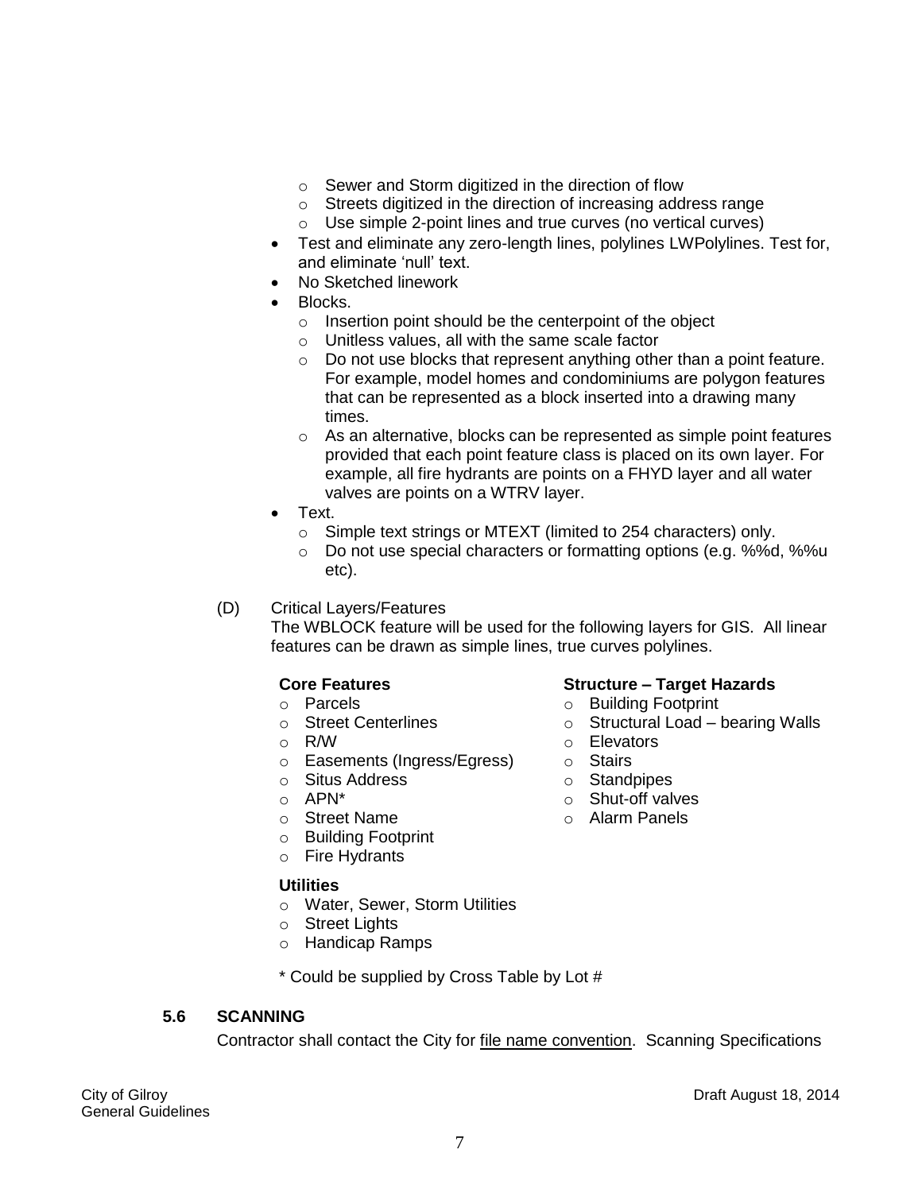- Sewer and Storm digitized in the direction of flow
  - Streets digitized in the direction of increasing address range
  - Use simple 2-point lines and true curves (no vertical curves)
- Test and eliminate any zero-length lines, polylines LWPolylines. Test for, and eliminate 'null' text.
- No Sketched linework
- Blocks.
  - Insertion point should be the centerpoint of the object
  - Unitless values, all with the same scale factor
  - Do not use blocks that represent anything other than a point feature. For example, model homes and condominiums are polygon features that can be represented as a block inserted into a drawing many times.
  - As an alternative, blocks can be represented as simple point features provided that each point feature class is placed on its own layer. For example, all fire hydrants are points on a FHYD layer and all water valves are points on a WTRV layer.
- Text.
  - Simple text strings or MTEXT (limited to 254 characters) only.
  - Do not use special characters or formatting options (e.g. %%d, %%u etc).

(D) Critical Layers/Features

The WBLOCK feature will be used for the following layers for GIS. All linear features can be drawn as simple lines, true curves polylines.

**Core Features**
- Parcels
- Street Centerlines
- R/W
- Easements (Ingress/Egress)
- Situs Address
- APN*
- Street Name
- Building Footprint
- Fire Hydrants

**Structure – Target Hazards**
- Building Footprint
- Structural Load – bearing Walls
- Elevators
- Stairs
- Standpipes
- Shut-off valves
- Alarm Panels

**Utilities**
- Water, Sewer, Storm Utilities
- Street Lights
- Handicap Ramps

\* Could be supplied by Cross Table by Lot #

### 5.6 SCANNING

Contractor shall contact the City for file name convention. Scanning Specifications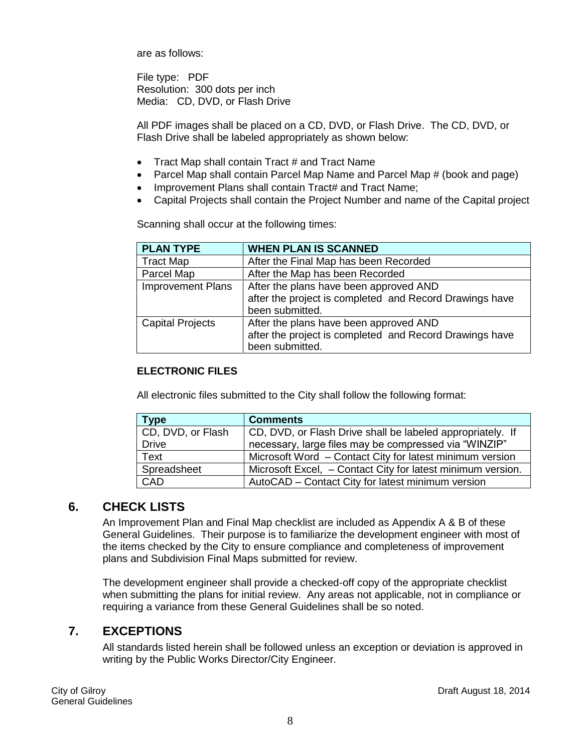are as follows:

File type: PDF
Resolution: 300 dots per inch
Media: CD, DVD, or Flash Drive

All PDF images shall be placed on a CD, DVD, or Flash Drive. The CD, DVD, or Flash Drive shall be labeled appropriately as shown below:

- Tract Map shall contain Tract # and Tract Name
- Parcel Map shall contain Parcel Map Name and Parcel Map # (book and page)
- Improvement Plans shall contain Tract# and Tract Name;
- Capital Projects shall contain the Project Number and name of the Capital project

Scanning shall occur at the following times:

| PLAN TYPE | WHEN PLAN IS SCANNED |
|---|---|
| Tract Map | After the Final Map has been Recorded |
| Parcel Map | After the Map has been Recorded |
| Improvement Plans | After the plans have been approved AND after the project is completed and Record Drawings have been submitted. |
| Capital Projects | After the plans have been approved AND after the project is completed and Record Drawings have been submitted. |

**ELECTRONIC FILES**

All electronic files submitted to the City shall follow the following format:

| Type | Comments |
|---|---|
| CD, DVD, or Flash Drive | CD, DVD, or Flash Drive shall be labeled appropriately. If necessary, large files may be compressed via "WINZIP" |
| Text | Microsoft Word – Contact City for latest minimum version |
| Spreadsheet | Microsoft Excel, – Contact City for latest minimum version. |
| CAD | AutoCAD – Contact City for latest minimum version |

## 6. CHECK LISTS

An Improvement Plan and Final Map checklist are included as Appendix A & B of these General Guidelines. Their purpose is to familiarize the development engineer with most of the items checked by the City to ensure compliance and completeness of improvement plans and Subdivision Final Maps submitted for review.

The development engineer shall provide a checked-off copy of the appropriate checklist when submitting the plans for initial review. Any areas not applicable, not in compliance or requiring a variance from these General Guidelines shall be so noted.

## 7. EXCEPTIONS

All standards listed herein shall be followed unless an exception or deviation is approved in writing by the Public Works Director/City Engineer.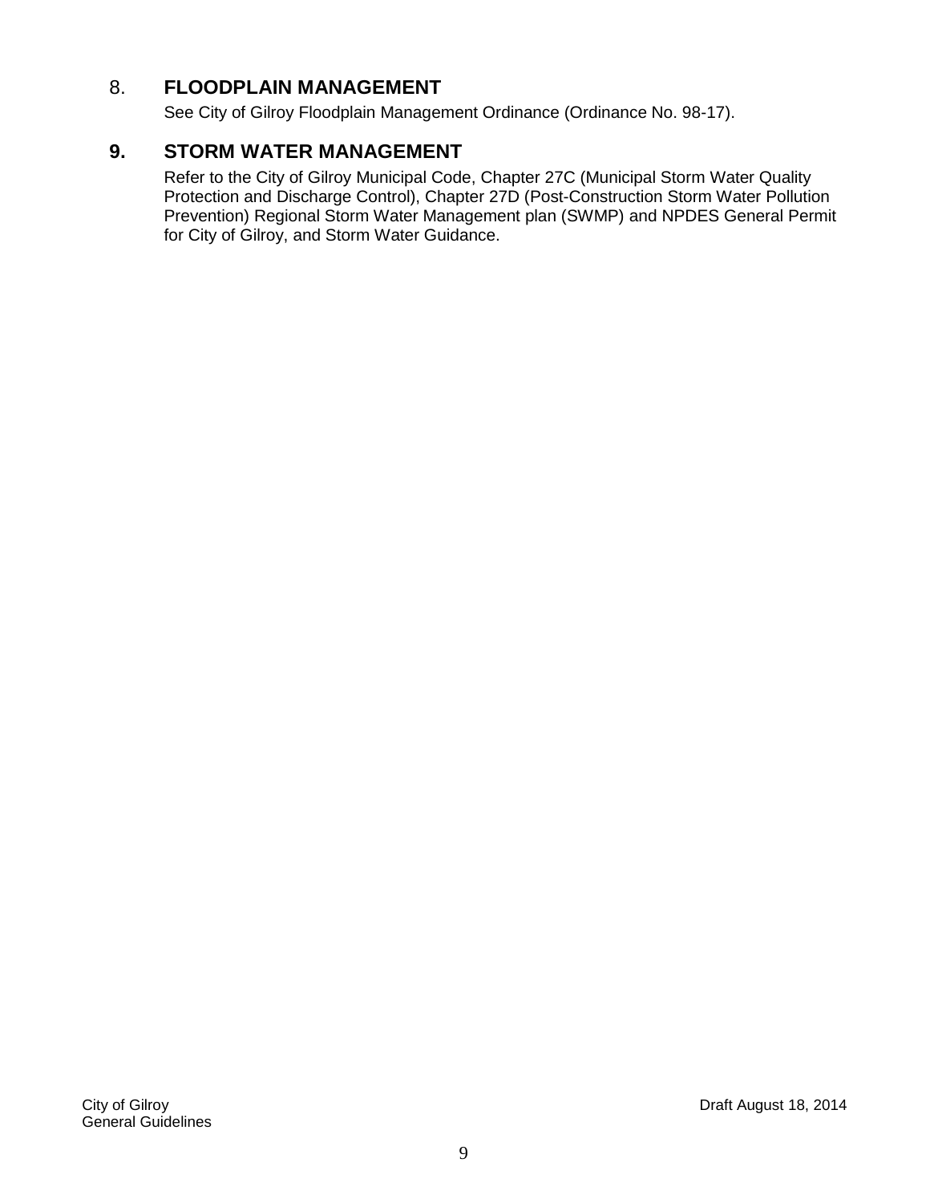## 8. FLOODPLAIN MANAGEMENT

See City of Gilroy Floodplain Management Ordinance (Ordinance No. 98-17).

## 9. STORM WATER MANAGEMENT

Refer to the City of Gilroy Municipal Code, Chapter 27C (Municipal Storm Water Quality Protection and Discharge Control), Chapter 27D (Post-Construction Storm Water Pollution Prevention) Regional Storm Water Management plan (SWMP) and NPDES General Permit for City of Gilroy, and Storm Water Guidance.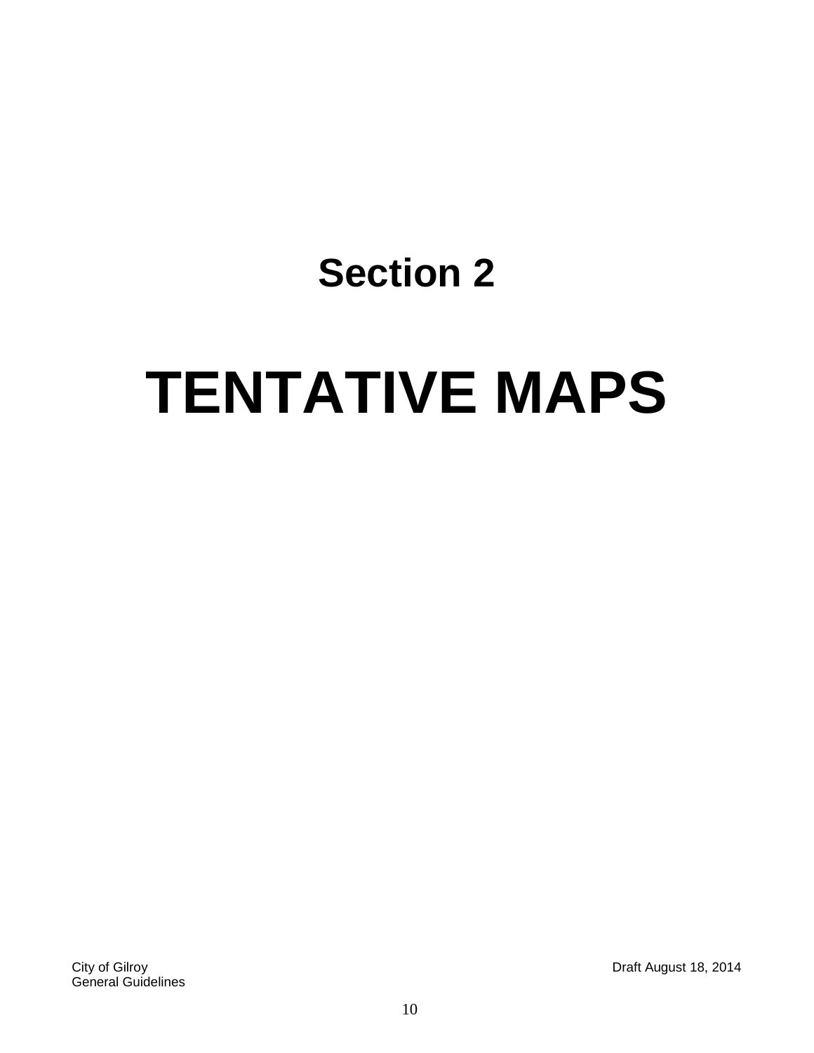# Section 2

# TENTATIVE MAPS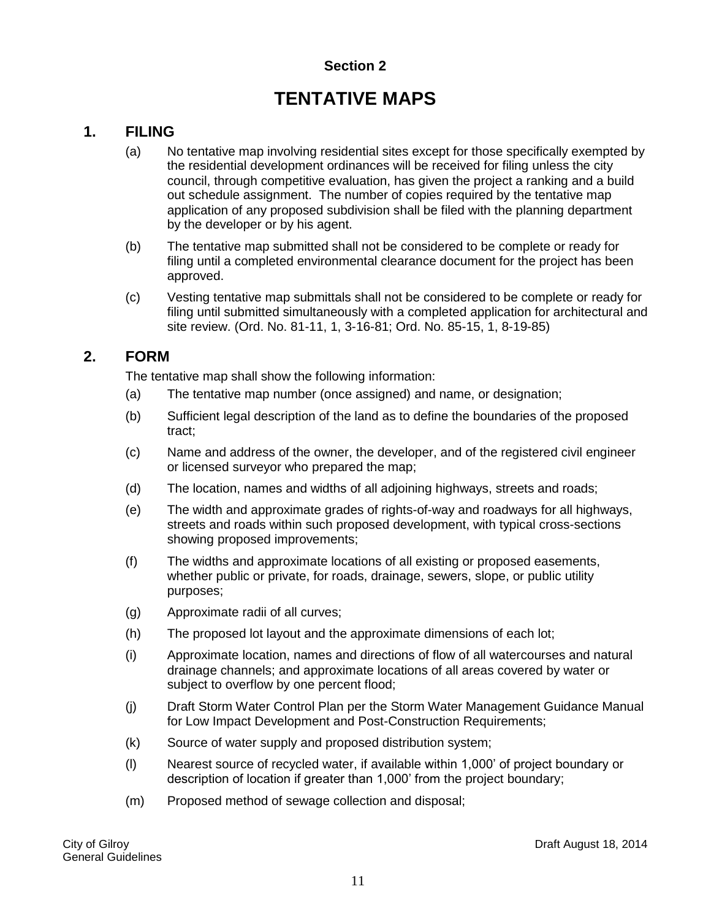## Section 2

# TENTATIVE MAPS

## 1. FILING

(a) No tentative map involving residential sites except for those specifically exempted by the residential development ordinances will be received for filing unless the city council, through competitive evaluation, has given the project a ranking and a build out schedule assignment. The number of copies required by the tentative map application of any proposed subdivision shall be filed with the planning department by the developer or by his agent.

(b) The tentative map submitted shall not be considered to be complete or ready for filing until a completed environmental clearance document for the project has been approved.

(c) Vesting tentative map submittals shall not be considered to be complete or ready for filing until submitted simultaneously with a completed application for architectural and site review. (Ord. No. 81-11, 1, 3-16-81; Ord. No. 85-15, 1, 8-19-85)

## 2. FORM

The tentative map shall show the following information:

(a) The tentative map number (once assigned) and name, or designation;

(b) Sufficient legal description of the land as to define the boundaries of the proposed tract;

(c) Name and address of the owner, the developer, and of the registered civil engineer or licensed surveyor who prepared the map;

(d) The location, names and widths of all adjoining highways, streets and roads;

(e) The width and approximate grades of rights-of-way and roadways for all highways, streets and roads within such proposed development, with typical cross-sections showing proposed improvements;

(f) The widths and approximate locations of all existing or proposed easements, whether public or private, for roads, drainage, sewers, slope, or public utility purposes;

(g) Approximate radii of all curves;

(h) The proposed lot layout and the approximate dimensions of each lot;

(i) Approximate location, names and directions of flow of all watercourses and natural drainage channels; and approximate locations of all areas covered by water or subject to overflow by one percent flood;

(j) Draft Storm Water Control Plan per the Storm Water Management Guidance Manual for Low Impact Development and Post-Construction Requirements;

(k) Source of water supply and proposed distribution system;

(l) Nearest source of recycled water, if available within 1,000' of project boundary or description of location if greater than 1,000' from the project boundary;

(m) Proposed method of sewage collection and disposal;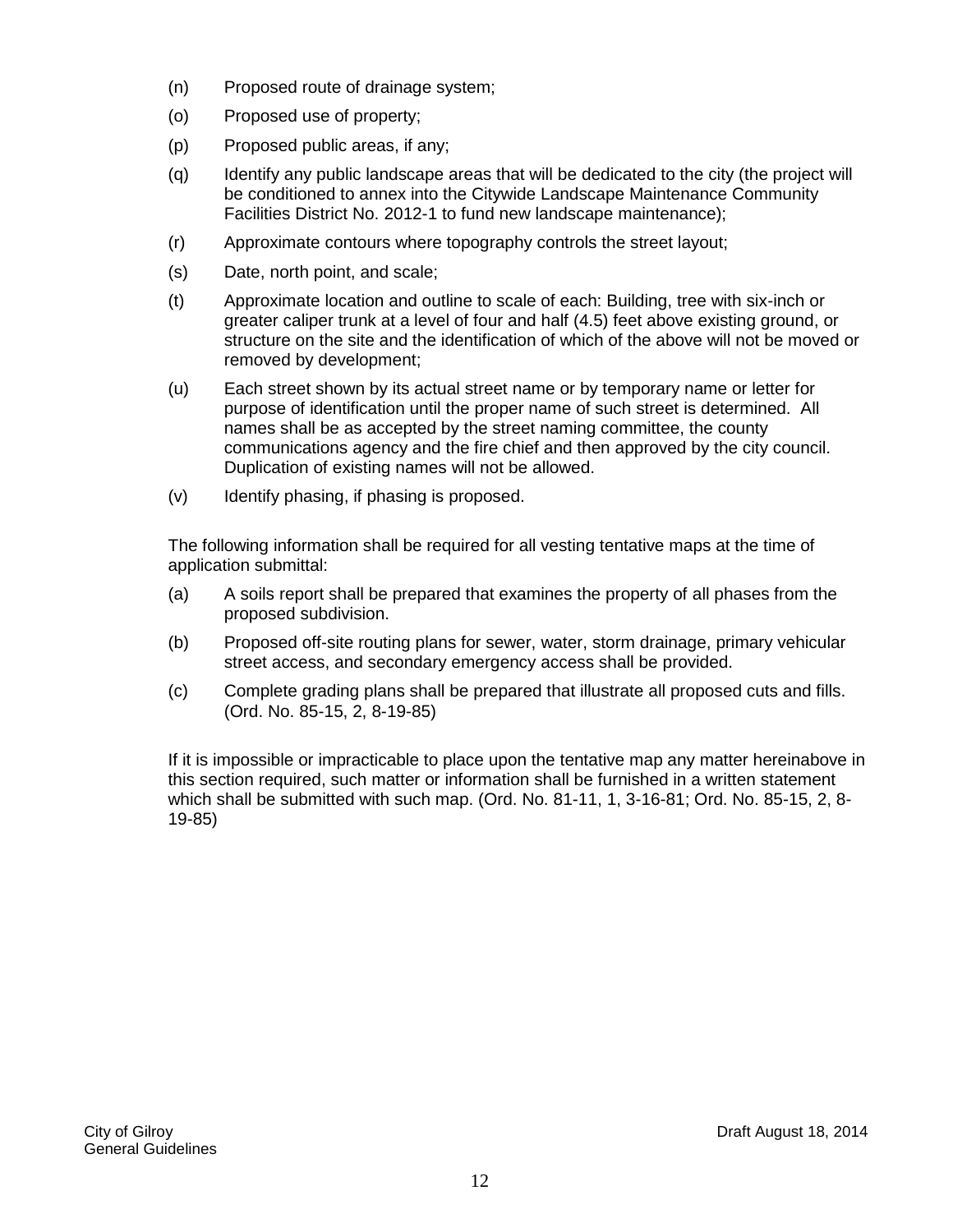(n) Proposed route of drainage system;

(o) Proposed use of property;

(p) Proposed public areas, if any;

(q) Identify any public landscape areas that will be dedicated to the city (the project will be conditioned to annex into the Citywide Landscape Maintenance Community Facilities District No. 2012-1 to fund new landscape maintenance);

(r) Approximate contours where topography controls the street layout;

(s) Date, north point, and scale;

(t) Approximate location and outline to scale of each: Building, tree with six-inch or greater caliper trunk at a level of four and half (4.5) feet above existing ground, or structure on the site and the identification of which of the above will not be moved or removed by development;

(u) Each street shown by its actual street name or by temporary name or letter for purpose of identification until the proper name of such street is determined. All names shall be as accepted by the street naming committee, the county communications agency and the fire chief and then approved by the city council. Duplication of existing names will not be allowed.

(v) Identify phasing, if phasing is proposed.

The following information shall be required for all vesting tentative maps at the time of application submittal:

(a) A soils report shall be prepared that examines the property of all phases from the proposed subdivision.

(b) Proposed off-site routing plans for sewer, water, storm drainage, primary vehicular street access, and secondary emergency access shall be provided.

(c) Complete grading plans shall be prepared that illustrate all proposed cuts and fills. (Ord. No. 85-15, 2, 8-19-85)

If it is impossible or impracticable to place upon the tentative map any matter hereinabove in this section required, such matter or information shall be furnished in a written statement which shall be submitted with such map. (Ord. No. 81-11, 1, 3-16-81; Ord. No. 85-15, 2, 8-19-85)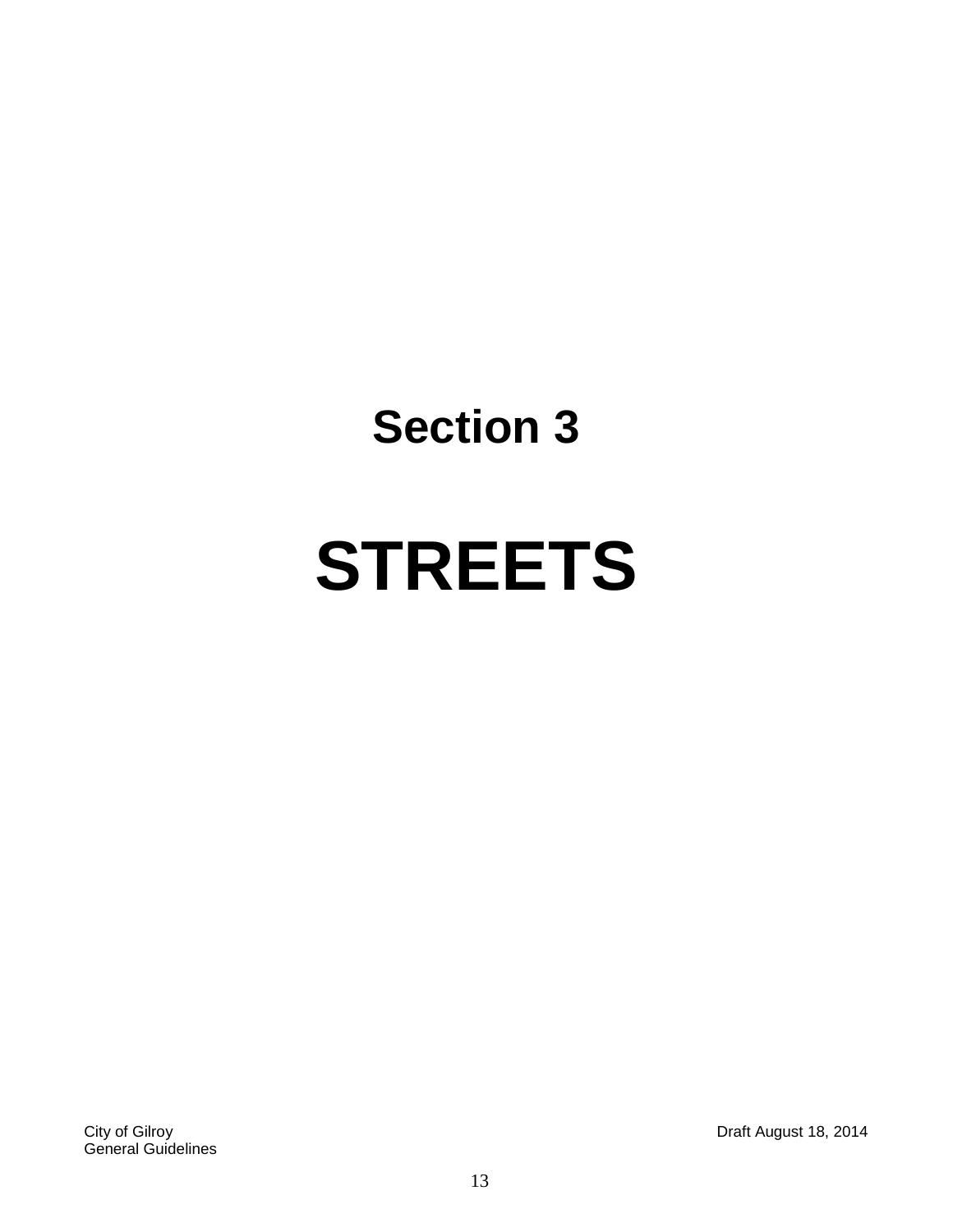# Section 3

# STREETS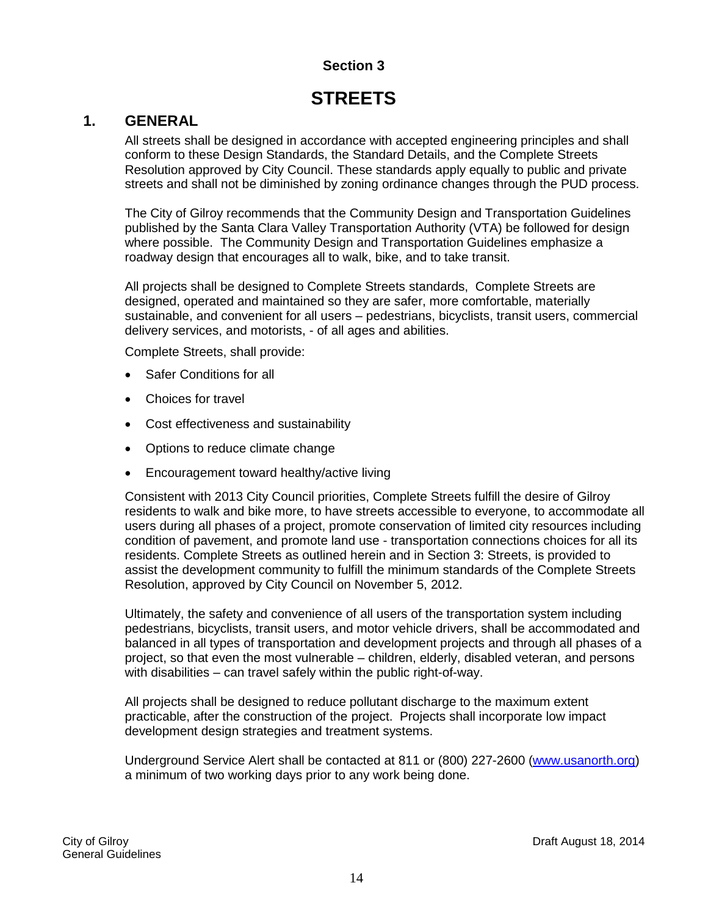## Section 3

# STREETS

## 1. GENERAL

All streets shall be designed in accordance with accepted engineering principles and shall conform to these Design Standards, the Standard Details, and the Complete Streets Resolution approved by City Council. These standards apply equally to public and private streets and shall not be diminished by zoning ordinance changes through the PUD process.

The City of Gilroy recommends that the Community Design and Transportation Guidelines published by the Santa Clara Valley Transportation Authority (VTA) be followed for design where possible. The Community Design and Transportation Guidelines emphasize a roadway design that encourages all to walk, bike, and to take transit.

All projects shall be designed to Complete Streets standards, Complete Streets are designed, operated and maintained so they are safer, more comfortable, materially sustainable, and convenient for all users – pedestrians, bicyclists, transit users, commercial delivery services, and motorists, - of all ages and abilities.

Complete Streets, shall provide:

- Safer Conditions for all
- Choices for travel
- Cost effectiveness and sustainability
- Options to reduce climate change
- Encouragement toward healthy/active living

Consistent with 2013 City Council priorities, Complete Streets fulfill the desire of Gilroy residents to walk and bike more, to have streets accessible to everyone, to accommodate all users during all phases of a project, promote conservation of limited city resources including condition of pavement, and promote land use - transportation connections choices for all its residents. Complete Streets as outlined herein and in Section 3: Streets, is provided to assist the development community to fulfill the minimum standards of the Complete Streets Resolution, approved by City Council on November 5, 2012.

Ultimately, the safety and convenience of all users of the transportation system including pedestrians, bicyclists, transit users, and motor vehicle drivers, shall be accommodated and balanced in all types of transportation and development projects and through all phases of a project, so that even the most vulnerable – children, elderly, disabled veteran, and persons with disabilities – can travel safely within the public right-of-way.

All projects shall be designed to reduce pollutant discharge to the maximum extent practicable, after the construction of the project. Projects shall incorporate low impact development design strategies and treatment systems.

Underground Service Alert shall be contacted at 811 or (800) 227-2600 (www.usanorth.org) a minimum of two working days prior to any work being done.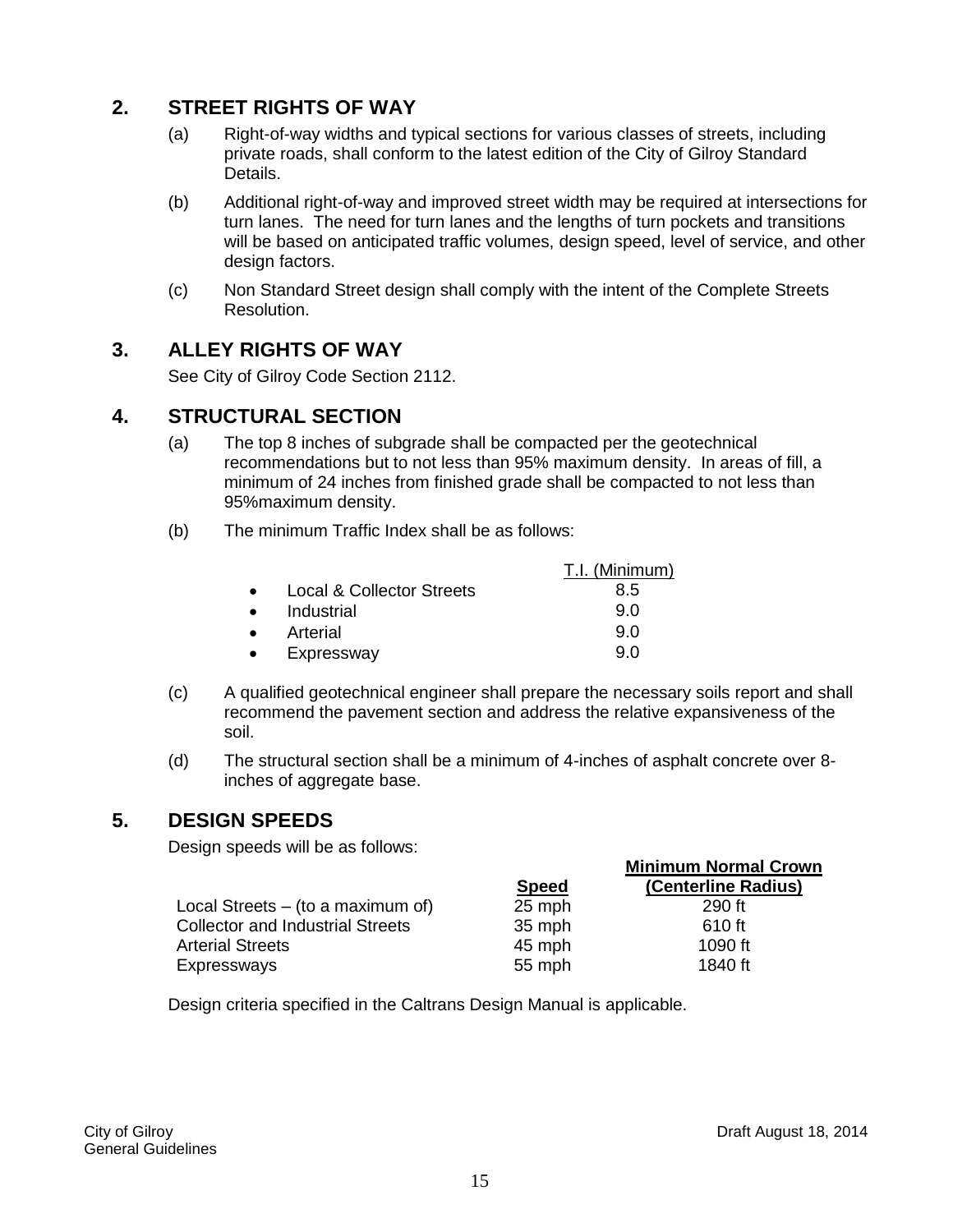## 2. STREET RIGHTS OF WAY

(a) Right-of-way widths and typical sections for various classes of streets, including private roads, shall conform to the latest edition of the City of Gilroy Standard Details.

(b) Additional right-of-way and improved street width may be required at intersections for turn lanes. The need for turn lanes and the lengths of turn pockets and transitions will be based on anticipated traffic volumes, design speed, level of service, and other design factors.

(c) Non Standard Street design shall comply with the intent of the Complete Streets Resolution.

## 3. ALLEY RIGHTS OF WAY

See City of Gilroy Code Section 2112.

## 4. STRUCTURAL SECTION

(a) The top 8 inches of subgrade shall be compacted per the geotechnical recommendations but to not less than 95% maximum density. In areas of fill, a minimum of 24 inches from finished grade shall be compacted to not less than 95%maximum density.

(b) The minimum Traffic Index shall be as follows:

| | T.I. (Minimum) |
|---|---|
| • Local & Collector Streets | 8.5 |
| • Industrial | 9.0 |
| • Arterial | 9.0 |
| • Expressway | 9.0 |

(c) A qualified geotechnical engineer shall prepare the necessary soils report and shall recommend the pavement section and address the relative expansiveness of the soil.

(d) The structural section shall be a minimum of 4-inches of asphalt concrete over 8-inches of aggregate base.

## 5. DESIGN SPEEDS

Design speeds will be as follows:

| | Speed | Minimum Normal Crown (Centerline Radius) |
|---|---|---|
| Local Streets – (to a maximum of) | 25 mph | 290 ft |
| Collector and Industrial Streets | 35 mph | 610 ft |
| Arterial Streets | 45 mph | 1090 ft |
| Expressways | 55 mph | 1840 ft |

Design criteria specified in the Caltrans Design Manual is applicable.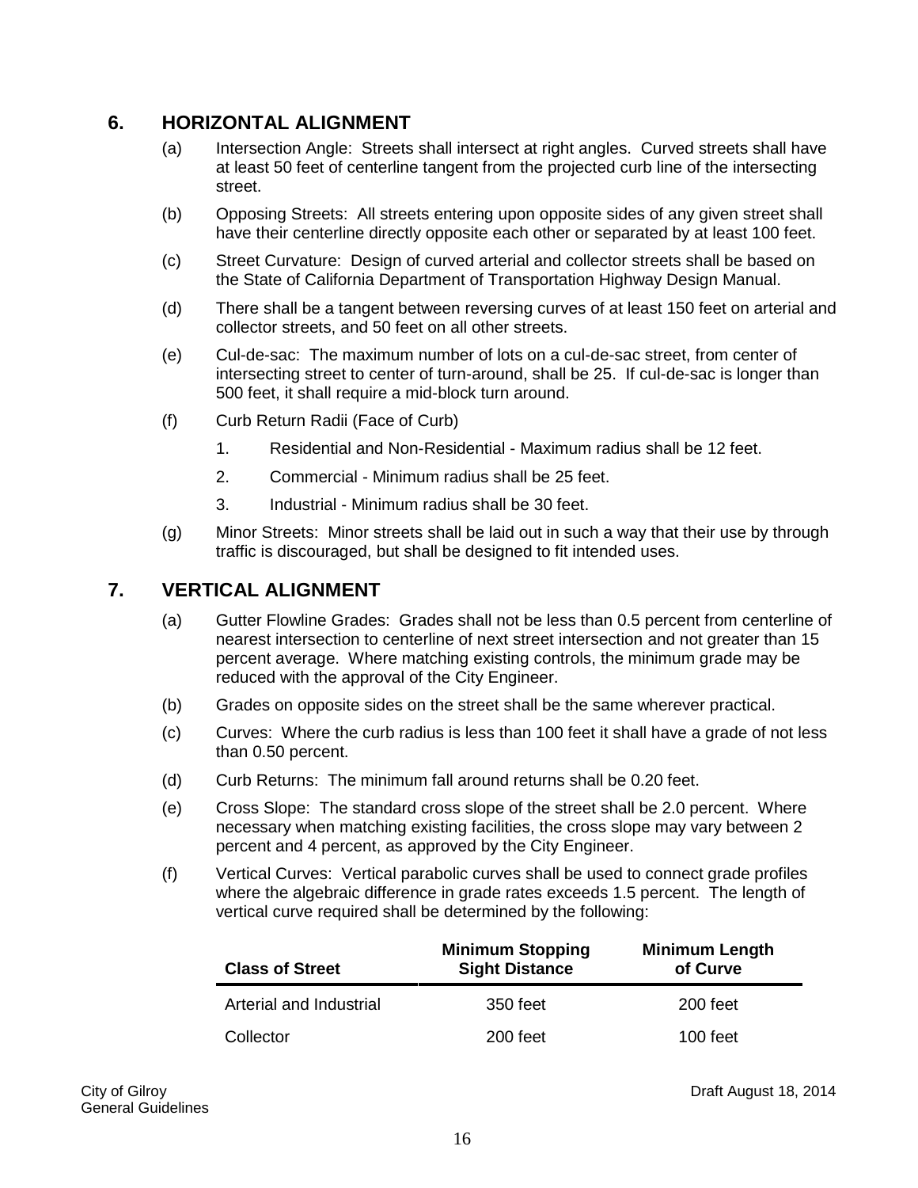## 6. HORIZONTAL ALIGNMENT

(a) Intersection Angle: Streets shall intersect at right angles. Curved streets shall have at least 50 feet of centerline tangent from the projected curb line of the intersecting street.

(b) Opposing Streets: All streets entering upon opposite sides of any given street shall have their centerline directly opposite each other or separated by at least 100 feet.

(c) Street Curvature: Design of curved arterial and collector streets shall be based on the State of California Department of Transportation Highway Design Manual.

(d) There shall be a tangent between reversing curves of at least 150 feet on arterial and collector streets, and 50 feet on all other streets.

(e) Cul-de-sac: The maximum number of lots on a cul-de-sac street, from center of intersecting street to center of turn-around, shall be 25. If cul-de-sac is longer than 500 feet, it shall require a mid-block turn around.

(f) Curb Return Radii (Face of Curb)

1. Residential and Non-Residential - Maximum radius shall be 12 feet.
2. Commercial - Minimum radius shall be 25 feet.
3. Industrial - Minimum radius shall be 30 feet.

(g) Minor Streets: Minor streets shall be laid out in such a way that their use by through traffic is discouraged, but shall be designed to fit intended uses.

## 7. VERTICAL ALIGNMENT

(a) Gutter Flowline Grades: Grades shall not be less than 0.5 percent from centerline of nearest intersection to centerline of next street intersection and not greater than 15 percent average. Where matching existing controls, the minimum grade may be reduced with the approval of the City Engineer.

(b) Grades on opposite sides on the street shall be the same wherever practical.

(c) Curves: Where the curb radius is less than 100 feet it shall have a grade of not less than 0.50 percent.

(d) Curb Returns: The minimum fall around returns shall be 0.20 feet.

(e) Cross Slope: The standard cross slope of the street shall be 2.0 percent. Where necessary when matching existing facilities, the cross slope may vary between 2 percent and 4 percent, as approved by the City Engineer.

(f) Vertical Curves: Vertical parabolic curves shall be used to connect grade profiles where the algebraic difference in grade rates exceeds 1.5 percent. The length of vertical curve required shall be determined by the following:

| Class of Street | Minimum Stopping Sight Distance | Minimum Length of Curve |
|---|---|---|
| Arterial and Industrial | 350 feet | 200 feet |
| Collector | 200 feet | 100 feet |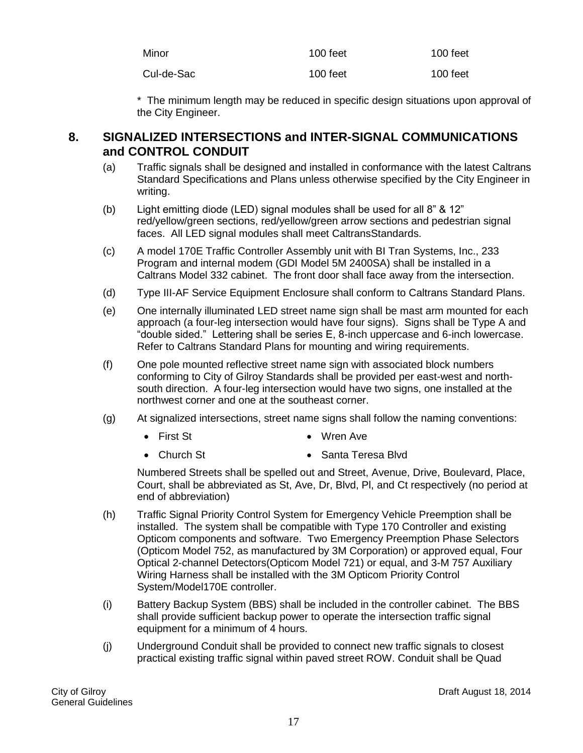| | | |
|---|---|---|
| Minor | 100 feet | 100 feet |
| Cul-de-Sac | 100 feet | 100 feet |

* The minimum length may be reduced in specific design situations upon approval of the City Engineer.

## 8. SIGNALIZED INTERSECTIONS and INTER-SIGNAL COMMUNICATIONS and CONTROL CONDUIT

(a) Traffic signals shall be designed and installed in conformance with the latest Caltrans Standard Specifications and Plans unless otherwise specified by the City Engineer in writing.

(b) Light emitting diode (LED) signal modules shall be used for all 8" & 12" red/yellow/green sections, red/yellow/green arrow sections and pedestrian signal faces. All LED signal modules shall meet CaltransStandards.

(c) A model 170E Traffic Controller Assembly unit with BI Tran Systems, Inc., 233 Program and internal modem (GDI Model 5M 2400SA) shall be installed in a Caltrans Model 332 cabinet. The front door shall face away from the intersection.

(d) Type III-AF Service Equipment Enclosure shall conform to Caltrans Standard Plans.

(e) One internally illuminated LED street name sign shall be mast arm mounted for each approach (a four-leg intersection would have four signs). Signs shall be Type A and "double sided." Lettering shall be series E, 8-inch uppercase and 6-inch lowercase. Refer to Caltrans Standard Plans for mounting and wiring requirements.

(f) One pole mounted reflective street name sign with associated block numbers conforming to City of Gilroy Standards shall be provided per east-west and north-south direction. A four-leg intersection would have two signs, one installed at the northwest corner and one at the southeast corner.

(g) At signalized intersections, street name signs shall follow the naming conventions:

- First St
- Wren Ave
- Church St
- Santa Teresa Blvd

Numbered Streets shall be spelled out and Street, Avenue, Drive, Boulevard, Place, Court, shall be abbreviated as St, Ave, Dr, Blvd, Pl, and Ct respectively (no period at end of abbreviation)

(h) Traffic Signal Priority Control System for Emergency Vehicle Preemption shall be installed. The system shall be compatible with Type 170 Controller and existing Opticom components and software. Two Emergency Preemption Phase Selectors (Opticom Model 752, as manufactured by 3M Corporation) or approved equal, Four Optical 2-channel Detectors(Opticom Model 721) or equal, and 3-M 757 Auxiliary Wiring Harness shall be installed with the 3M Opticom Priority Control System/Model170E controller.

(i) Battery Backup System (BBS) shall be included in the controller cabinet. The BBS shall provide sufficient backup power to operate the intersection traffic signal equipment for a minimum of 4 hours.

(j) Underground Conduit shall be provided to connect new traffic signals to closest practical existing traffic signal within paved street ROW. Conduit shall be Quad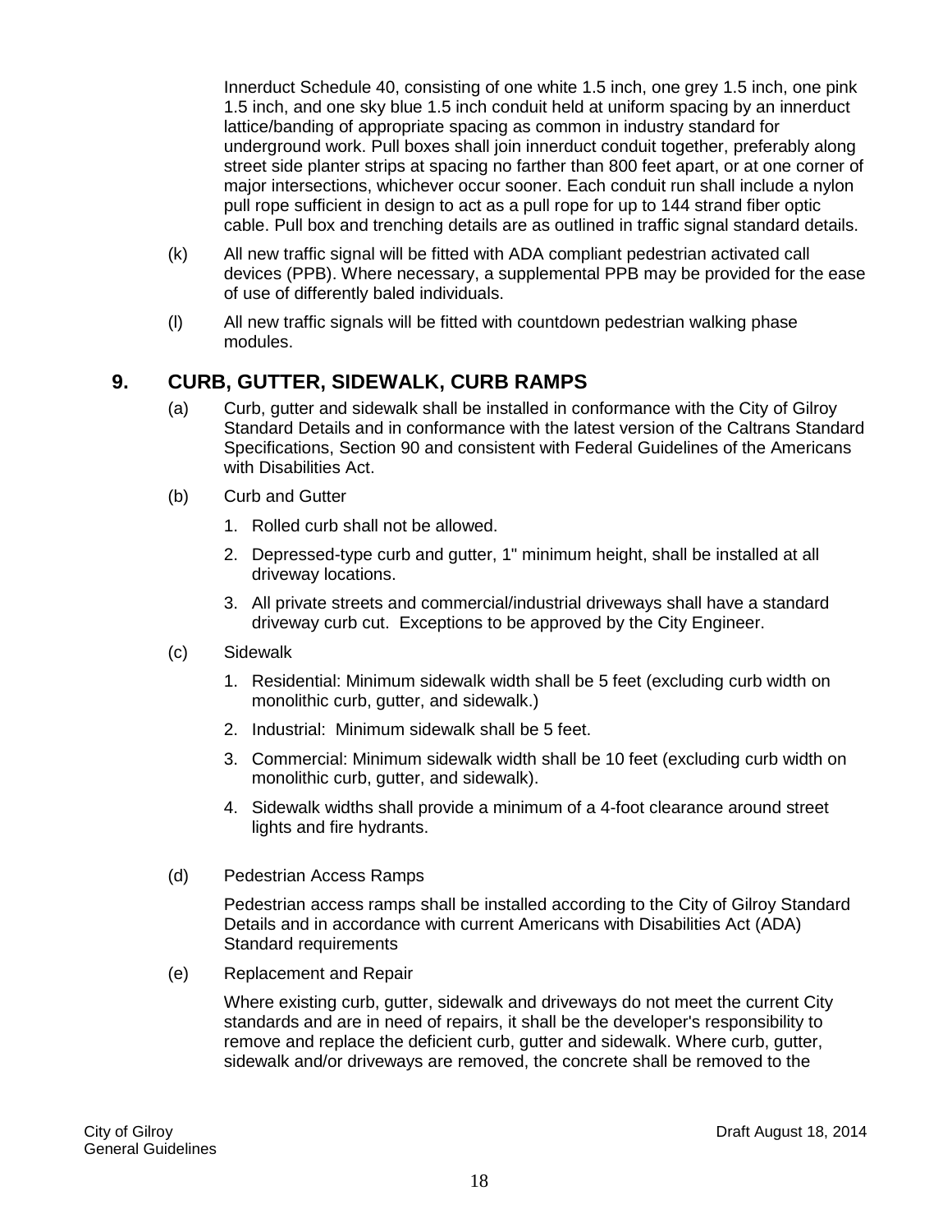Innerduct Schedule 40, consisting of one white 1.5 inch, one grey 1.5 inch, one pink 1.5 inch, and one sky blue 1.5 inch conduit held at uniform spacing by an innerduct lattice/banding of appropriate spacing as common in industry standard for underground work. Pull boxes shall join innerduct conduit together, preferably along street side planter strips at spacing no farther than 800 feet apart, or at one corner of major intersections, whichever occur sooner. Each conduit run shall include a nylon pull rope sufficient in design to act as a pull rope for up to 144 strand fiber optic cable. Pull box and trenching details are as outlined in traffic signal standard details.

(k) All new traffic signal will be fitted with ADA compliant pedestrian activated call devices (PPB). Where necessary, a supplemental PPB may be provided for the ease of use of differently baled individuals.

(l) All new traffic signals will be fitted with countdown pedestrian walking phase modules.

## 9. CURB, GUTTER, SIDEWALK, CURB RAMPS

(a) Curb, gutter and sidewalk shall be installed in conformance with the City of Gilroy Standard Details and in conformance with the latest version of the Caltrans Standard Specifications, Section 90 and consistent with Federal Guidelines of the Americans with Disabilities Act.

(b) Curb and Gutter

1. Rolled curb shall not be allowed.
2. Depressed-type curb and gutter, 1" minimum height, shall be installed at all driveway locations.
3. All private streets and commercial/industrial driveways shall have a standard driveway curb cut. Exceptions to be approved by the City Engineer.

(c) Sidewalk

1. Residential: Minimum sidewalk width shall be 5 feet (excluding curb width on monolithic curb, gutter, and sidewalk.)
2. Industrial: Minimum sidewalk shall be 5 feet.
3. Commercial: Minimum sidewalk width shall be 10 feet (excluding curb width on monolithic curb, gutter, and sidewalk).
4. Sidewalk widths shall provide a minimum of a 4-foot clearance around street lights and fire hydrants.

(d) Pedestrian Access Ramps

Pedestrian access ramps shall be installed according to the City of Gilroy Standard Details and in accordance with current Americans with Disabilities Act (ADA) Standard requirements

(e) Replacement and Repair

Where existing curb, gutter, sidewalk and driveways do not meet the current City standards and are in need of repairs, it shall be the developer's responsibility to remove and replace the deficient curb, gutter and sidewalk. Where curb, gutter, sidewalk and/or driveways are removed, the concrete shall be removed to the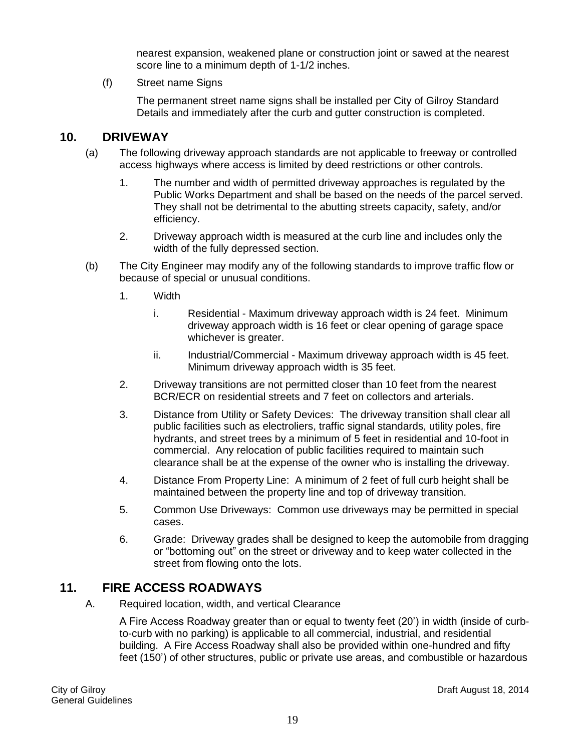nearest expansion, weakened plane or construction joint or sawed at the nearest score line to a minimum depth of 1-1/2 inches.

(f) Street name Signs

The permanent street name signs shall be installed per City of Gilroy Standard Details and immediately after the curb and gutter construction is completed.

## 10. DRIVEWAY

(a) The following driveway approach standards are not applicable to freeway or controlled access highways where access is limited by deed restrictions or other controls.

1. The number and width of permitted driveway approaches is regulated by the Public Works Department and shall be based on the needs of the parcel served. They shall not be detrimental to the abutting streets capacity, safety, and/or efficiency.

2. Driveway approach width is measured at the curb line and includes only the width of the fully depressed section.

(b) The City Engineer may modify any of the following standards to improve traffic flow or because of special or unusual conditions.

1. Width

   i. Residential - Maximum driveway approach width is 24 feet. Minimum driveway approach width is 16 feet or clear opening of garage space whichever is greater.

   ii. Industrial/Commercial - Maximum driveway approach width is 45 feet. Minimum driveway approach width is 35 feet.

2. Driveway transitions are not permitted closer than 10 feet from the nearest BCR/ECR on residential streets and 7 feet on collectors and arterials.

3. Distance from Utility or Safety Devices: The driveway transition shall clear all public facilities such as electroliers, traffic signal standards, utility poles, fire hydrants, and street trees by a minimum of 5 feet in residential and 10-foot in commercial. Any relocation of public facilities required to maintain such clearance shall be at the expense of the owner who is installing the driveway.

4. Distance From Property Line: A minimum of 2 feet of full curb height shall be maintained between the property line and top of driveway transition.

5. Common Use Driveways: Common use driveways may be permitted in special cases.

6. Grade: Driveway grades shall be designed to keep the automobile from dragging or "bottoming out" on the street or driveway and to keep water collected in the street from flowing onto the lots.

## 11. FIRE ACCESS ROADWAYS

A. Required location, width, and vertical Clearance

A Fire Access Roadway greater than or equal to twenty feet (20') in width (inside of curb-to-curb with no parking) is applicable to all commercial, industrial, and residential building. A Fire Access Roadway shall also be provided within one-hundred and fifty feet (150') of other structures, public or private use areas, and combustible or hazardous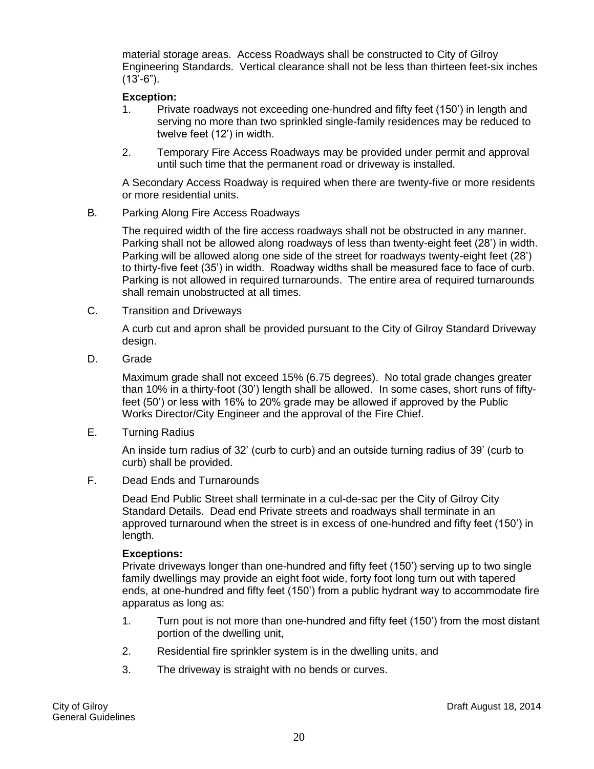material storage areas. Access Roadways shall be constructed to City of Gilroy Engineering Standards. Vertical clearance shall not be less than thirteen feet-six inches (13'-6").

**Exception:**

1. Private roadways not exceeding one-hundred and fifty feet (150') in length and serving no more than two sprinkled single-family residences may be reduced to twelve feet (12') in width.

2. Temporary Fire Access Roadways may be provided under permit and approval until such time that the permanent road or driveway is installed.

A Secondary Access Roadway is required when there are twenty-five or more residents or more residential units.

B. Parking Along Fire Access Roadways

The required width of the fire access roadways shall not be obstructed in any manner. Parking shall not be allowed along roadways of less than twenty-eight feet (28') in width. Parking will be allowed along one side of the street for roadways twenty-eight feet (28') to thirty-five feet (35') in width. Roadway widths shall be measured face to face of curb. Parking is not allowed in required turnarounds. The entire area of required turnarounds shall remain unobstructed at all times.

C. Transition and Driveways

A curb cut and apron shall be provided pursuant to the City of Gilroy Standard Driveway design.

D. Grade

Maximum grade shall not exceed 15% (6.75 degrees). No total grade changes greater than 10% in a thirty-foot (30') length shall be allowed. In some cases, short runs of fifty-feet (50') or less with 16% to 20% grade may be allowed if approved by the Public Works Director/City Engineer and the approval of the Fire Chief.

E. Turning Radius

An inside turn radius of 32' (curb to curb) and an outside turning radius of 39' (curb to curb) shall be provided.

F. Dead Ends and Turnarounds

Dead End Public Street shall terminate in a cul-de-sac per the City of Gilroy City Standard Details. Dead end Private streets and roadways shall terminate in an approved turnaround when the street is in excess of one-hundred and fifty feet (150') in length.

**Exceptions:**

Private driveways longer than one-hundred and fifty feet (150') serving up to two single family dwellings may provide an eight foot wide, forty foot long turn out with tapered ends, at one-hundred and fifty feet (150') from a public hydrant way to accommodate fire apparatus as long as:

1. Turn pout is not more than one-hundred and fifty feet (150') from the most distant portion of the dwelling unit,

2. Residential fire sprinkler system is in the dwelling units, and

3. The driveway is straight with no bends or curves.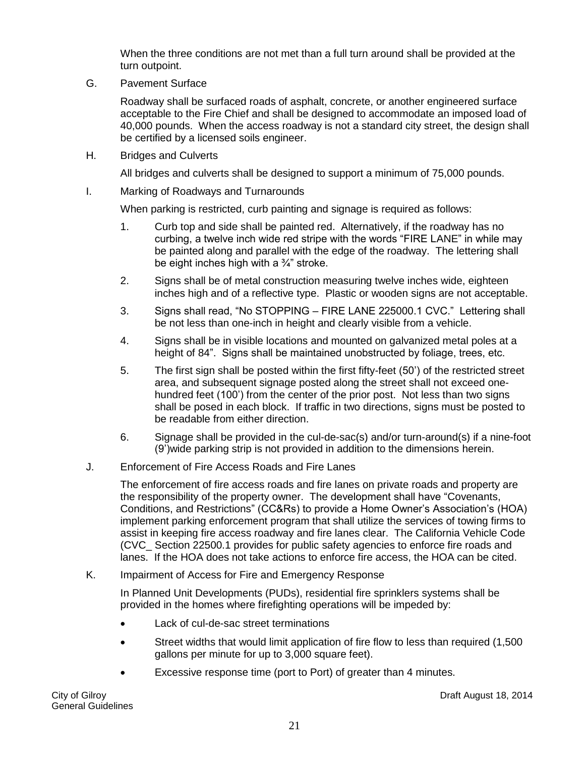When the three conditions are not met than a full turn around shall be provided at the turn outpoint.

G. Pavement Surface

Roadway shall be surfaced roads of asphalt, concrete, or another engineered surface acceptable to the Fire Chief and shall be designed to accommodate an imposed load of 40,000 pounds. When the access roadway is not a standard city street, the design shall be certified by a licensed soils engineer.

H. Bridges and Culverts

All bridges and culverts shall be designed to support a minimum of 75,000 pounds.

I. Marking of Roadways and Turnarounds

When parking is restricted, curb painting and signage is required as follows:

1. Curb top and side shall be painted red. Alternatively, if the roadway has no curbing, a twelve inch wide red stripe with the words "FIRE LANE" in while may be painted along and parallel with the edge of the roadway. The lettering shall be eight inches high with a ¾" stroke.
2. Signs shall be of metal construction measuring twelve inches wide, eighteen inches high and of a reflective type. Plastic or wooden signs are not acceptable.
3. Signs shall read, "No STOPPING – FIRE LANE 225000.1 CVC." Lettering shall be not less than one-inch in height and clearly visible from a vehicle.
4. Signs shall be in visible locations and mounted on galvanized metal poles at a height of 84". Signs shall be maintained unobstructed by foliage, trees, etc.
5. The first sign shall be posted within the first fifty-feet (50') of the restricted street area, and subsequent signage posted along the street shall not exceed one-hundred feet (100') from the center of the prior post. Not less than two signs shall be posed in each block. If traffic in two directions, signs must be posted to be readable from either direction.
6. Signage shall be provided in the cul-de-sac(s) and/or turn-around(s) if a nine-foot (9')wide parking strip is not provided in addition to the dimensions herein.

J. Enforcement of Fire Access Roads and Fire Lanes

The enforcement of fire access roads and fire lanes on private roads and property are the responsibility of the property owner. The development shall have "Covenants, Conditions, and Restrictions" (CC&Rs) to provide a Home Owner's Association's (HOA) implement parking enforcement program that shall utilize the services of towing firms to assist in keeping fire access roadway and fire lanes clear. The California Vehicle Code (CVC_ Section 22500.1 provides for public safety agencies to enforce fire roads and lanes. If the HOA does not take actions to enforce fire access, the HOA can be cited.

K. Impairment of Access for Fire and Emergency Response

In Planned Unit Developments (PUDs), residential fire sprinklers systems shall be provided in the homes where firefighting operations will be impeded by:

- Lack of cul-de-sac street terminations
- Street widths that would limit application of fire flow to less than required (1,500 gallons per minute for up to 3,000 square feet).
- Excessive response time (port to Port) of greater than 4 minutes.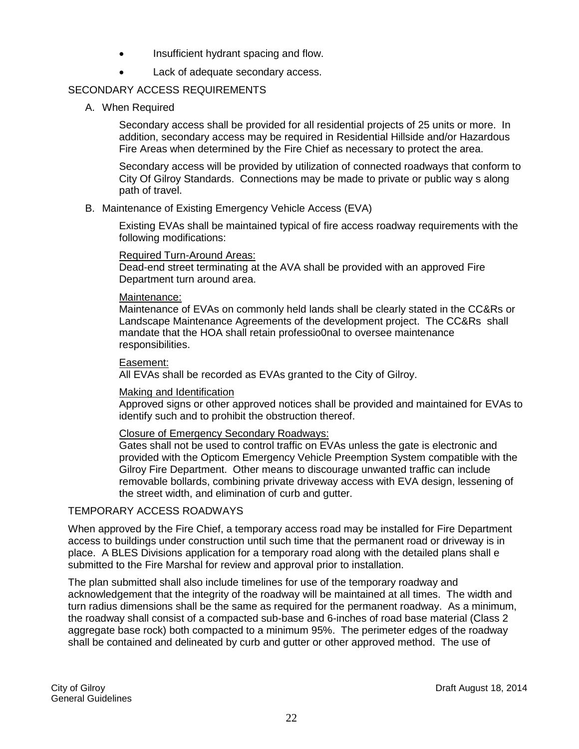- Insufficient hydrant spacing and flow.
- Lack of adequate secondary access.

## SECONDARY ACCESS REQUIREMENTS

A. When Required

Secondary access shall be provided for all residential projects of 25 units or more. In addition, secondary access may be required in Residential Hillside and/or Hazardous Fire Areas when determined by the Fire Chief as necessary to protect the area.

Secondary access will be provided by utilization of connected roadways that conform to City Of Gilroy Standards. Connections may be made to private or public way s along path of travel.

B. Maintenance of Existing Emergency Vehicle Access (EVA)

Existing EVAs shall be maintained typical of fire access roadway requirements with the following modifications:

Required Turn-Around Areas:
Dead-end street terminating at the AVA shall be provided with an approved Fire Department turn around area.

Maintenance:
Maintenance of EVAs on commonly held lands shall be clearly stated in the CC&Rs or Landscape Maintenance Agreements of the development project. The CC&Rs shall mandate that the HOA shall retain professio0nal to oversee maintenance responsibilities.

Easement:
All EVAs shall be recorded as EVAs granted to the City of Gilroy.

Making and Identification
Approved signs or other approved notices shall be provided and maintained for EVAs to identify such and to prohibit the obstruction thereof.

Closure of Emergency Secondary Roadways:
Gates shall not be used to control traffic on EVAs unless the gate is electronic and provided with the Opticom Emergency Vehicle Preemption System compatible with the Gilroy Fire Department. Other means to discourage unwanted traffic can include removable bollards, combining private driveway access with EVA design, lessening of the street width, and elimination of curb and gutter.

## TEMPORARY ACCESS ROADWAYS

When approved by the Fire Chief, a temporary access road may be installed for Fire Department access to buildings under construction until such time that the permanent road or driveway is in place. A BLES Divisions application for a temporary road along with the detailed plans shall e submitted to the Fire Marshal for review and approval prior to installation.

The plan submitted shall also include timelines for use of the temporary roadway and acknowledgement that the integrity of the roadway will be maintained at all times. The width and turn radius dimensions shall be the same as required for the permanent roadway. As a minimum, the roadway shall consist of a compacted sub-base and 6-inches of road base material (Class 2 aggregate base rock) both compacted to a minimum 95%. The perimeter edges of the roadway shall be contained and delineated by curb and gutter or other approved method. The use of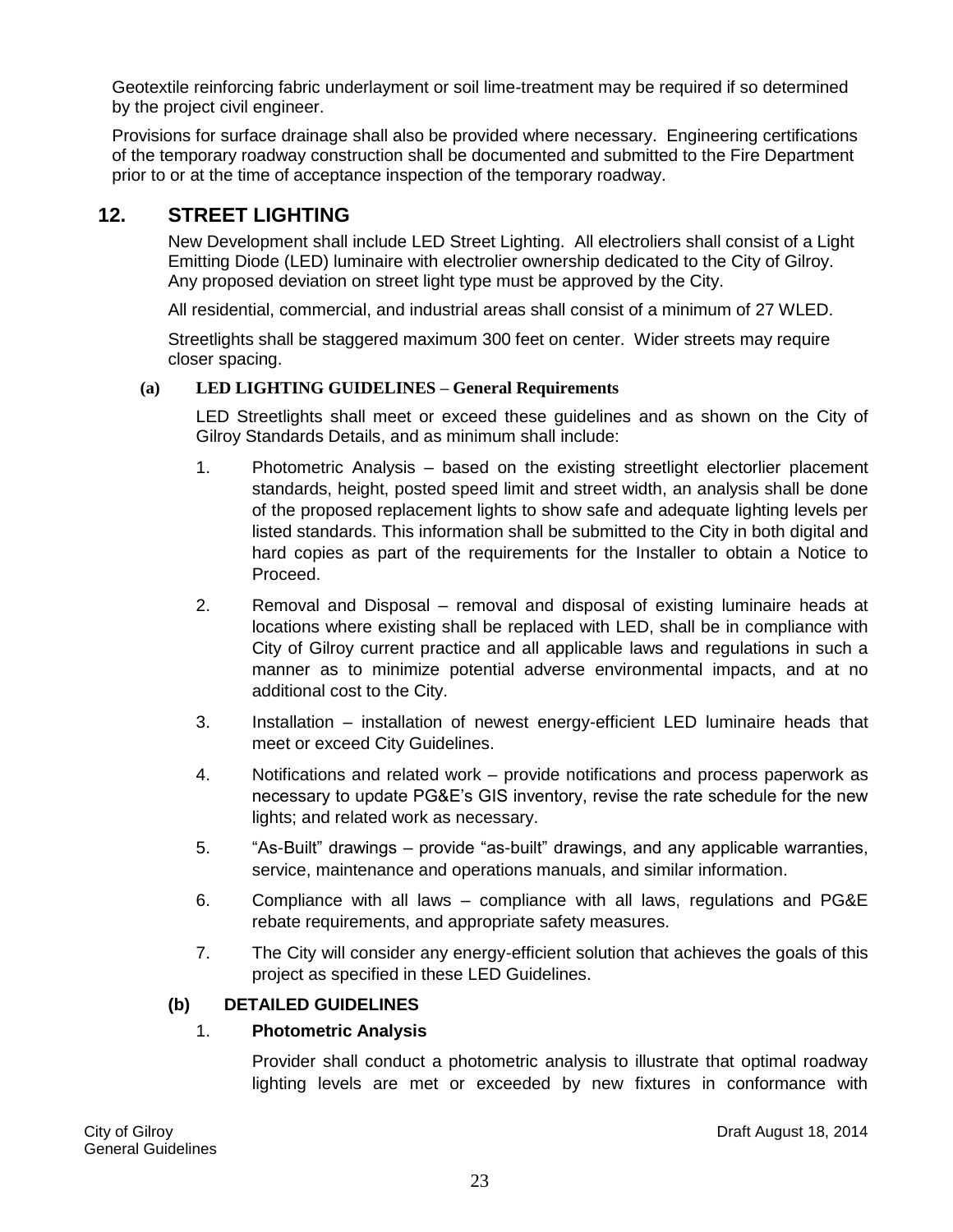Geotextile reinforcing fabric underlayment or soil lime-treatment may be required if so determined by the project civil engineer.

Provisions for surface drainage shall also be provided where necessary. Engineering certifications of the temporary roadway construction shall be documented and submitted to the Fire Department prior to or at the time of acceptance inspection of the temporary roadway.

## 12. STREET LIGHTING

New Development shall include LED Street Lighting. All electroliers shall consist of a Light Emitting Diode (LED) luminaire with electrolier ownership dedicated to the City of Gilroy. Any proposed deviation on street light type must be approved by the City.

All residential, commercial, and industrial areas shall consist of a minimum of 27 WLED.

Streetlights shall be staggered maximum 300 feet on center. Wider streets may require closer spacing.

### (a) LED LIGHTING GUIDELINES – General Requirements

LED Streetlights shall meet or exceed these guidelines and as shown on the City of Gilroy Standards Details, and as minimum shall include:

1. Photometric Analysis – based on the existing streetlight electorlier placement standards, height, posted speed limit and street width, an analysis shall be done of the proposed replacement lights to show safe and adequate lighting levels per listed standards. This information shall be submitted to the City in both digital and hard copies as part of the requirements for the Installer to obtain a Notice to Proceed.
2. Removal and Disposal – removal and disposal of existing luminaire heads at locations where existing shall be replaced with LED, shall be in compliance with City of Gilroy current practice and all applicable laws and regulations in such a manner as to minimize potential adverse environmental impacts, and at no additional cost to the City.
3. Installation – installation of newest energy-efficient LED luminaire heads that meet or exceed City Guidelines.
4. Notifications and related work – provide notifications and process paperwork as necessary to update PG&E's GIS inventory, revise the rate schedule for the new lights; and related work as necessary.
5. "As-Built" drawings – provide "as-built" drawings, and any applicable warranties, service, maintenance and operations manuals, and similar information.
6. Compliance with all laws – compliance with all laws, regulations and PG&E rebate requirements, and appropriate safety measures.
7. The City will consider any energy-efficient solution that achieves the goals of this project as specified in these LED Guidelines.

### (b) DETAILED GUIDELINES

1. **Photometric Analysis**

   Provider shall conduct a photometric analysis to illustrate that optimal roadway lighting levels are met or exceeded by new fixtures in conformance with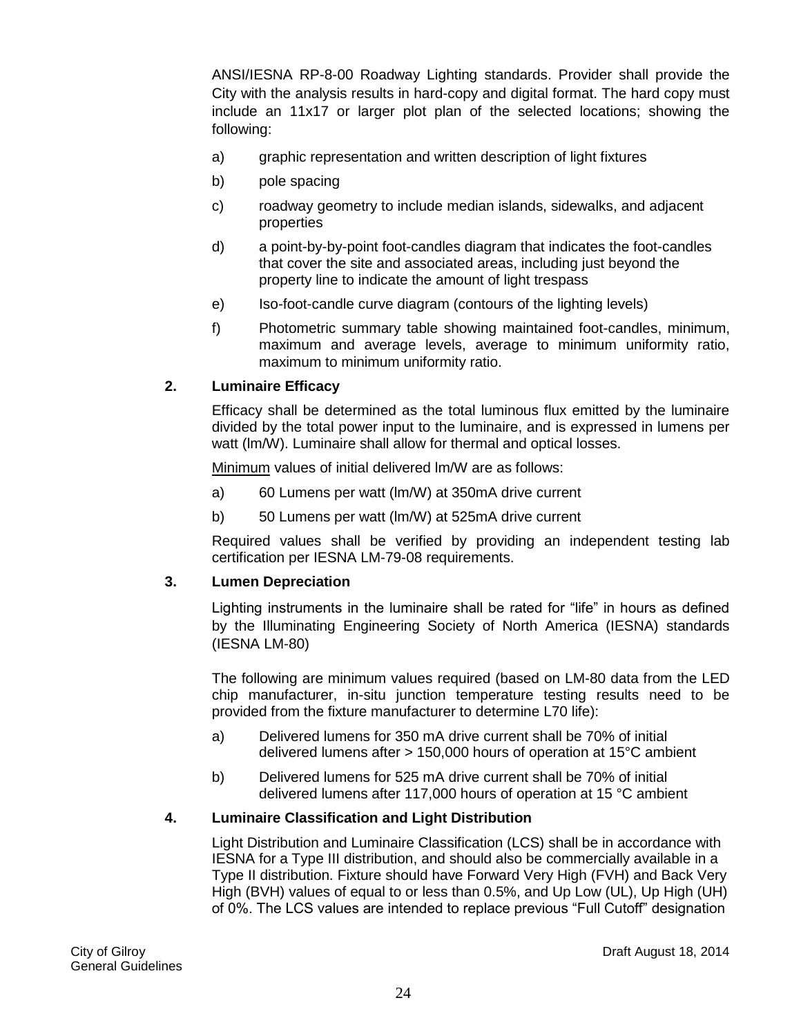ANSI/IESNA RP-8-00 Roadway Lighting standards. Provider shall provide the City with the analysis results in hard-copy and digital format. The hard copy must include an 11x17 or larger plot plan of the selected locations; showing the following:

a) graphic representation and written description of light fixtures

b) pole spacing

c) roadway geometry to include median islands, sidewalks, and adjacent properties

d) a point-by-by-point foot-candles diagram that indicates the foot-candles that cover the site and associated areas, including just beyond the property line to indicate the amount of light trespass

e) Iso-foot-candle curve diagram (contours of the lighting levels)

f) Photometric summary table showing maintained foot-candles, minimum, maximum and average levels, average to minimum uniformity ratio, maximum to minimum uniformity ratio.

**2. Luminaire Efficacy**

Efficacy shall be determined as the total luminous flux emitted by the luminaire divided by the total power input to the luminaire, and is expressed in lumens per watt (lm/W). Luminaire shall allow for thermal and optical losses.

Minimum values of initial delivered lm/W are as follows:

a) 60 Lumens per watt (lm/W) at 350mA drive current

b) 50 Lumens per watt (lm/W) at 525mA drive current

Required values shall be verified by providing an independent testing lab certification per IESNA LM-79-08 requirements.

**3. Lumen Depreciation**

Lighting instruments in the luminaire shall be rated for "life" in hours as defined by the Illuminating Engineering Society of North America (IESNA) standards (IESNA LM-80)

The following are minimum values required (based on LM-80 data from the LED chip manufacturer, in-situ junction temperature testing results need to be provided from the fixture manufacturer to determine L70 life):

a) Delivered lumens for 350 mA drive current shall be 70% of initial delivered lumens after > 150,000 hours of operation at 15°C ambient

b) Delivered lumens for 525 mA drive current shall be 70% of initial delivered lumens after 117,000 hours of operation at 15 °C ambient

**4. Luminaire Classification and Light Distribution**

Light Distribution and Luminaire Classification (LCS) shall be in accordance with IESNA for a Type III distribution, and should also be commercially available in a Type II distribution. Fixture should have Forward Very High (FVH) and Back Very High (BVH) values of equal to or less than 0.5%, and Up Low (UL), Up High (UH) of 0%. The LCS values are intended to replace previous "Full Cutoff" designation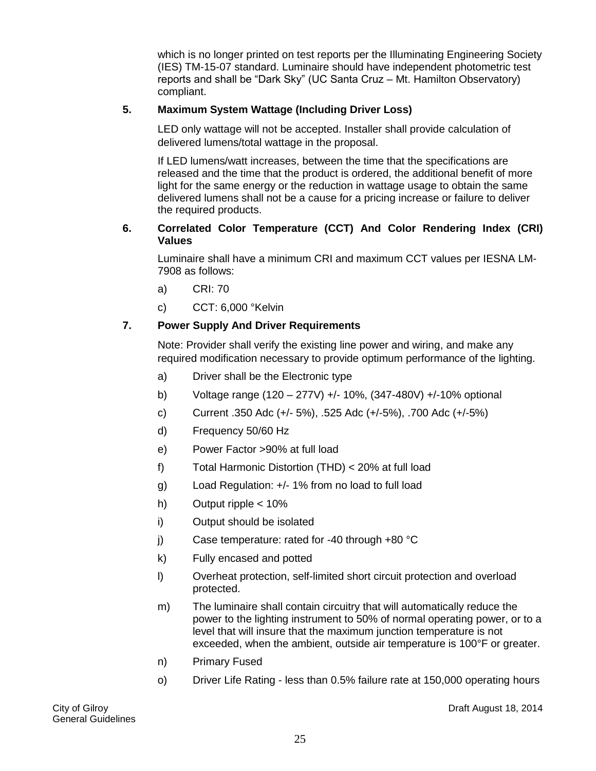which is no longer printed on test reports per the Illuminating Engineering Society (IES) TM-15-07 standard. Luminaire should have independent photometric test reports and shall be "Dark Sky" (UC Santa Cruz – Mt. Hamilton Observatory) compliant.

**5. Maximum System Wattage (Including Driver Loss)**

LED only wattage will not be accepted. Installer shall provide calculation of delivered lumens/total wattage in the proposal.

If LED lumens/watt increases, between the time that the specifications are released and the time that the product is ordered, the additional benefit of more light for the same energy or the reduction in wattage usage to obtain the same delivered lumens shall not be a cause for a pricing increase or failure to deliver the required products.

**6. Correlated Color Temperature (CCT) And Color Rendering Index (CRI) Values**

Luminaire shall have a minimum CRI and maximum CCT values per IESNA LM-7908 as follows:

a) CRI: 70

c) CCT: 6,000 °Kelvin

**7. Power Supply And Driver Requirements**

Note: Provider shall verify the existing line power and wiring, and make any required modification necessary to provide optimum performance of the lighting.

a) Driver shall be the Electronic type

b) Voltage range (120 – 277V) +/- 10%, (347-480V) +/-10% optional

c) Current .350 Adc (+/- 5%), .525 Adc (+/-5%), .700 Adc (+/-5%)

d) Frequency 50/60 Hz

e) Power Factor >90% at full load

f) Total Harmonic Distortion (THD) < 20% at full load

g) Load Regulation: +/- 1% from no load to full load

h) Output ripple < 10%

i) Output should be isolated

j) Case temperature: rated for -40 through +80 °C

k) Fully encased and potted

l) Overheat protection, self-limited short circuit protection and overload protected.

m) The luminaire shall contain circuitry that will automatically reduce the power to the lighting instrument to 50% of normal operating power, or to a level that will insure that the maximum junction temperature is not exceeded, when the ambient, outside air temperature is 100°F or greater.

n) Primary Fused

o) Driver Life Rating - less than 0.5% failure rate at 150,000 operating hours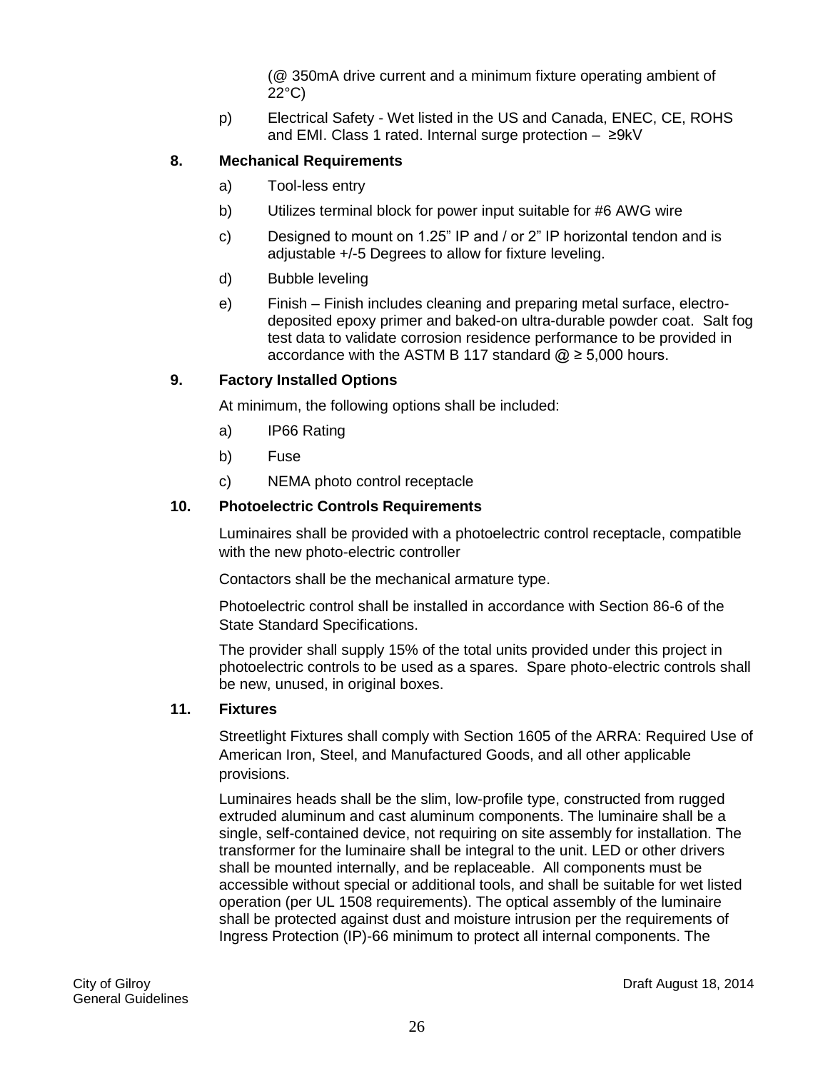(@ 350mA drive current and a minimum fixture operating ambient of 22°C)

p) Electrical Safety - Wet listed in the US and Canada, ENEC, CE, ROHS and EMI. Class 1 rated. Internal surge protection – ≥9kV

**8. Mechanical Requirements**

a) Tool-less entry

b) Utilizes terminal block for power input suitable for #6 AWG wire

c) Designed to mount on 1.25" IP and / or 2" IP horizontal tendon and is adjustable +/-5 Degrees to allow for fixture leveling.

d) Bubble leveling

e) Finish – Finish includes cleaning and preparing metal surface, electro-deposited epoxy primer and baked-on ultra-durable powder coat. Salt fog test data to validate corrosion residence performance to be provided in accordance with the ASTM B 117 standard @ ≥ 5,000 hours.

**9. Factory Installed Options**

At minimum, the following options shall be included:

a) IP66 Rating

b) Fuse

c) NEMA photo control receptacle

**10. Photoelectric Controls Requirements**

Luminaires shall be provided with a photoelectric control receptacle, compatible with the new photo-electric controller

Contactors shall be the mechanical armature type.

Photoelectric control shall be installed in accordance with Section 86-6 of the State Standard Specifications.

The provider shall supply 15% of the total units provided under this project in photoelectric controls to be used as a spares. Spare photo-electric controls shall be new, unused, in original boxes.

**11. Fixtures**

Streetlight Fixtures shall comply with Section 1605 of the ARRA: Required Use of American Iron, Steel, and Manufactured Goods, and all other applicable provisions.

Luminaires heads shall be the slim, low-profile type, constructed from rugged extruded aluminum and cast aluminum components. The luminaire shall be a single, self-contained device, not requiring on site assembly for installation. The transformer for the luminaire shall be integral to the unit. LED or other drivers shall be mounted internally, and be replaceable. All components must be accessible without special or additional tools, and shall be suitable for wet listed operation (per UL 1508 requirements). The optical assembly of the luminaire shall be protected against dust and moisture intrusion per the requirements of Ingress Protection (IP)-66 minimum to protect all internal components. The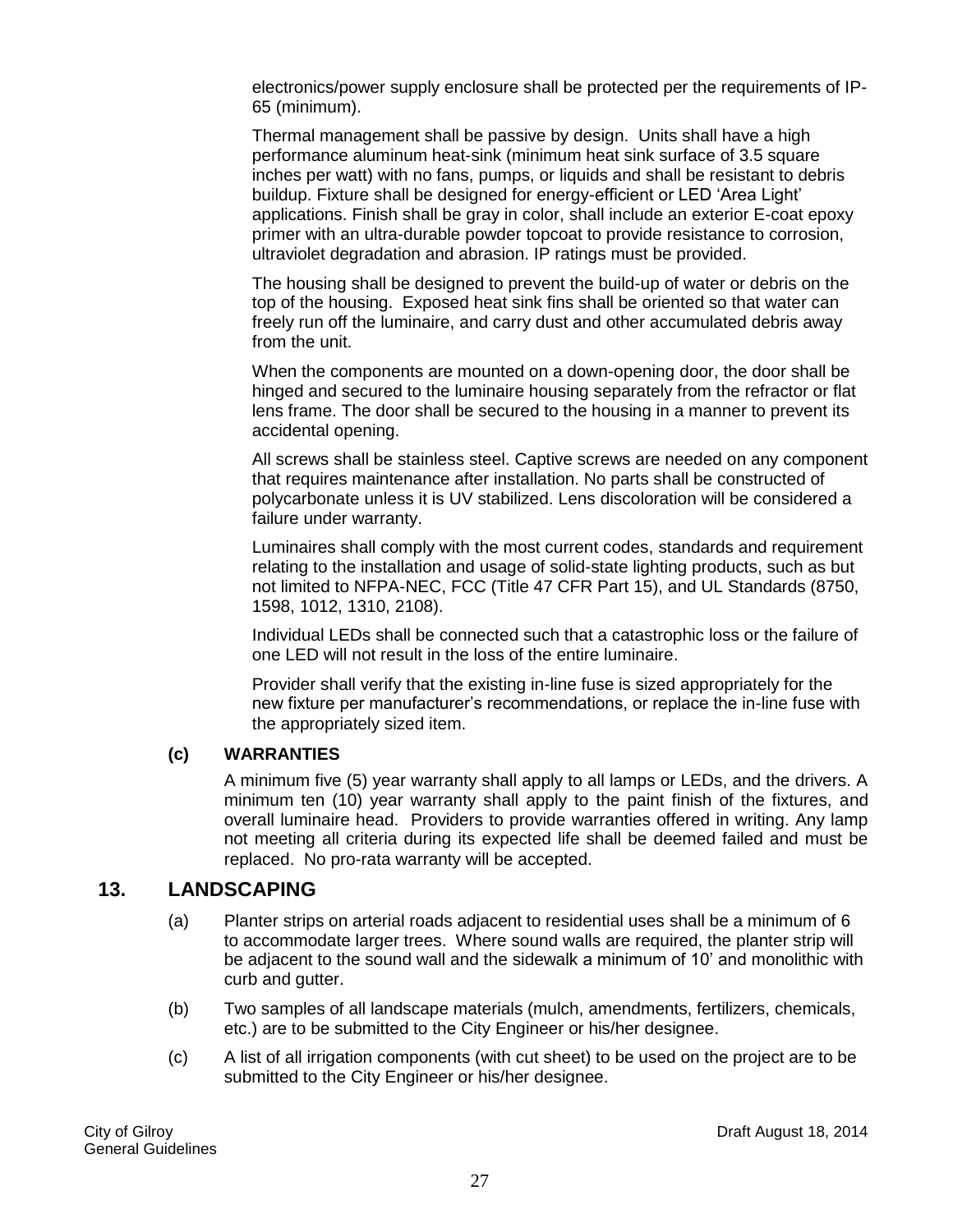electronics/power supply enclosure shall be protected per the requirements of IP-65 (minimum).

Thermal management shall be passive by design. Units shall have a high performance aluminum heat-sink (minimum heat sink surface of 3.5 square inches per watt) with no fans, pumps, or liquids and shall be resistant to debris buildup. Fixture shall be designed for energy-efficient or LED 'Area Light' applications. Finish shall be gray in color, shall include an exterior E-coat epoxy primer with an ultra-durable powder topcoat to provide resistance to corrosion, ultraviolet degradation and abrasion. IP ratings must be provided.

The housing shall be designed to prevent the build-up of water or debris on the top of the housing. Exposed heat sink fins shall be oriented so that water can freely run off the luminaire, and carry dust and other accumulated debris away from the unit.

When the components are mounted on a down-opening door, the door shall be hinged and secured to the luminaire housing separately from the refractor or flat lens frame. The door shall be secured to the housing in a manner to prevent its accidental opening.

All screws shall be stainless steel. Captive screws are needed on any component that requires maintenance after installation. No parts shall be constructed of polycarbonate unless it is UV stabilized. Lens discoloration will be considered a failure under warranty.

Luminaires shall comply with the most current codes, standards and requirement relating to the installation and usage of solid-state lighting products, such as but not limited to NFPA-NEC, FCC (Title 47 CFR Part 15), and UL Standards (8750, 1598, 1012, 1310, 2108).

Individual LEDs shall be connected such that a catastrophic loss or the failure of one LED will not result in the loss of the entire luminaire.

Provider shall verify that the existing in-line fuse is sized appropriately for the new fixture per manufacturer's recommendations, or replace the in-line fuse with the appropriately sized item.

**(c) WARRANTIES**

A minimum five (5) year warranty shall apply to all lamps or LEDs, and the drivers. A minimum ten (10) year warranty shall apply to the paint finish of the fixtures, and overall luminaire head. Providers to provide warranties offered in writing. Any lamp not meeting all criteria during its expected life shall be deemed failed and must be replaced. No pro-rata warranty will be accepted.

## 13. LANDSCAPING

(a) Planter strips on arterial roads adjacent to residential uses shall be a minimum of 6 to accommodate larger trees. Where sound walls are required, the planter strip will be adjacent to the sound wall and the sidewalk a minimum of 10' and monolithic with curb and gutter.

(b) Two samples of all landscape materials (mulch, amendments, fertilizers, chemicals, etc.) are to be submitted to the City Engineer or his/her designee.

(c) A list of all irrigation components (with cut sheet) to be used on the project are to be submitted to the City Engineer or his/her designee.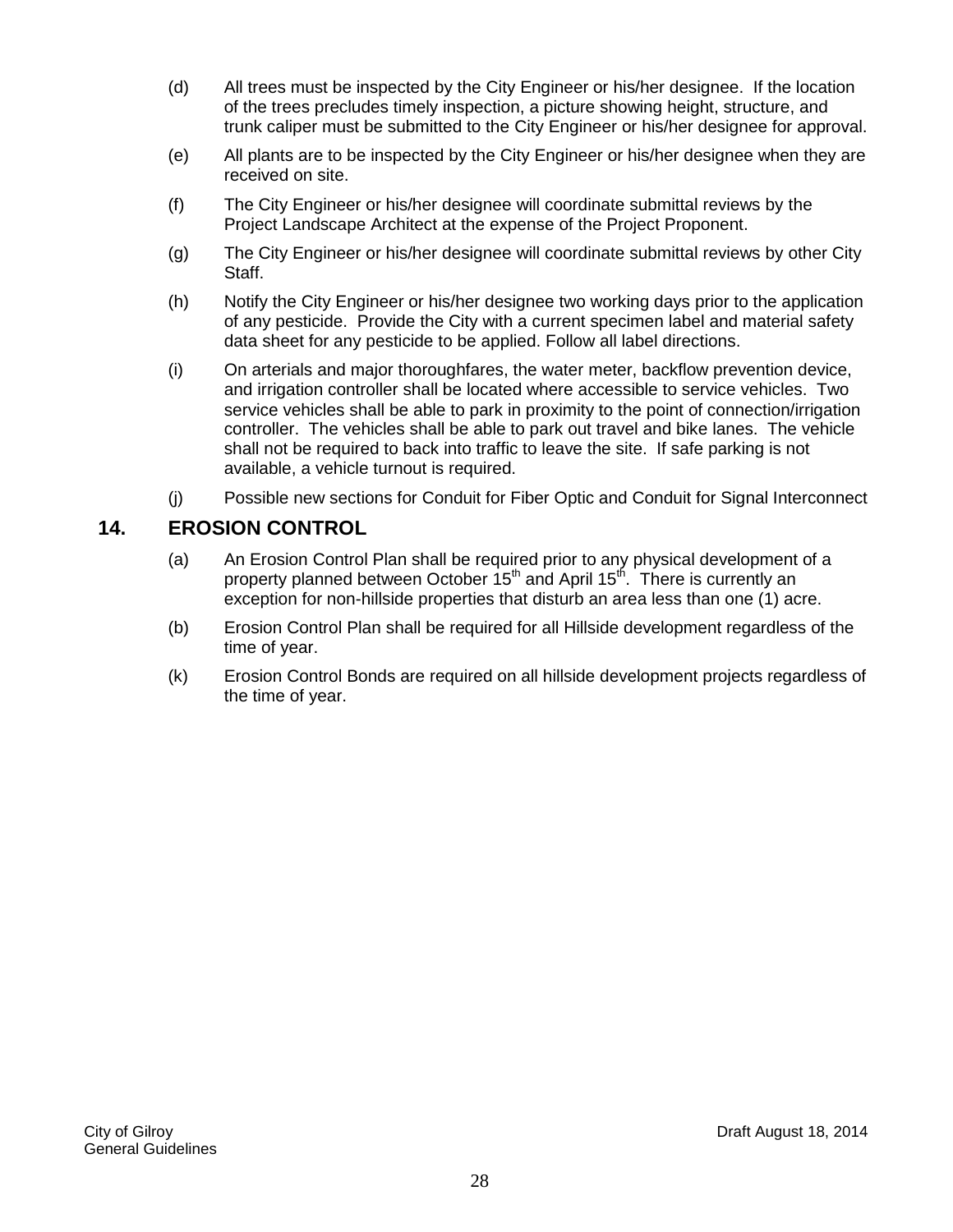(d) All trees must be inspected by the City Engineer or his/her designee. If the location of the trees precludes timely inspection, a picture showing height, structure, and trunk caliper must be submitted to the City Engineer or his/her designee for approval.

(e) All plants are to be inspected by the City Engineer or his/her designee when they are received on site.

(f) The City Engineer or his/her designee will coordinate submittal reviews by the Project Landscape Architect at the expense of the Project Proponent.

(g) The City Engineer or his/her designee will coordinate submittal reviews by other City Staff.

(h) Notify the City Engineer or his/her designee two working days prior to the application of any pesticide. Provide the City with a current specimen label and material safety data sheet for any pesticide to be applied. Follow all label directions.

(i) On arterials and major thoroughfares, the water meter, backflow prevention device, and irrigation controller shall be located where accessible to service vehicles. Two service vehicles shall be able to park in proximity to the point of connection/irrigation controller. The vehicles shall be able to park out travel and bike lanes. The vehicle shall not be required to back into traffic to leave the site. If safe parking is not available, a vehicle turnout is required.

(j) Possible new sections for Conduit for Fiber Optic and Conduit for Signal Interconnect

## 14. EROSION CONTROL

(a) An Erosion Control Plan shall be required prior to any physical development of a property planned between October 15th and April 15th. There is currently an exception for non-hillside properties that disturb an area less than one (1) acre.

(b) Erosion Control Plan shall be required for all Hillside development regardless of the time of year.

(k) Erosion Control Bonds are required on all hillside development projects regardless of the time of year.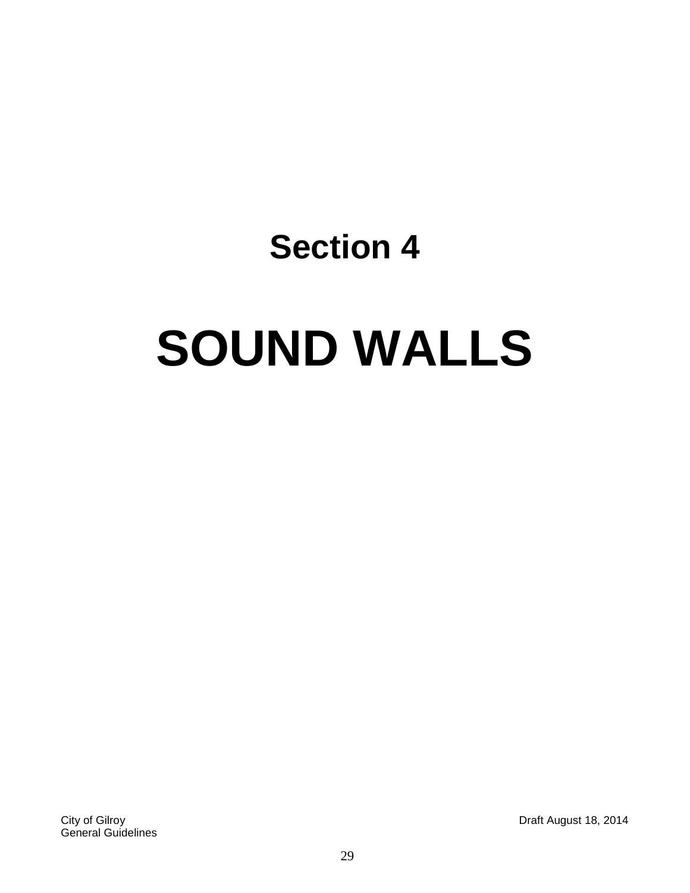# Section 4

# SOUND WALLS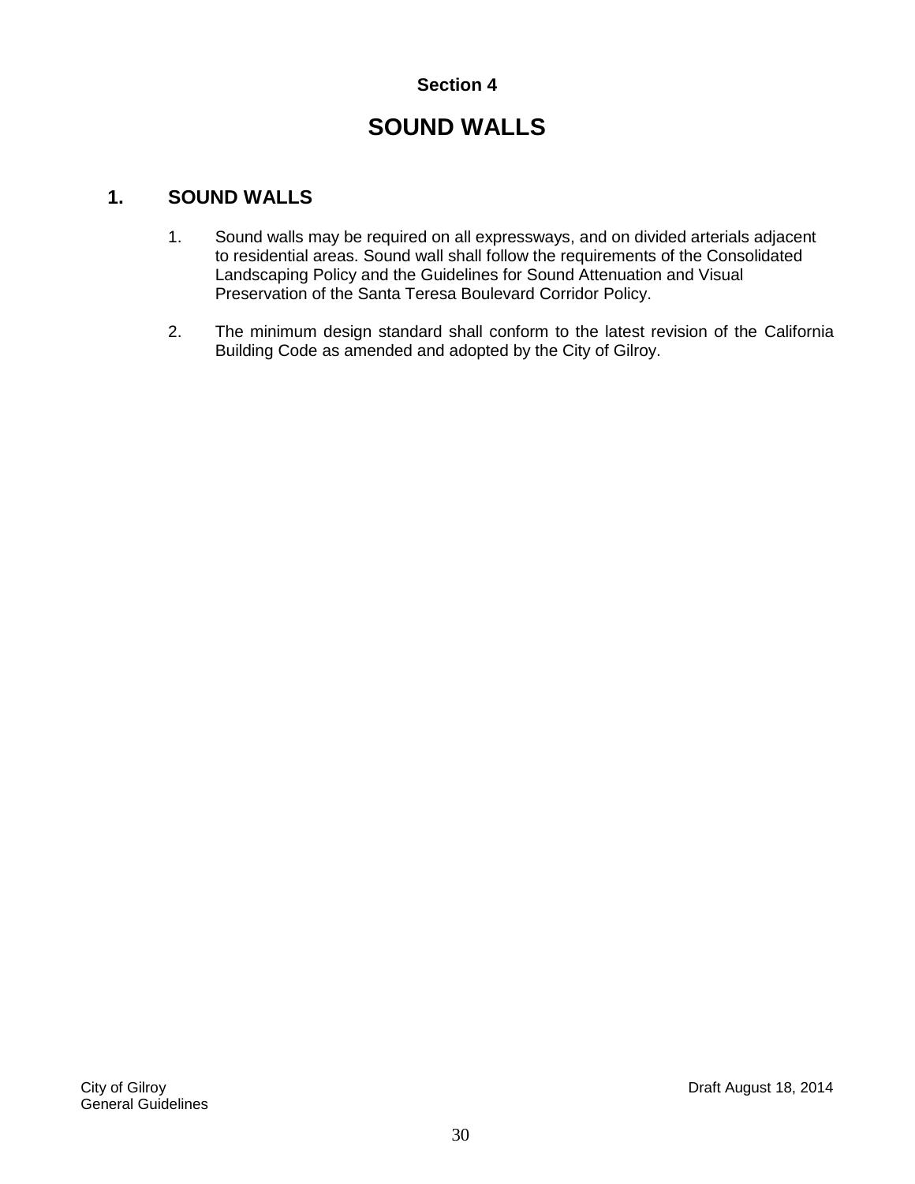Section 4

# SOUND WALLS

## 1. SOUND WALLS

1. Sound walls may be required on all expressways, and on divided arterials adjacent to residential areas. Sound wall shall follow the requirements of the Consolidated Landscaping Policy and the Guidelines for Sound Attenuation and Visual Preservation of the Santa Teresa Boulevard Corridor Policy.

2. The minimum design standard shall conform to the latest revision of the California Building Code as amended and adopted by the City of Gilroy.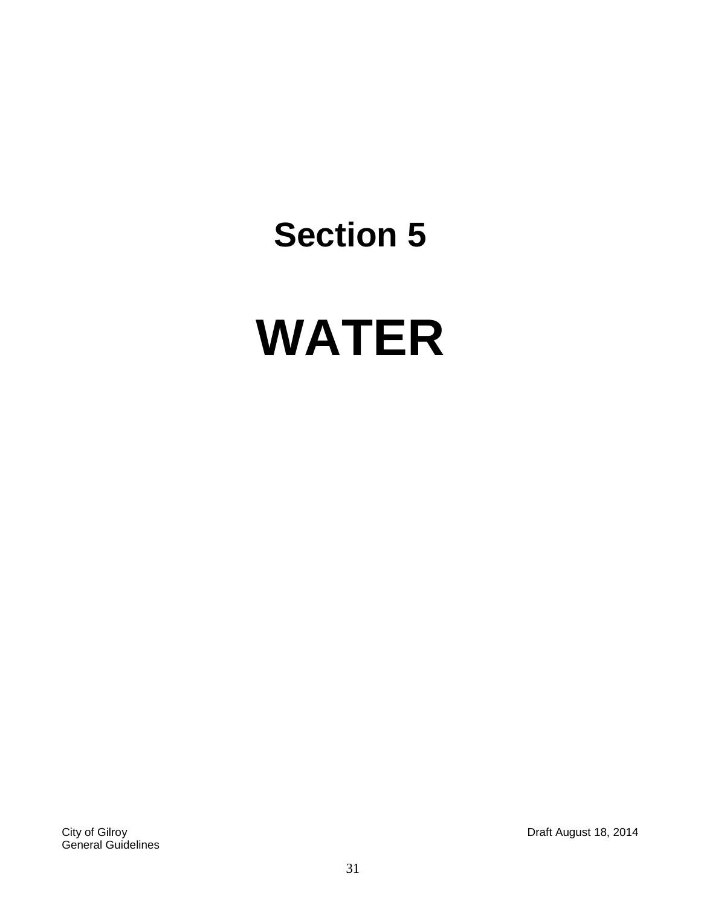# Section 5

# WATER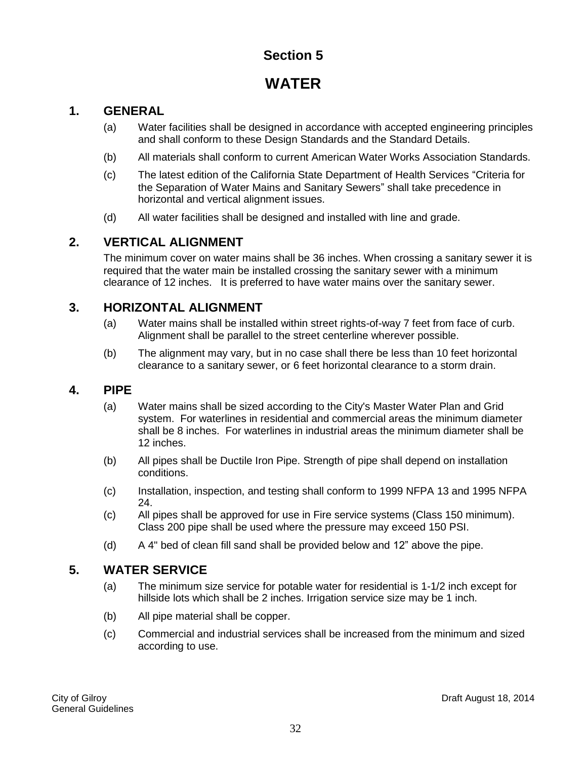# Section 5

# WATER

## 1. GENERAL

(a) Water facilities shall be designed in accordance with accepted engineering principles and shall conform to these Design Standards and the Standard Details.

(b) All materials shall conform to current American Water Works Association Standards.

(c) The latest edition of the California State Department of Health Services "Criteria for the Separation of Water Mains and Sanitary Sewers" shall take precedence in horizontal and vertical alignment issues.

(d) All water facilities shall be designed and installed with line and grade.

## 2. VERTICAL ALIGNMENT

The minimum cover on water mains shall be 36 inches. When crossing a sanitary sewer it is required that the water main be installed crossing the sanitary sewer with a minimum clearance of 12 inches. It is preferred to have water mains over the sanitary sewer.

## 3. HORIZONTAL ALIGNMENT

(a) Water mains shall be installed within street rights-of-way 7 feet from face of curb. Alignment shall be parallel to the street centerline wherever possible.

(b) The alignment may vary, but in no case shall there be less than 10 feet horizontal clearance to a sanitary sewer, or 6 feet horizontal clearance to a storm drain.

## 4. PIPE

(a) Water mains shall be sized according to the City's Master Water Plan and Grid system. For waterlines in residential and commercial areas the minimum diameter shall be 8 inches. For waterlines in industrial areas the minimum diameter shall be 12 inches.

(b) All pipes shall be Ductile Iron Pipe. Strength of pipe shall depend on installation conditions.

(c) Installation, inspection, and testing shall conform to 1999 NFPA 13 and 1995 NFPA 24.

(c) All pipes shall be approved for use in Fire service systems (Class 150 minimum). Class 200 pipe shall be used where the pressure may exceed 150 PSI.

(d) A 4" bed of clean fill sand shall be provided below and 12" above the pipe.

## 5. WATER SERVICE

(a) The minimum size service for potable water for residential is 1-1/2 inch except for hillside lots which shall be 2 inches. Irrigation service size may be 1 inch.

(b) All pipe material shall be copper.

(c) Commercial and industrial services shall be increased from the minimum and sized according to use.

City of Gilroy
General Guidelines

Draft August 18, 2014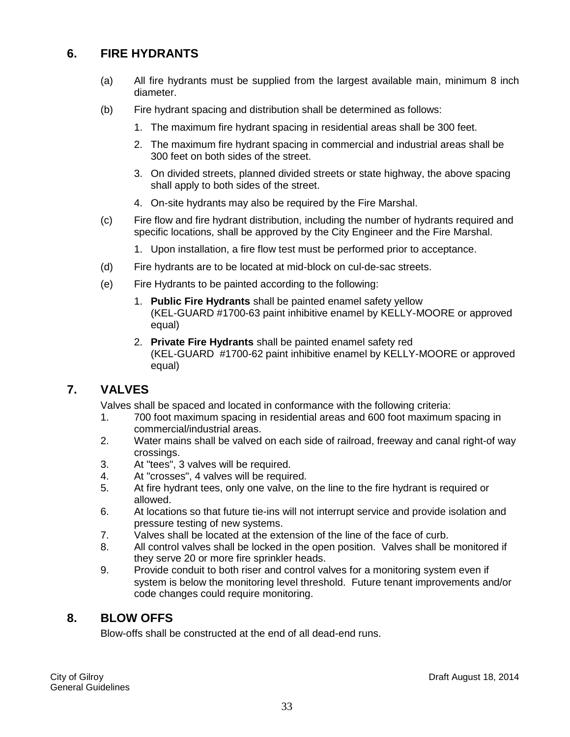## 6. FIRE HYDRANTS

(a) All fire hydrants must be supplied from the largest available main, minimum 8 inch diameter.

(b) Fire hydrant spacing and distribution shall be determined as follows:

1. The maximum fire hydrant spacing in residential areas shall be 300 feet.
2. The maximum fire hydrant spacing in commercial and industrial areas shall be 300 feet on both sides of the street.
3. On divided streets, planned divided streets or state highway, the above spacing shall apply to both sides of the street.
4. On-site hydrants may also be required by the Fire Marshal.

(c) Fire flow and fire hydrant distribution, including the number of hydrants required and specific locations, shall be approved by the City Engineer and the Fire Marshal.

1. Upon installation, a fire flow test must be performed prior to acceptance.

(d) Fire hydrants are to be located at mid-block on cul-de-sac streets.

(e) Fire Hydrants to be painted according to the following:

1. **Public Fire Hydrants** shall be painted enamel safety yellow (KEL-GUARD #1700-63 paint inhibitive enamel by KELLY-MOORE or approved equal)
2. **Private Fire Hydrants** shall be painted enamel safety red (KEL-GUARD #1700-62 paint inhibitive enamel by KELLY-MOORE or approved equal)

## 7. VALVES

Valves shall be spaced and located in conformance with the following criteria:

1. 700 foot maximum spacing in residential areas and 600 foot maximum spacing in commercial/industrial areas.
2. Water mains shall be valved on each side of railroad, freeway and canal right-of way crossings.
3. At "tees", 3 valves will be required.
4. At "crosses", 4 valves will be required.
5. At fire hydrant tees, only one valve, on the line to the fire hydrant is required or allowed.
6. At locations so that future tie-ins will not interrupt service and provide isolation and pressure testing of new systems.
7. Valves shall be located at the extension of the line of the face of curb.
8. All control valves shall be locked in the open position. Valves shall be monitored if they serve 20 or more fire sprinkler heads.
9. Provide conduit to both riser and control valves for a monitoring system even if system is below the monitoring level threshold. Future tenant improvements and/or code changes could require monitoring.

## 8. BLOW OFFS

Blow-offs shall be constructed at the end of all dead-end runs.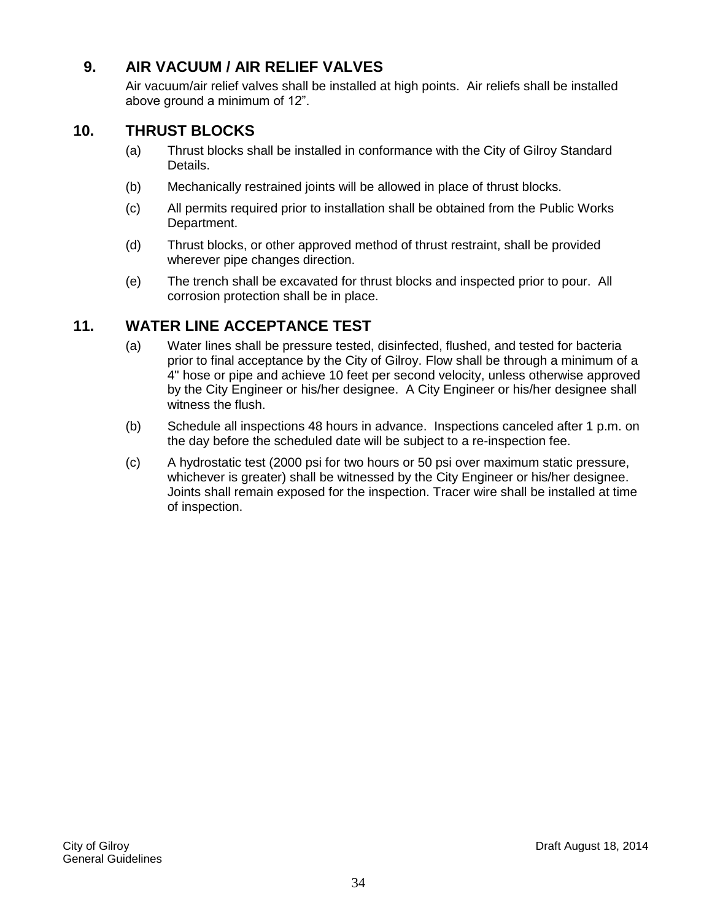## 9. AIR VACUUM / AIR RELIEF VALVES

Air vacuum/air relief valves shall be installed at high points. Air reliefs shall be installed above ground a minimum of 12".

## 10. THRUST BLOCKS

(a) Thrust blocks shall be installed in conformance with the City of Gilroy Standard Details.

(b) Mechanically restrained joints will be allowed in place of thrust blocks.

(c) All permits required prior to installation shall be obtained from the Public Works Department.

(d) Thrust blocks, or other approved method of thrust restraint, shall be provided wherever pipe changes direction.

(e) The trench shall be excavated for thrust blocks and inspected prior to pour. All corrosion protection shall be in place.

## 11. WATER LINE ACCEPTANCE TEST

(a) Water lines shall be pressure tested, disinfected, flushed, and tested for bacteria prior to final acceptance by the City of Gilroy. Flow shall be through a minimum of a 4" hose or pipe and achieve 10 feet per second velocity, unless otherwise approved by the City Engineer or his/her designee. A City Engineer or his/her designee shall witness the flush.

(b) Schedule all inspections 48 hours in advance. Inspections canceled after 1 p.m. on the day before the scheduled date will be subject to a re-inspection fee.

(c) A hydrostatic test (2000 psi for two hours or 50 psi over maximum static pressure, whichever is greater) shall be witnessed by the City Engineer or his/her designee. Joints shall remain exposed for the inspection. Tracer wire shall be installed at time of inspection.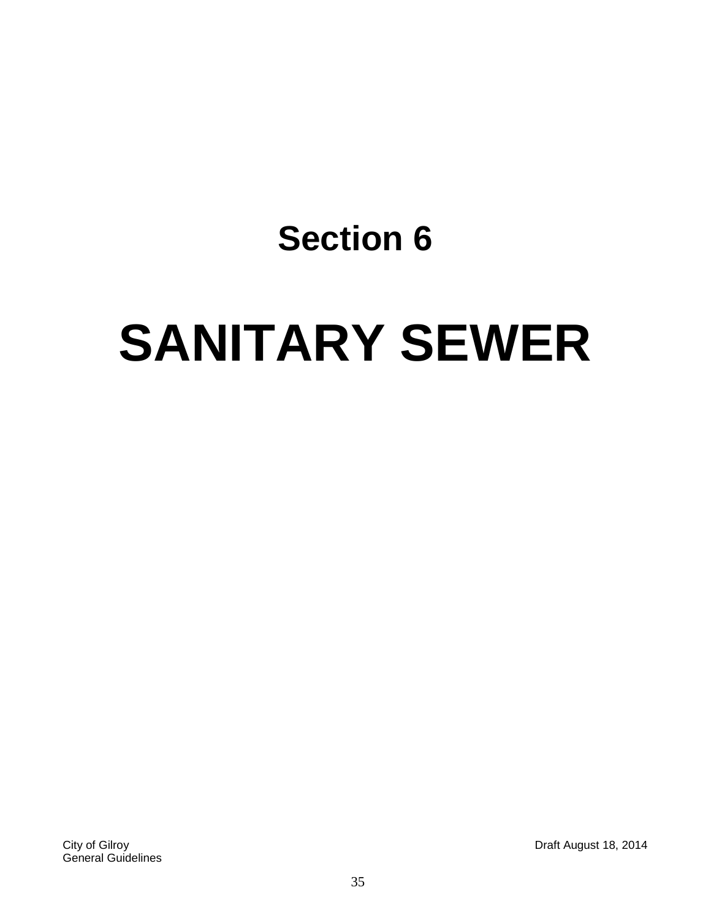# Section 6

# SANITARY SEWER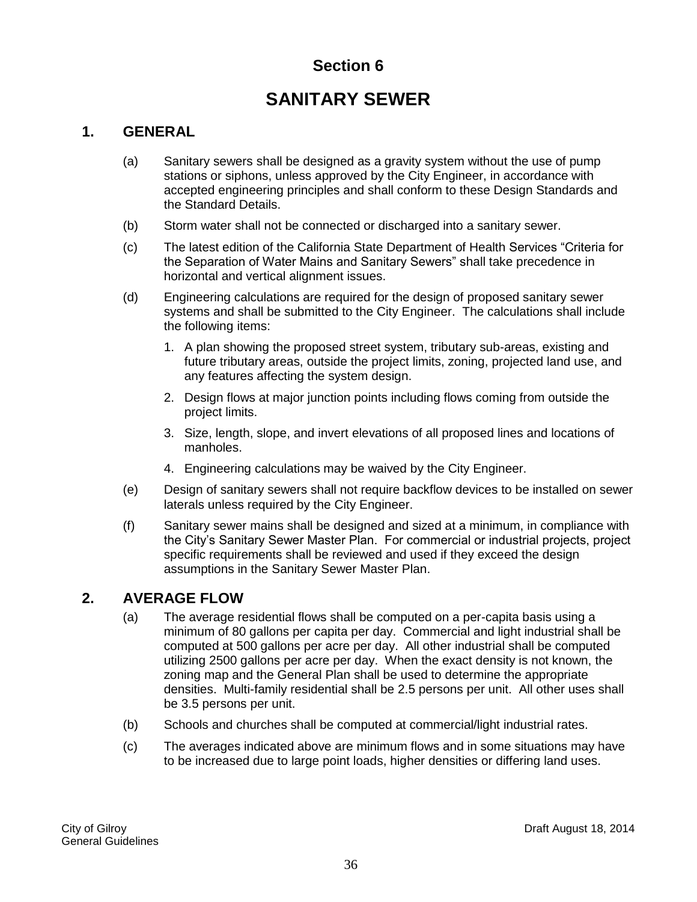# Section 6

# SANITARY SEWER

## 1. GENERAL

(a) Sanitary sewers shall be designed as a gravity system without the use of pump stations or siphons, unless approved by the City Engineer, in accordance with accepted engineering principles and shall conform to these Design Standards and the Standard Details.

(b) Storm water shall not be connected or discharged into a sanitary sewer.

(c) The latest edition of the California State Department of Health Services "Criteria for the Separation of Water Mains and Sanitary Sewers" shall take precedence in horizontal and vertical alignment issues.

(d) Engineering calculations are required for the design of proposed sanitary sewer systems and shall be submitted to the City Engineer. The calculations shall include the following items:

1. A plan showing the proposed street system, tributary sub-areas, existing and future tributary areas, outside the project limits, zoning, projected land use, and any features affecting the system design.
2. Design flows at major junction points including flows coming from outside the project limits.
3. Size, length, slope, and invert elevations of all proposed lines and locations of manholes.
4. Engineering calculations may be waived by the City Engineer.

(e) Design of sanitary sewers shall not require backflow devices to be installed on sewer laterals unless required by the City Engineer.

(f) Sanitary sewer mains shall be designed and sized at a minimum, in compliance with the City's Sanitary Sewer Master Plan. For commercial or industrial projects, project specific requirements shall be reviewed and used if they exceed the design assumptions in the Sanitary Sewer Master Plan.

## 2. AVERAGE FLOW

(a) The average residential flows shall be computed on a per-capita basis using a minimum of 80 gallons per capita per day. Commercial and light industrial shall be computed at 500 gallons per acre per day. All other industrial shall be computed utilizing 2500 gallons per acre per day. When the exact density is not known, the zoning map and the General Plan shall be used to determine the appropriate densities. Multi-family residential shall be 2.5 persons per unit. All other uses shall be 3.5 persons per unit.

(b) Schools and churches shall be computed at commercial/light industrial rates.

(c) The averages indicated above are minimum flows and in some situations may have to be increased due to large point loads, higher densities or differing land uses.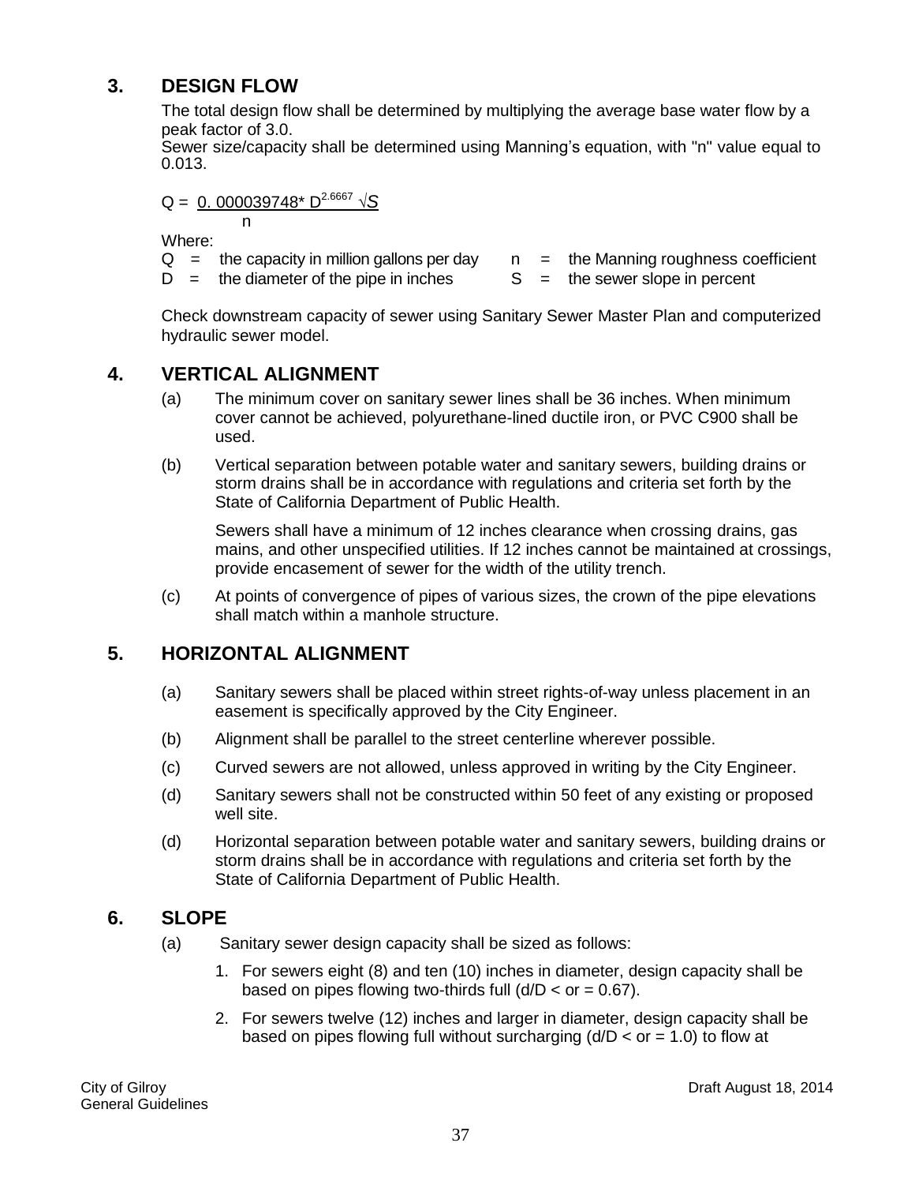## 3. DESIGN FLOW

The total design flow shall be determined by multiplying the average base water flow by a peak factor of 3.0.

Sewer size/capacity shall be determined using Manning's equation, with "n" value equal to 0.013.

$$Q = \frac{0.000039748 * D^{2.6667} \sqrt{S}}{n}$$

Where:

Q = the capacity in million gallons per day

n = the Manning roughness coefficient

D = the diameter of the pipe in inches

S = the sewer slope in percent

Check downstream capacity of sewer using Sanitary Sewer Master Plan and computerized hydraulic sewer model.

## 4. VERTICAL ALIGNMENT

(a) The minimum cover on sanitary sewer lines shall be 36 inches. When minimum cover cannot be achieved, polyurethane-lined ductile iron, or PVC C900 shall be used.

(b) Vertical separation between potable water and sanitary sewers, building drains or storm drains shall be in accordance with regulations and criteria set forth by the State of California Department of Public Health.

Sewers shall have a minimum of 12 inches clearance when crossing drains, gas mains, and other unspecified utilities. If 12 inches cannot be maintained at crossings, provide encasement of sewer for the width of the utility trench.

(c) At points of convergence of pipes of various sizes, the crown of the pipe elevations shall match within a manhole structure.

## 5. HORIZONTAL ALIGNMENT

(a) Sanitary sewers shall be placed within street rights-of-way unless placement in an easement is specifically approved by the City Engineer.

(b) Alignment shall be parallel to the street centerline wherever possible.

(c) Curved sewers are not allowed, unless approved in writing by the City Engineer.

(d) Sanitary sewers shall not be constructed within 50 feet of any existing or proposed well site.

(d) Horizontal separation between potable water and sanitary sewers, building drains or storm drains shall be in accordance with regulations and criteria set forth by the State of California Department of Public Health.

## 6. SLOPE

(a) Sanitary sewer design capacity shall be sized as follows:

1. For sewers eight (8) and ten (10) inches in diameter, design capacity shall be based on pipes flowing two-thirds full (d/D < or = 0.67).
2. For sewers twelve (12) inches and larger in diameter, design capacity shall be based on pipes flowing full without surcharging (d/D < or = 1.0) to flow at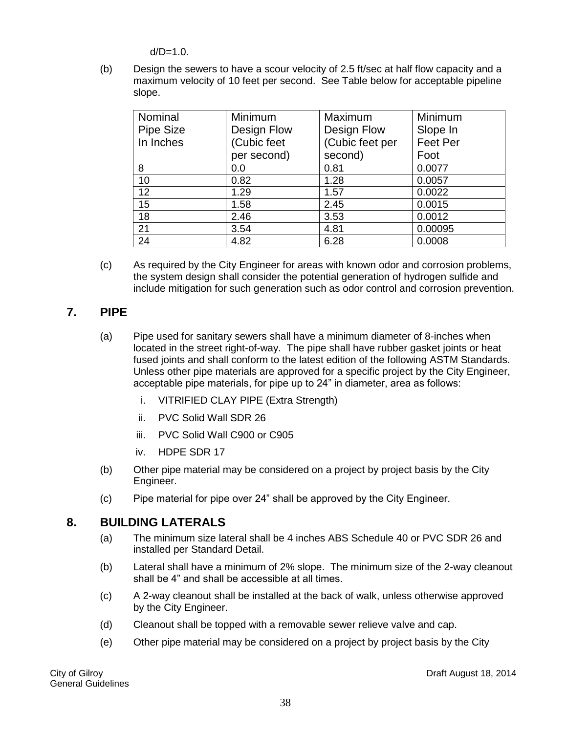d/D=1.0.

(b) Design the sewers to have a scour velocity of 2.5 ft/sec at half flow capacity and a maximum velocity of 10 feet per second. See Table below for acceptable pipeline slope.

| Nominal Pipe Size In Inches | Minimum Design Flow (Cubic feet per second) | Maximum Design Flow (Cubic feet per second) | Minimum Slope In Feet Per Foot |
|---|---|---|---|
| 8 | 0.0 | 0.81 | 0.0077 |
| 10 | 0.82 | 1.28 | 0.0057 |
| 12 | 1.29 | 1.57 | 0.0022 |
| 15 | 1.58 | 2.45 | 0.0015 |
| 18 | 2.46 | 3.53 | 0.0012 |
| 21 | 3.54 | 4.81 | 0.00095 |
| 24 | 4.82 | 6.28 | 0.0008 |

(c) As required by the City Engineer for areas with known odor and corrosion problems, the system design shall consider the potential generation of hydrogen sulfide and include mitigation for such generation such as odor control and corrosion prevention.

## 7. PIPE

(a) Pipe used for sanitary sewers shall have a minimum diameter of 8-inches when located in the street right-of-way. The pipe shall have rubber gasket joints or heat fused joints and shall conform to the latest edition of the following ASTM Standards. Unless other pipe materials are approved for a specific project by the City Engineer, acceptable pipe materials, for pipe up to 24" in diameter, area as follows:

i. VITRIFIED CLAY PIPE (Extra Strength)

ii. PVC Solid Wall SDR 26

iii. PVC Solid Wall C900 or C905

iv. HDPE SDR 17

(b) Other pipe material may be considered on a project by project basis by the City Engineer.

(c) Pipe material for pipe over 24" shall be approved by the City Engineer.

## 8. BUILDING LATERALS

(a) The minimum size lateral shall be 4 inches ABS Schedule 40 or PVC SDR 26 and installed per Standard Detail.

(b) Lateral shall have a minimum of 2% slope. The minimum size of the 2-way cleanout shall be 4" and shall be accessible at all times.

(c) A 2-way cleanout shall be installed at the back of walk, unless otherwise approved by the City Engineer.

(d) Cleanout shall be topped with a removable sewer relieve valve and cap.

(e) Other pipe material may be considered on a project by project basis by the City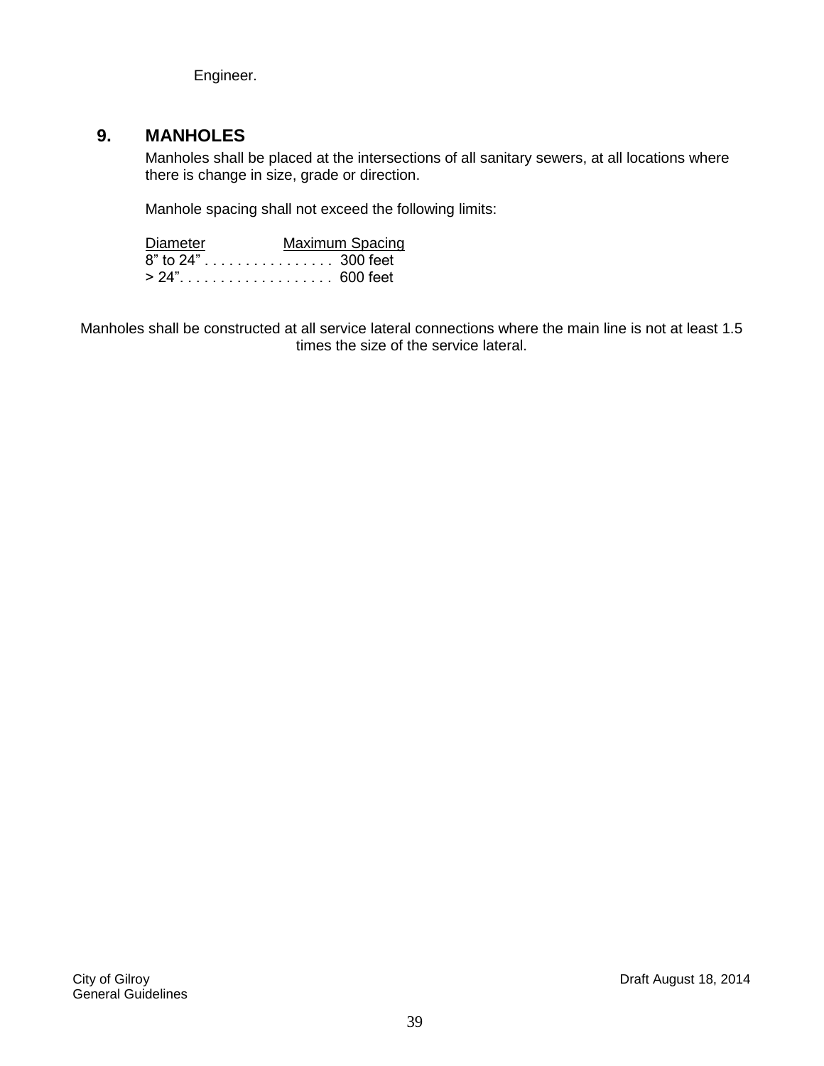Engineer.

## 9. MANHOLES

Manholes shall be placed at the intersections of all sanitary sewers, at all locations where there is change in size, grade or direction.

Manhole spacing shall not exceed the following limits:

| Diameter | Maximum Spacing |
|---|---|
| 8” to 24” | 300 feet |
| > 24” | 600 feet |

Manholes shall be constructed at all service lateral connections where the main line is not at least 1.5 times the size of the service lateral.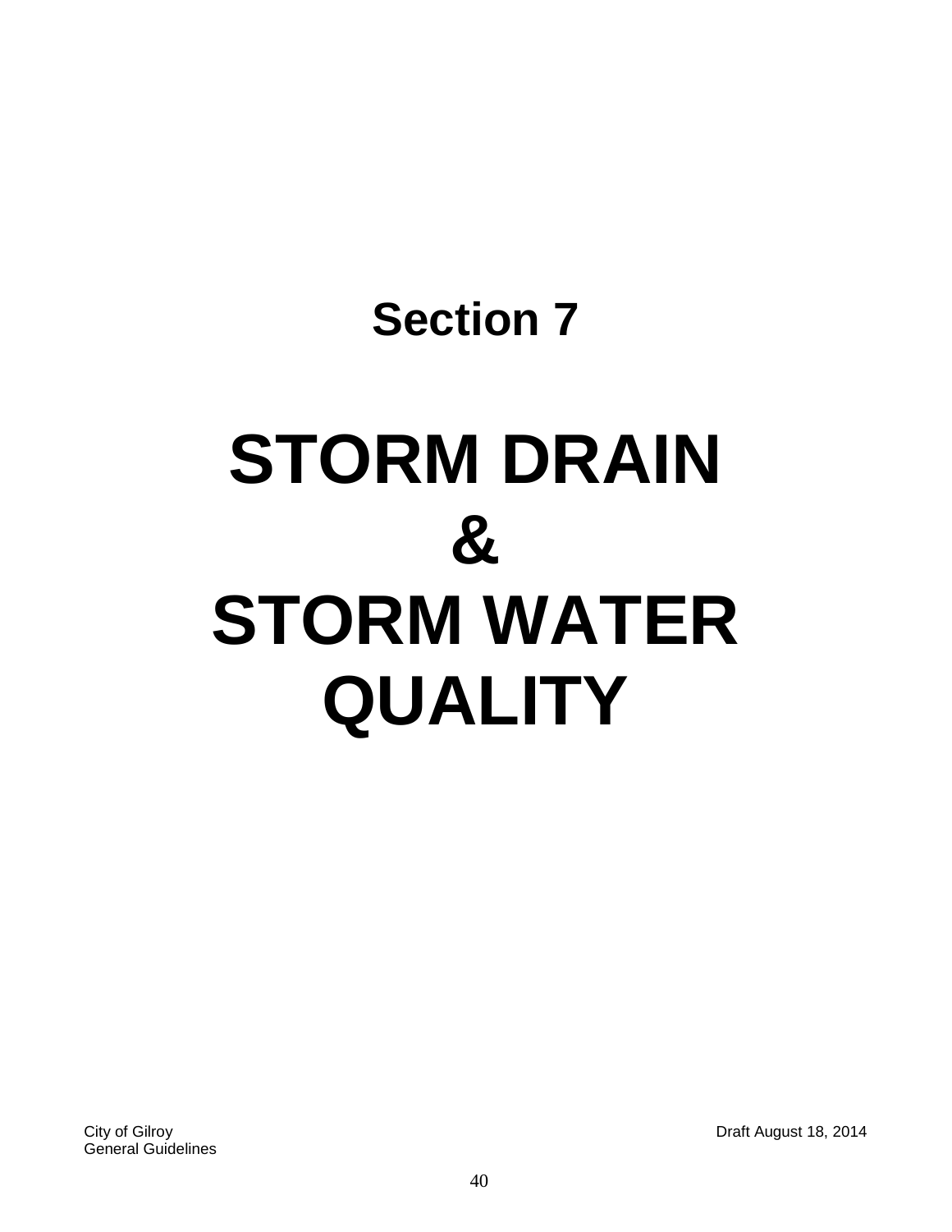# Section 7

# STORM DRAIN
# &
# STORM WATER QUALITY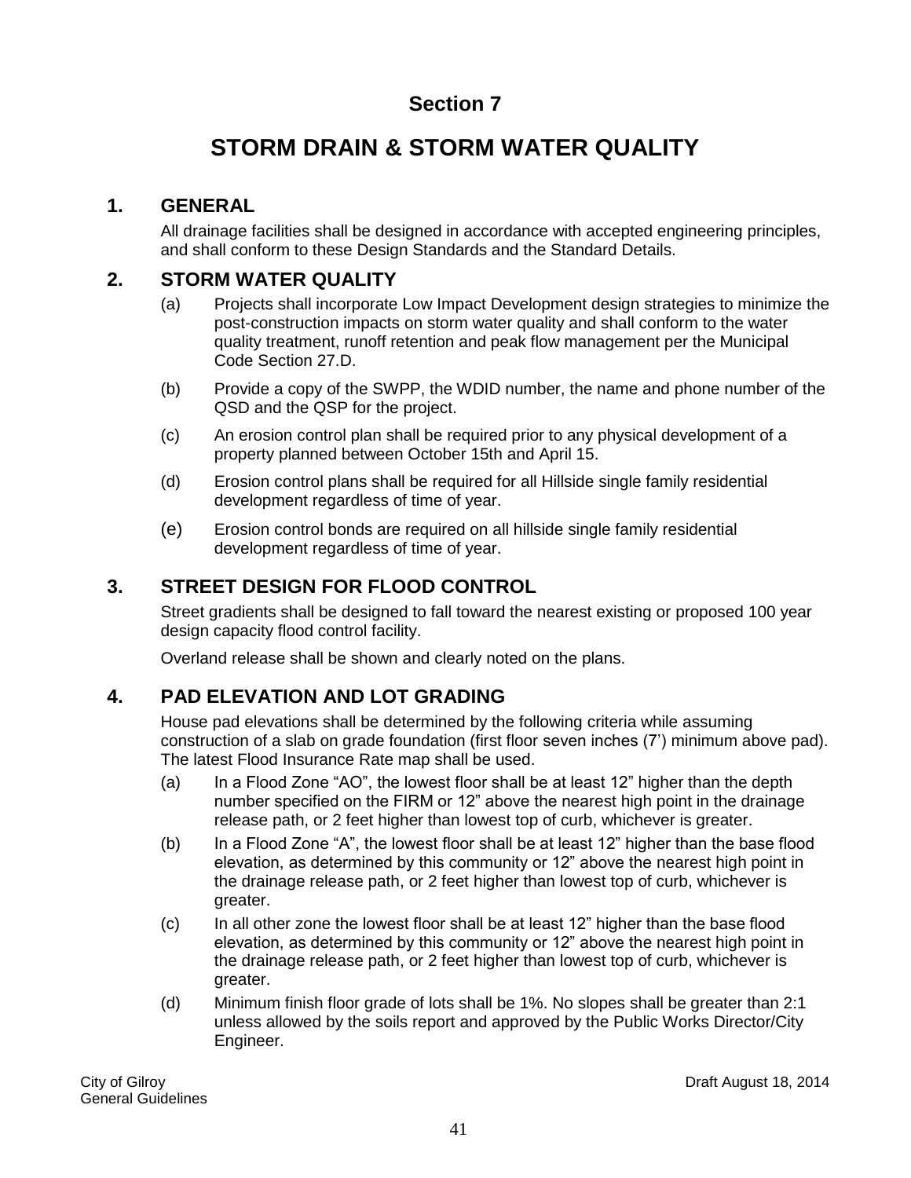# Section 7

# STORM DRAIN & STORM WATER QUALITY

## 1. GENERAL

All drainage facilities shall be designed in accordance with accepted engineering principles, and shall conform to these Design Standards and the Standard Details.

## 2. STORM WATER QUALITY

(a) Projects shall incorporate Low Impact Development design strategies to minimize the post-construction impacts on storm water quality and shall conform to the water quality treatment, runoff retention and peak flow management per the Municipal Code Section 27.D.

(b) Provide a copy of the SWPP, the WDID number, the name and phone number of the QSD and the QSP for the project.

(c) An erosion control plan shall be required prior to any physical development of a property planned between October 15th and April 15.

(d) Erosion control plans shall be required for all Hillside single family residential development regardless of time of year.

(e) Erosion control bonds are required on all hillside single family residential development regardless of time of year.

## 3. STREET DESIGN FOR FLOOD CONTROL

Street gradients shall be designed to fall toward the nearest existing or proposed 100 year design capacity flood control facility.

Overland release shall be shown and clearly noted on the plans.

## 4. PAD ELEVATION AND LOT GRADING

House pad elevations shall be determined by the following criteria while assuming construction of a slab on grade foundation (first floor seven inches (7') minimum above pad). The latest Flood Insurance Rate map shall be used.

(a) In a Flood Zone "AO", the lowest floor shall be at least 12" higher than the depth number specified on the FIRM or 12" above the nearest high point in the drainage release path, or 2 feet higher than lowest top of curb, whichever is greater.

(b) In a Flood Zone "A", the lowest floor shall be at least 12" higher than the base flood elevation, as determined by this community or 12" above the nearest high point in the drainage release path, or 2 feet higher than lowest top of curb, whichever is greater.

(c) In all other zone the lowest floor shall be at least 12" higher than the base flood elevation, as determined by this community or 12" above the nearest high point in the drainage release path, or 2 feet higher than lowest top of curb, whichever is greater.

(d) Minimum finish floor grade of lots shall be 1%. No slopes shall be greater than 2:1 unless allowed by the soils report and approved by the Public Works Director/City Engineer.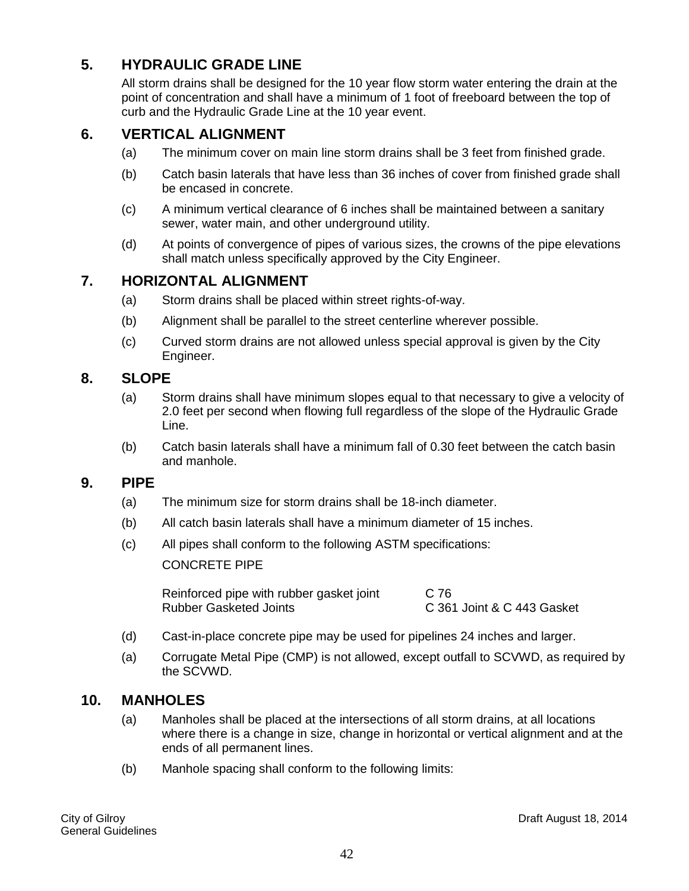## 5. HYDRAULIC GRADE LINE

All storm drains shall be designed for the 10 year flow storm water entering the drain at the point of concentration and shall have a minimum of 1 foot of freeboard between the top of curb and the Hydraulic Grade Line at the 10 year event.

## 6. VERTICAL ALIGNMENT

(a) The minimum cover on main line storm drains shall be 3 feet from finished grade.

(b) Catch basin laterals that have less than 36 inches of cover from finished grade shall be encased in concrete.

(c) A minimum vertical clearance of 6 inches shall be maintained between a sanitary sewer, water main, and other underground utility.

(d) At points of convergence of pipes of various sizes, the crowns of the pipe elevations shall match unless specifically approved by the City Engineer.

## 7. HORIZONTAL ALIGNMENT

(a) Storm drains shall be placed within street rights-of-way.

(b) Alignment shall be parallel to the street centerline wherever possible.

(c) Curved storm drains are not allowed unless special approval is given by the City Engineer.

## 8. SLOPE

(a) Storm drains shall have minimum slopes equal to that necessary to give a velocity of 2.0 feet per second when flowing full regardless of the slope of the Hydraulic Grade Line.

(b) Catch basin laterals shall have a minimum fall of 0.30 feet between the catch basin and manhole.

## 9. PIPE

(a) The minimum size for storm drains shall be 18-inch diameter.

(b) All catch basin laterals shall have a minimum diameter of 15 inches.

(c) All pipes shall conform to the following ASTM specifications:

CONCRETE PIPE

| | |
|---|---|
| Reinforced pipe with rubber gasket joint | C 76 |
| Rubber Gasketed Joints | C 361 Joint & C 443 Gasket |

(d) Cast-in-place concrete pipe may be used for pipelines 24 inches and larger.

(a) Corrugate Metal Pipe (CMP) is not allowed, except outfall to SCVWD, as required by the SCVWD.

## 10. MANHOLES

(a) Manholes shall be placed at the intersections of all storm drains, at all locations where there is a change in size, change in horizontal or vertical alignment and at the ends of all permanent lines.

(b) Manhole spacing shall conform to the following limits: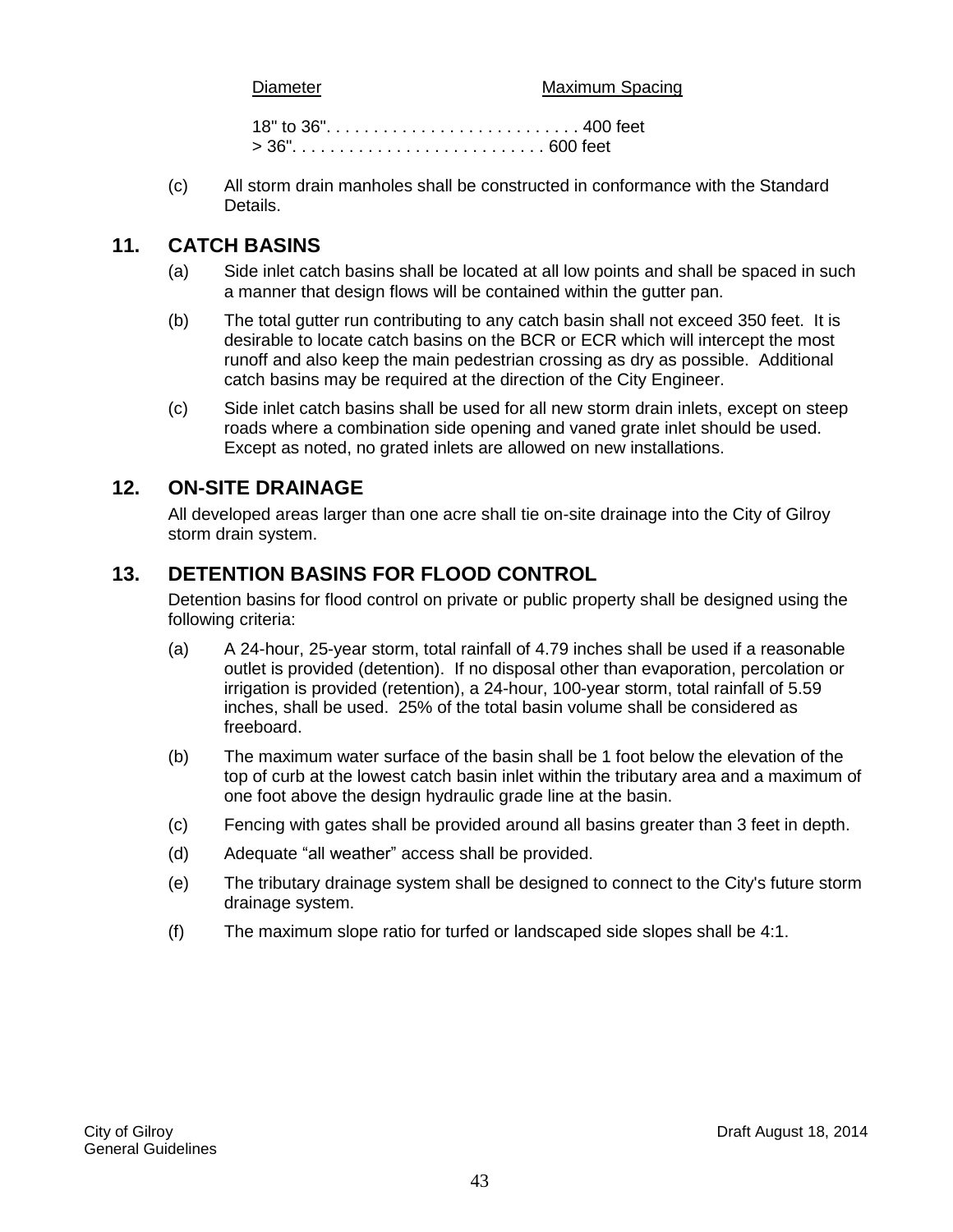| Diameter | Maximum Spacing |
| --- | --- |
| 18" to 36" | 400 feet |
| > 36" | 600 feet |

(c) All storm drain manholes shall be constructed in conformance with the Standard Details.

## 11. CATCH BASINS

(a) Side inlet catch basins shall be located at all low points and shall be spaced in such a manner that design flows will be contained within the gutter pan.

(b) The total gutter run contributing to any catch basin shall not exceed 350 feet. It is desirable to locate catch basins on the BCR or ECR which will intercept the most runoff and also keep the main pedestrian crossing as dry as possible. Additional catch basins may be required at the direction of the City Engineer.

(c) Side inlet catch basins shall be used for all new storm drain inlets, except on steep roads where a combination side opening and vaned grate inlet should be used. Except as noted, no grated inlets are allowed on new installations.

## 12. ON-SITE DRAINAGE

All developed areas larger than one acre shall tie on-site drainage into the City of Gilroy storm drain system.

## 13. DETENTION BASINS FOR FLOOD CONTROL

Detention basins for flood control on private or public property shall be designed using the following criteria:

(a) A 24-hour, 25-year storm, total rainfall of 4.79 inches shall be used if a reasonable outlet is provided (detention). If no disposal other than evaporation, percolation or irrigation is provided (retention), a 24-hour, 100-year storm, total rainfall of 5.59 inches, shall be used. 25% of the total basin volume shall be considered as freeboard.

(b) The maximum water surface of the basin shall be 1 foot below the elevation of the top of curb at the lowest catch basin inlet within the tributary area and a maximum of one foot above the design hydraulic grade line at the basin.

(c) Fencing with gates shall be provided around all basins greater than 3 feet in depth.

(d) Adequate “all weather” access shall be provided.

(e) The tributary drainage system shall be designed to connect to the City's future storm drainage system.

(f) The maximum slope ratio for turfed or landscaped side slopes shall be 4:1.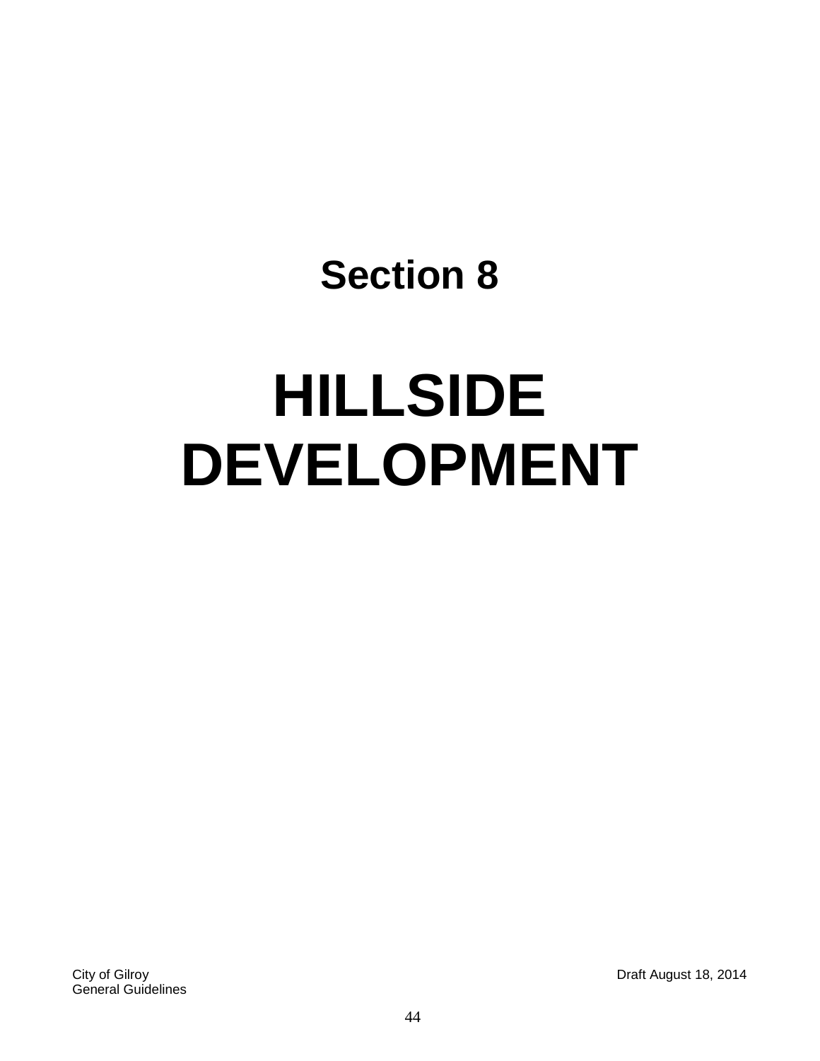# Section 8

# HILLSIDE DEVELOPMENT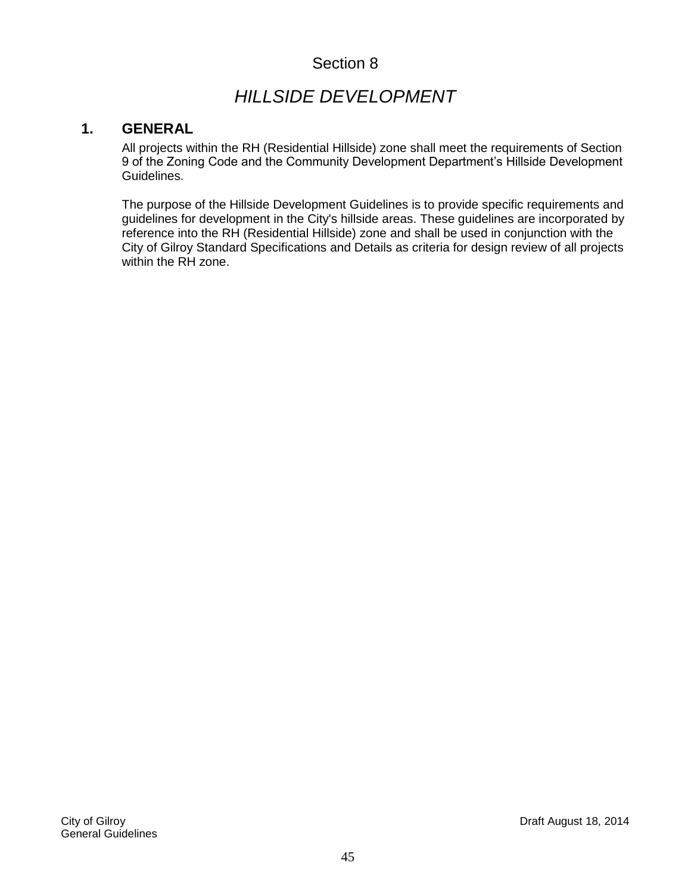# Section 8

## *HILLSIDE DEVELOPMENT*

### 1. GENERAL

All projects within the RH (Residential Hillside) zone shall meet the requirements of Section 9 of the Zoning Code and the Community Development Department's Hillside Development Guidelines.

The purpose of the Hillside Development Guidelines is to provide specific requirements and guidelines for development in the City's hillside areas. These guidelines are incorporated by reference into the RH (Residential Hillside) zone and shall be used in conjunction with the City of Gilroy Standard Specifications and Details as criteria for design review of all projects within the RH zone.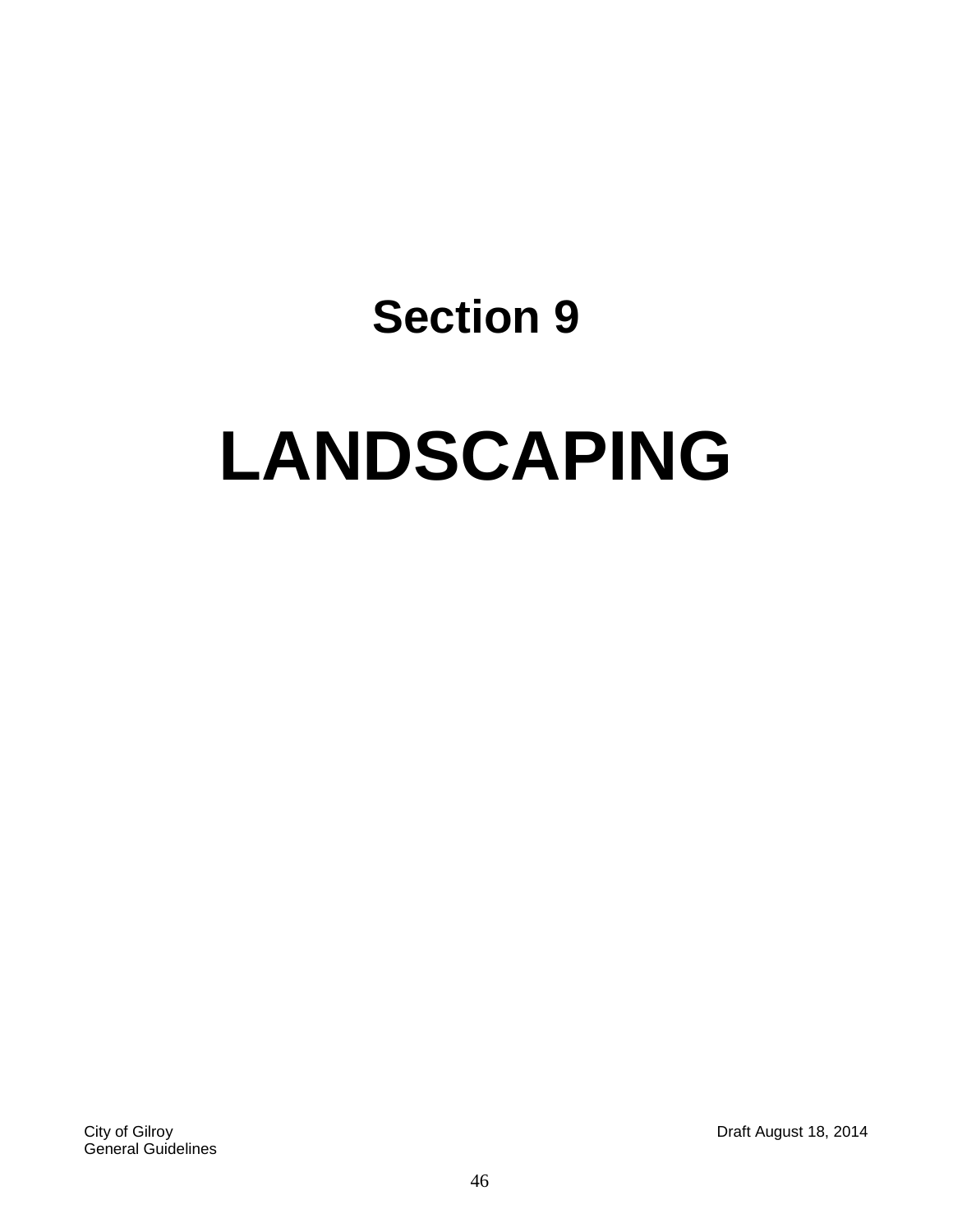# Section 9

# LANDSCAPING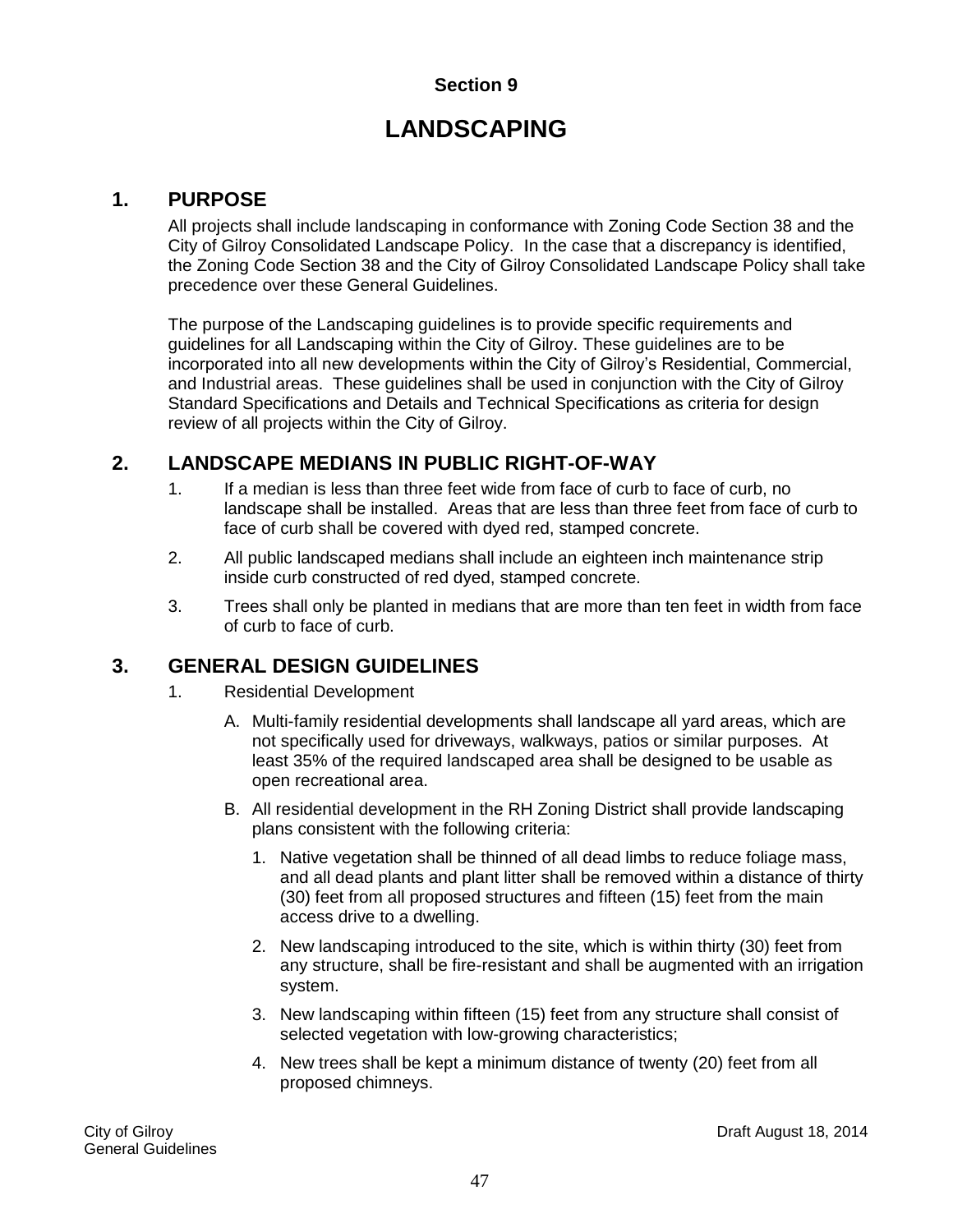Section 9

# LANDSCAPING

## 1. PURPOSE

All projects shall include landscaping in conformance with Zoning Code Section 38 and the City of Gilroy Consolidated Landscape Policy. In the case that a discrepancy is identified, the Zoning Code Section 38 and the City of Gilroy Consolidated Landscape Policy shall take precedence over these General Guidelines.

The purpose of the Landscaping guidelines is to provide specific requirements and guidelines for all Landscaping within the City of Gilroy. These guidelines are to be incorporated into all new developments within the City of Gilroy's Residential, Commercial, and Industrial areas. These guidelines shall be used in conjunction with the City of Gilroy Standard Specifications and Details and Technical Specifications as criteria for design review of all projects within the City of Gilroy.

## 2. LANDSCAPE MEDIANS IN PUBLIC RIGHT-OF-WAY

1. If a median is less than three feet wide from face of curb to face of curb, no landscape shall be installed. Areas that are less than three feet from face of curb to face of curb shall be covered with dyed red, stamped concrete.
2. All public landscaped medians shall include an eighteen inch maintenance strip inside curb constructed of red dyed, stamped concrete.
3. Trees shall only be planted in medians that are more than ten feet in width from face of curb to face of curb.

## 3. GENERAL DESIGN GUIDELINES

1. Residential Development
   - A. Multi-family residential developments shall landscape all yard areas, which are not specifically used for driveways, walkways, patios or similar purposes. At least 35% of the required landscaped area shall be designed to be usable as open recreational area.
   - B. All residential development in the RH Zoning District shall provide landscaping plans consistent with the following criteria:
     1. Native vegetation shall be thinned of all dead limbs to reduce foliage mass, and all dead plants and plant litter shall be removed within a distance of thirty (30) feet from all proposed structures and fifteen (15) feet from the main access drive to a dwelling.
     2. New landscaping introduced to the site, which is within thirty (30) feet from any structure, shall be fire-resistant and shall be augmented with an irrigation system.
     3. New landscaping within fifteen (15) feet from any structure shall consist of selected vegetation with low-growing characteristics;
     4. New trees shall be kept a minimum distance of twenty (20) feet from all proposed chimneys.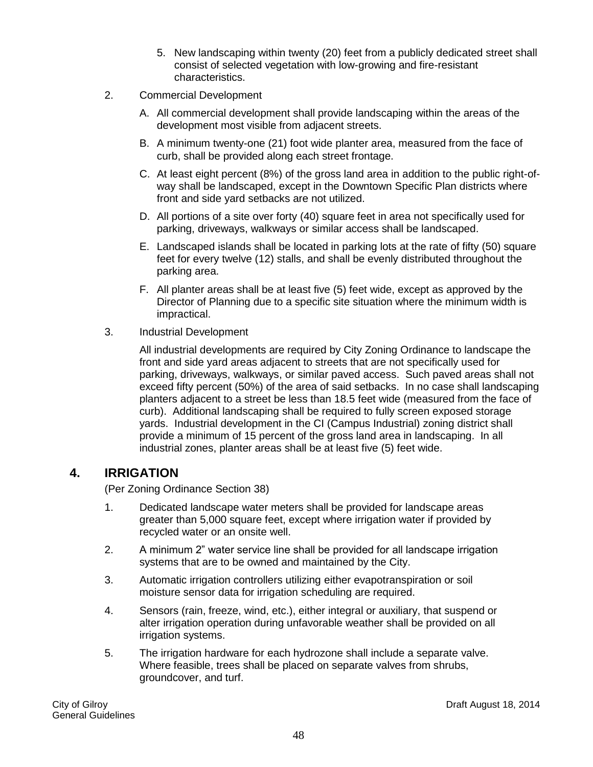5. New landscaping within twenty (20) feet from a publicly dedicated street shall consist of selected vegetation with low-growing and fire-resistant characteristics.

2. Commercial Development

   A. All commercial development shall provide landscaping within the areas of the development most visible from adjacent streets.

   B. A minimum twenty-one (21) foot wide planter area, measured from the face of curb, shall be provided along each street frontage.

   C. At least eight percent (8%) of the gross land area in addition to the public right-of-way shall be landscaped, except in the Downtown Specific Plan districts where front and side yard setbacks are not utilized.

   D. All portions of a site over forty (40) square feet in area not specifically used for parking, driveways, walkways or similar access shall be landscaped.

   E. Landscaped islands shall be located in parking lots at the rate of fifty (50) square feet for every twelve (12) stalls, and shall be evenly distributed throughout the parking area.

   F. All planter areas shall be at least five (5) feet wide, except as approved by the Director of Planning due to a specific site situation where the minimum width is impractical.

3. Industrial Development

   All industrial developments are required by City Zoning Ordinance to landscape the front and side yard areas adjacent to streets that are not specifically used for parking, driveways, walkways, or similar paved access. Such paved areas shall not exceed fifty percent (50%) of the area of said setbacks. In no case shall landscaping planters adjacent to a street be less than 18.5 feet wide (measured from the face of curb). Additional landscaping shall be required to fully screen exposed storage yards. Industrial development in the CI (Campus Industrial) zoning district shall provide a minimum of 15 percent of the gross land area in landscaping. In all industrial zones, planter areas shall be at least five (5) feet wide.

## 4. IRRIGATION

(Per Zoning Ordinance Section 38)

1. Dedicated landscape water meters shall be provided for landscape areas greater than 5,000 square feet, except where irrigation water if provided by recycled water or an onsite well.

2. A minimum 2" water service line shall be provided for all landscape irrigation systems that are to be owned and maintained by the City.

3. Automatic irrigation controllers utilizing either evapotranspiration or soil moisture sensor data for irrigation scheduling are required.

4. Sensors (rain, freeze, wind, etc.), either integral or auxiliary, that suspend or alter irrigation operation during unfavorable weather shall be provided on all irrigation systems.

5. The irrigation hardware for each hydrozone shall include a separate valve. Where feasible, trees shall be placed on separate valves from shrubs, groundcover, and turf.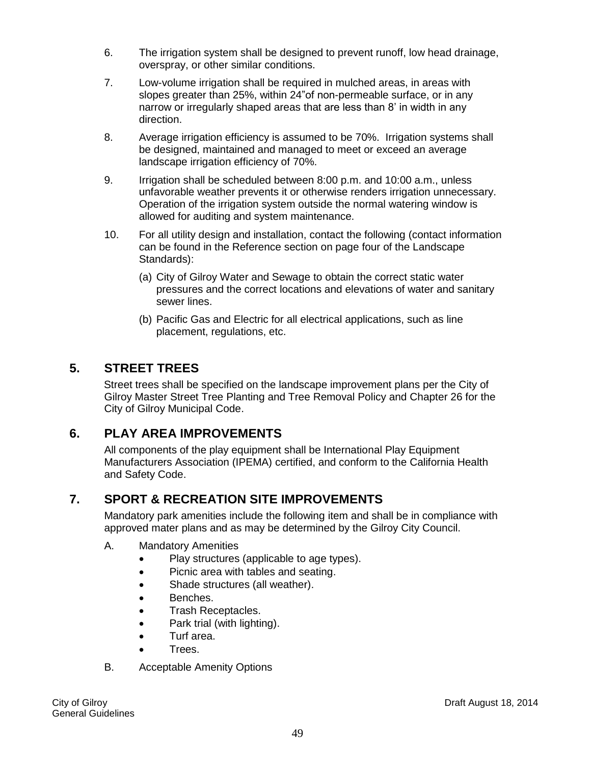6. The irrigation system shall be designed to prevent runoff, low head drainage, overspray, or other similar conditions.

7. Low-volume irrigation shall be required in mulched areas, in areas with slopes greater than 25%, within 24"of non-permeable surface, or in any narrow or irregularly shaped areas that are less than 8' in width in any direction.

8. Average irrigation efficiency is assumed to be 70%. Irrigation systems shall be designed, maintained and managed to meet or exceed an average landscape irrigation efficiency of 70%.

9. Irrigation shall be scheduled between 8:00 p.m. and 10:00 a.m., unless unfavorable weather prevents it or otherwise renders irrigation unnecessary. Operation of the irrigation system outside the normal watering window is allowed for auditing and system maintenance.

10. For all utility design and installation, contact the following (contact information can be found in the Reference section on page four of the Landscape Standards):

    (a) City of Gilroy Water and Sewage to obtain the correct static water pressures and the correct locations and elevations of water and sanitary sewer lines.

    (b) Pacific Gas and Electric for all electrical applications, such as line placement, regulations, etc.

## 5. STREET TREES

Street trees shall be specified on the landscape improvement plans per the City of Gilroy Master Street Tree Planting and Tree Removal Policy and Chapter 26 for the City of Gilroy Municipal Code.

## 6. PLAY AREA IMPROVEMENTS

All components of the play equipment shall be International Play Equipment Manufacturers Association (IPEMA) certified, and conform to the California Health and Safety Code.

## 7. SPORT & RECREATION SITE IMPROVEMENTS

Mandatory park amenities include the following item and shall be in compliance with approved mater plans and as may be determined by the Gilroy City Council.

A. Mandatory Amenities
- Play structures (applicable to age types).
- Picnic area with tables and seating.
- Shade structures (all weather).
- Benches.
- Trash Receptacles.
- Park trial (with lighting).
- Turf area.
- Trees.

B. Acceptable Amenity Options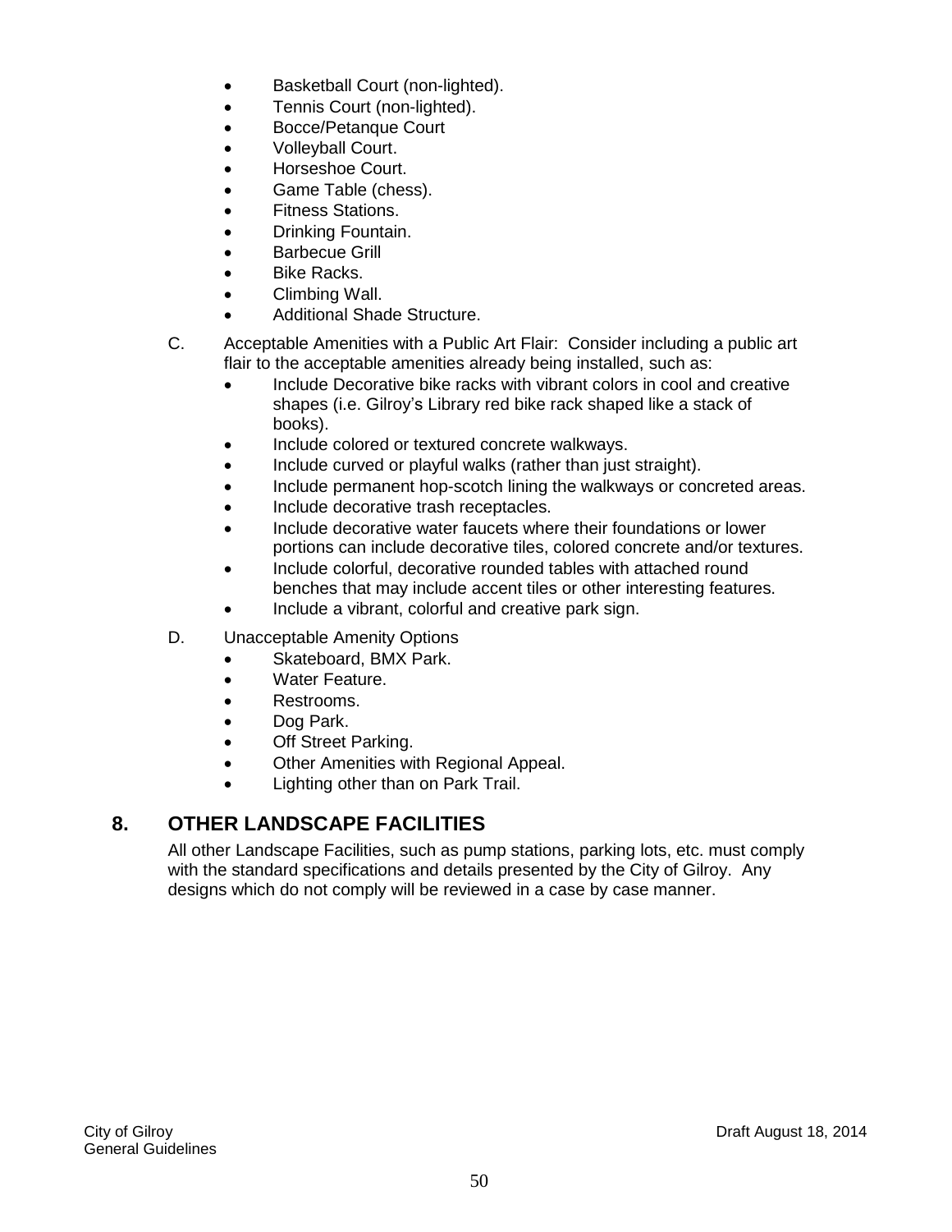- Basketball Court (non-lighted).
- Tennis Court (non-lighted).
- Bocce/Petanque Court
- Volleyball Court.
- Horseshoe Court.
- Game Table (chess).
- Fitness Stations.
- Drinking Fountain.
- Barbecue Grill
- Bike Racks.
- Climbing Wall.
- Additional Shade Structure.

C. Acceptable Amenities with a Public Art Flair: Consider including a public art flair to the acceptable amenities already being installed, such as:

- Include Decorative bike racks with vibrant colors in cool and creative shapes (i.e. Gilroy's Library red bike rack shaped like a stack of books).
- Include colored or textured concrete walkways.
- Include curved or playful walks (rather than just straight).
- Include permanent hop-scotch lining the walkways or concreted areas.
- Include decorative trash receptacles.
- Include decorative water faucets where their foundations or lower portions can include decorative tiles, colored concrete and/or textures.
- Include colorful, decorative rounded tables with attached round benches that may include accent tiles or other interesting features.
- Include a vibrant, colorful and creative park sign.

D. Unacceptable Amenity Options

- Skateboard, BMX Park.
- Water Feature.
- Restrooms.
- Dog Park.
- Off Street Parking.
- Other Amenities with Regional Appeal.
- Lighting other than on Park Trail.

## 8. OTHER LANDSCAPE FACILITIES

All other Landscape Facilities, such as pump stations, parking lots, etc. must comply with the standard specifications and details presented by the City of Gilroy. Any designs which do not comply will be reviewed in a case by case manner.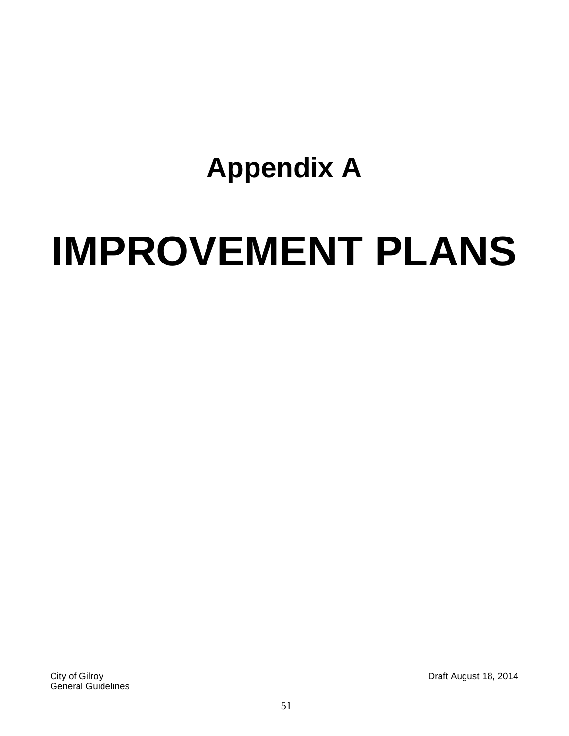# Appendix A

# IMPROVEMENT PLANS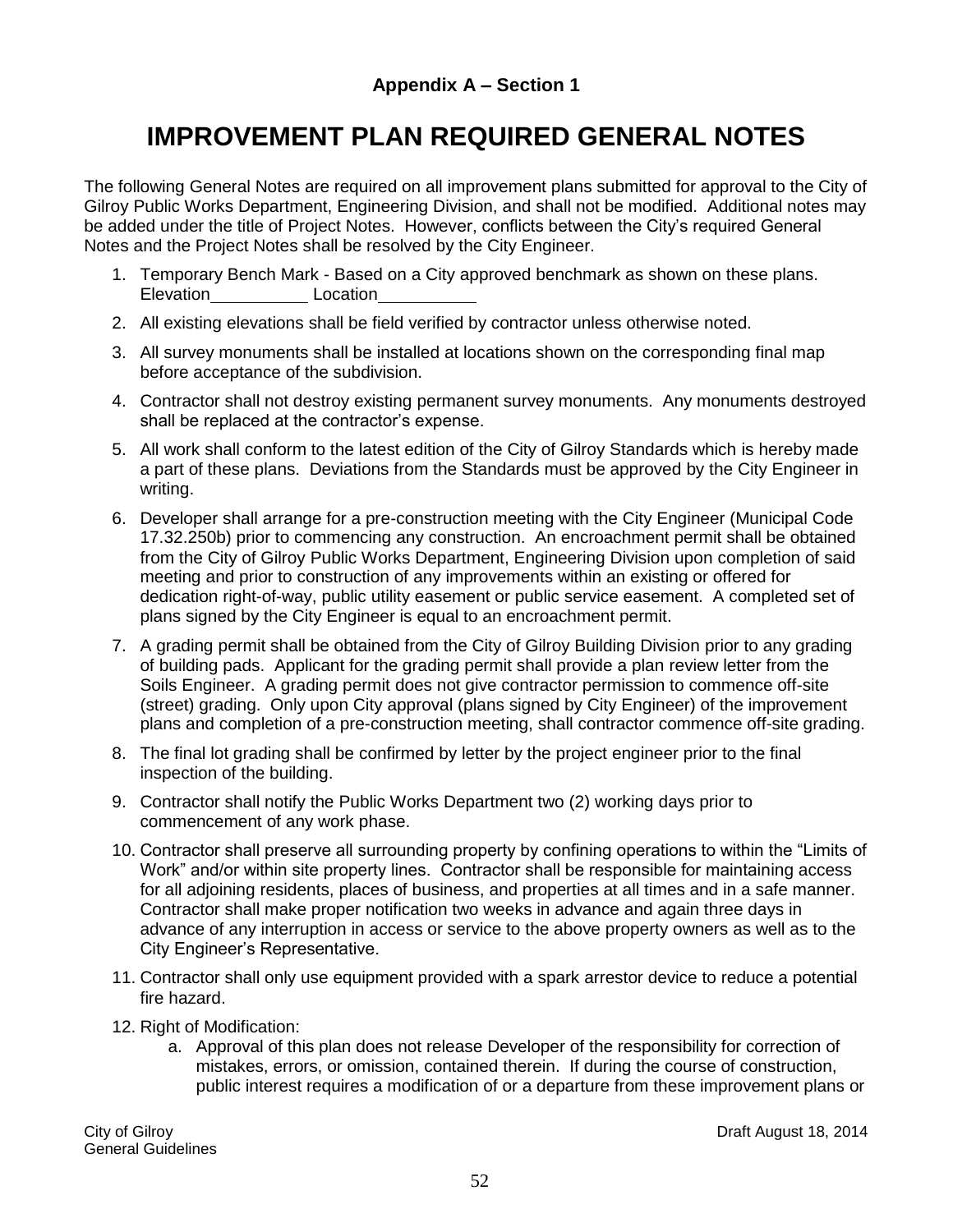### Appendix A – Section 1

# IMPROVEMENT PLAN REQUIRED GENERAL NOTES

The following General Notes are required on all improvement plans submitted for approval to the City of Gilroy Public Works Department, Engineering Division, and shall not be modified. Additional notes may be added under the title of Project Notes. However, conflicts between the City's required General Notes and the Project Notes shall be resolved by the City Engineer.

1. Temporary Bench Mark - Based on a City approved benchmark as shown on these plans. Elevation__________ Location__________
2. All existing elevations shall be field verified by contractor unless otherwise noted.
3. All survey monuments shall be installed at locations shown on the corresponding final map before acceptance of the subdivision.
4. Contractor shall not destroy existing permanent survey monuments. Any monuments destroyed shall be replaced at the contractor's expense.
5. All work shall conform to the latest edition of the City of Gilroy Standards which is hereby made a part of these plans. Deviations from the Standards must be approved by the City Engineer in writing.
6. Developer shall arrange for a pre-construction meeting with the City Engineer (Municipal Code 17.32.250b) prior to commencing any construction. An encroachment permit shall be obtained from the City of Gilroy Public Works Department, Engineering Division upon completion of said meeting and prior to construction of any improvements within an existing or offered for dedication right-of-way, public utility easement or public service easement. A completed set of plans signed by the City Engineer is equal to an encroachment permit.
7. A grading permit shall be obtained from the City of Gilroy Building Division prior to any grading of building pads. Applicant for the grading permit shall provide a plan review letter from the Soils Engineer. A grading permit does not give contractor permission to commence off-site (street) grading. Only upon City approval (plans signed by City Engineer) of the improvement plans and completion of a pre-construction meeting, shall contractor commence off-site grading.
8. The final lot grading shall be confirmed by letter by the project engineer prior to the final inspection of the building.
9. Contractor shall notify the Public Works Department two (2) working days prior to commencement of any work phase.
10. Contractor shall preserve all surrounding property by confining operations to within the "Limits of Work" and/or within site property lines. Contractor shall be responsible for maintaining access for all adjoining residents, places of business, and properties at all times and in a safe manner. Contractor shall make proper notification two weeks in advance and again three days in advance of any interruption in access or service to the above property owners as well as to the City Engineer's Representative.
11. Contractor shall only use equipment provided with a spark arrestor device to reduce a potential fire hazard.
12. Right of Modification:
    a. Approval of this plan does not release Developer of the responsibility for correction of mistakes, errors, or omission, contained therein. If during the course of construction, public interest requires a modification of or a departure from these improvement plans or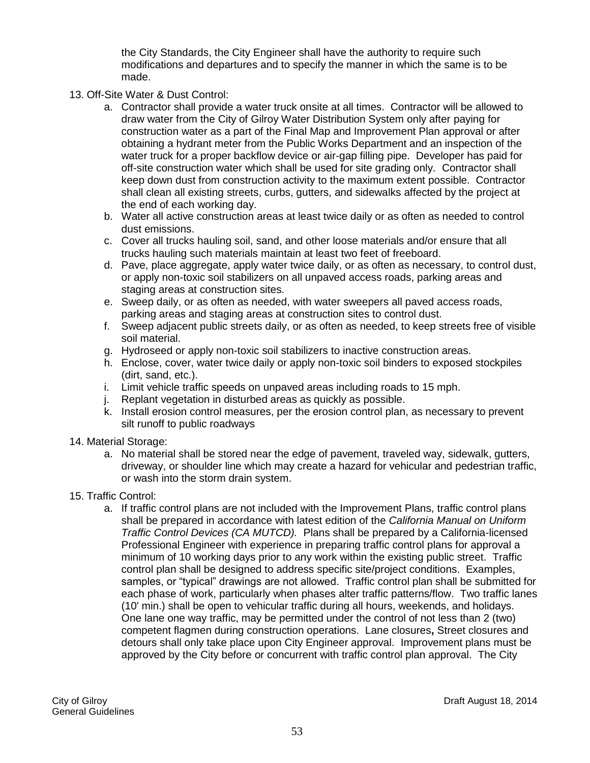the City Standards, the City Engineer shall have the authority to require such modifications and departures and to specify the manner in which the same is to be made.

13. Off-Site Water & Dust Control:
    a. Contractor shall provide a water truck onsite at all times. Contractor will be allowed to draw water from the City of Gilroy Water Distribution System only after paying for construction water as a part of the Final Map and Improvement Plan approval or after obtaining a hydrant meter from the Public Works Department and an inspection of the water truck for a proper backflow device or air-gap filling pipe. Developer has paid for off-site construction water which shall be used for site grading only. Contractor shall keep down dust from construction activity to the maximum extent possible. Contractor shall clean all existing streets, curbs, gutters, and sidewalks affected by the project at the end of each working day.
    b. Water all active construction areas at least twice daily or as often as needed to control dust emissions.
    c. Cover all trucks hauling soil, sand, and other loose materials and/or ensure that all trucks hauling such materials maintain at least two feet of freeboard.
    d. Pave, place aggregate, apply water twice daily, or as often as necessary, to control dust, or apply non-toxic soil stabilizers on all unpaved access roads, parking areas and staging areas at construction sites.
    e. Sweep daily, or as often as needed, with water sweepers all paved access roads, parking areas and staging areas at construction sites to control dust.
    f. Sweep adjacent public streets daily, or as often as needed, to keep streets free of visible soil material.
    g. Hydroseed or apply non-toxic soil stabilizers to inactive construction areas.
    h. Enclose, cover, water twice daily or apply non-toxic soil binders to exposed stockpiles (dirt, sand, etc.).
    i. Limit vehicle traffic speeds on unpaved areas including roads to 15 mph.
    j. Replant vegetation in disturbed areas as quickly as possible.
    k. Install erosion control measures, per the erosion control plan, as necessary to prevent silt runoff to public roadways

14. Material Storage:
    a. No material shall be stored near the edge of pavement, traveled way, sidewalk, gutters, driveway, or shoulder line which may create a hazard for vehicular and pedestrian traffic, or wash into the storm drain system.

15. Traffic Control:
    a. If traffic control plans are not included with the Improvement Plans, traffic control plans shall be prepared in accordance with latest edition of the *California Manual on Uniform Traffic Control Devices (CA MUTCD).* Plans shall be prepared by a California-licensed Professional Engineer with experience in preparing traffic control plans for approval a minimum of 10 working days prior to any work within the existing public street. Traffic control plan shall be designed to address specific site/project conditions. Examples, samples, or "typical" drawings are not allowed. Traffic control plan shall be submitted for each phase of work, particularly when phases alter traffic patterns/flow. Two traffic lanes (10' min.) shall be open to vehicular traffic during all hours, weekends, and holidays. One lane one way traffic, may be permitted under the control of not less than 2 (two) competent flagmen during construction operations. Lane closures**,** Street closures and detours shall only take place upon City Engineer approval. Improvement plans must be approved by the City before or concurrent with traffic control plan approval. The City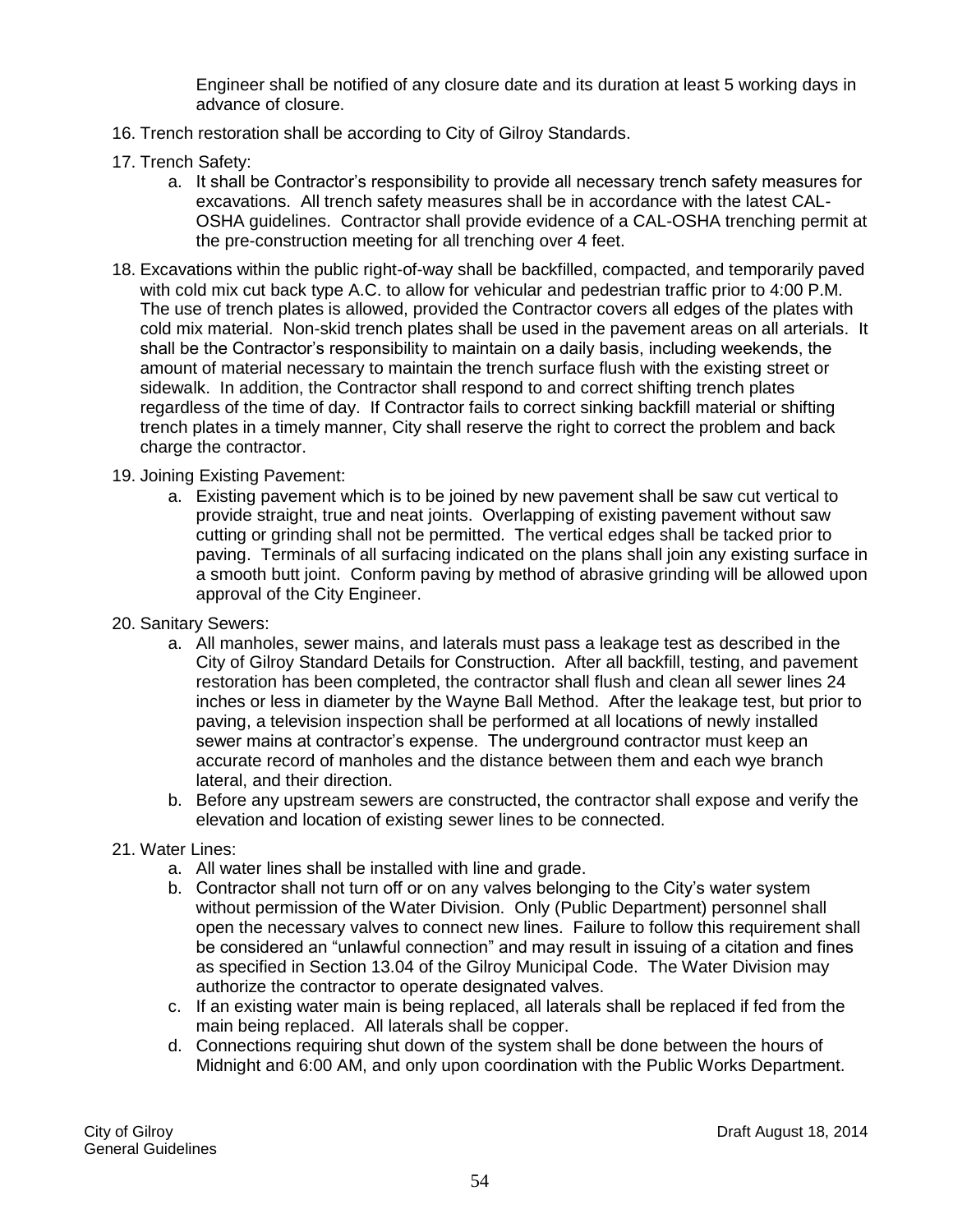Engineer shall be notified of any closure date and its duration at least 5 working days in advance of closure.

16. Trench restoration shall be according to City of Gilroy Standards.

17. Trench Safety:
    a. It shall be Contractor's responsibility to provide all necessary trench safety measures for excavations. All trench safety measures shall be in accordance with the latest CAL-OSHA guidelines. Contractor shall provide evidence of a CAL-OSHA trenching permit at the pre-construction meeting for all trenching over 4 feet.

18. Excavations within the public right-of-way shall be backfilled, compacted, and temporarily paved with cold mix cut back type A.C. to allow for vehicular and pedestrian traffic prior to 4:00 P.M. The use of trench plates is allowed, provided the Contractor covers all edges of the plates with cold mix material. Non-skid trench plates shall be used in the pavement areas on all arterials. It shall be the Contractor's responsibility to maintain on a daily basis, including weekends, the amount of material necessary to maintain the trench surface flush with the existing street or sidewalk. In addition, the Contractor shall respond to and correct shifting trench plates regardless of the time of day. If Contractor fails to correct sinking backfill material or shifting trench plates in a timely manner, City shall reserve the right to correct the problem and back charge the contractor.

19. Joining Existing Pavement:
    a. Existing pavement which is to be joined by new pavement shall be saw cut vertical to provide straight, true and neat joints. Overlapping of existing pavement without saw cutting or grinding shall not be permitted. The vertical edges shall be tacked prior to paving. Terminals of all surfacing indicated on the plans shall join any existing surface in a smooth butt joint. Conform paving by method of abrasive grinding will be allowed upon approval of the City Engineer.

20. Sanitary Sewers:
    a. All manholes, sewer mains, and laterals must pass a leakage test as described in the City of Gilroy Standard Details for Construction. After all backfill, testing, and pavement restoration has been completed, the contractor shall flush and clean all sewer lines 24 inches or less in diameter by the Wayne Ball Method. After the leakage test, but prior to paving, a television inspection shall be performed at all locations of newly installed sewer mains at contractor's expense. The underground contractor must keep an accurate record of manholes and the distance between them and each wye branch lateral, and their direction.
    b. Before any upstream sewers are constructed, the contractor shall expose and verify the elevation and location of existing sewer lines to be connected.

21. Water Lines:
    a. All water lines shall be installed with line and grade.
    b. Contractor shall not turn off or on any valves belonging to the City's water system without permission of the Water Division. Only (Public Department) personnel shall open the necessary valves to connect new lines. Failure to follow this requirement shall be considered an "unlawful connection" and may result in issuing of a citation and fines as specified in Section 13.04 of the Gilroy Municipal Code. The Water Division may authorize the contractor to operate designated valves.
    c. If an existing water main is being replaced, all laterals shall be replaced if fed from the main being replaced. All laterals shall be copper.
    d. Connections requiring shut down of the system shall be done between the hours of Midnight and 6:00 AM, and only upon coordination with the Public Works Department.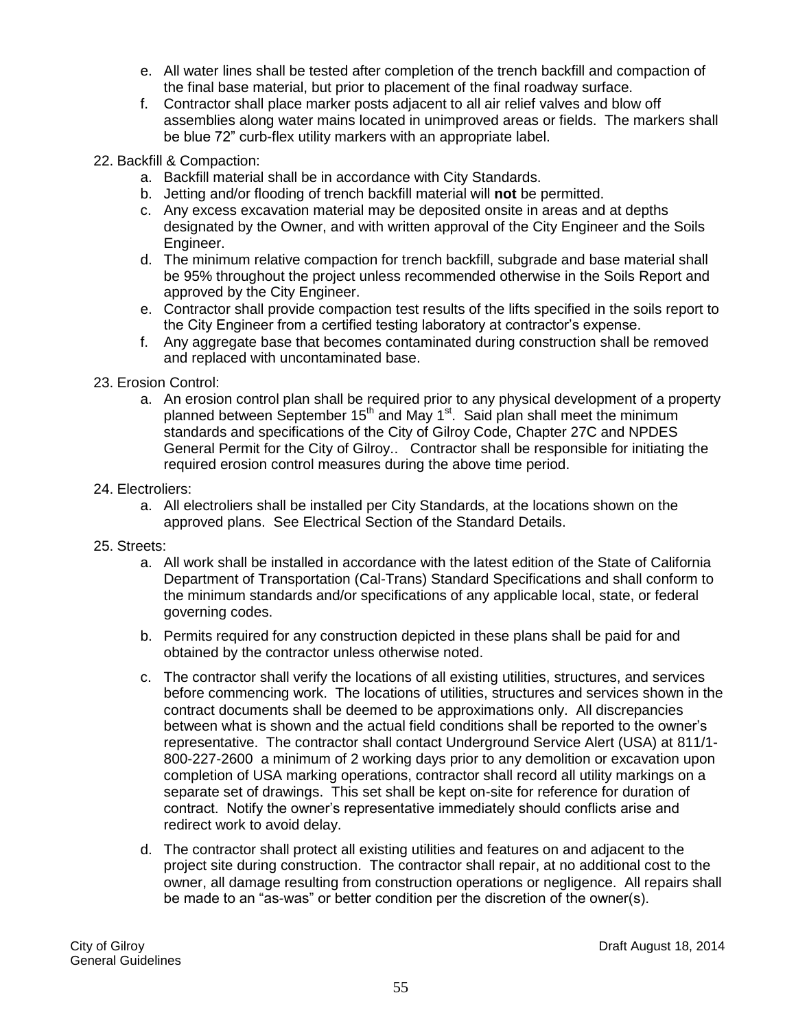e. All water lines shall be tested after completion of the trench backfill and compaction of the final base material, but prior to placement of the final roadway surface.
f. Contractor shall place marker posts adjacent to all air relief valves and blow off assemblies along water mains located in unimproved areas or fields. The markers shall be blue 72" curb-flex utility markers with an appropriate label.

22. Backfill & Compaction:
    a. Backfill material shall be in accordance with City Standards.
    b. Jetting and/or flooding of trench backfill material will **not** be permitted.
    c. Any excess excavation material may be deposited onsite in areas and at depths designated by the Owner, and with written approval of the City Engineer and the Soils Engineer.
    d. The minimum relative compaction for trench backfill, subgrade and base material shall be 95% throughout the project unless recommended otherwise in the Soils Report and approved by the City Engineer.
    e. Contractor shall provide compaction test results of the lifts specified in the soils report to the City Engineer from a certified testing laboratory at contractor's expense.
    f. Any aggregate base that becomes contaminated during construction shall be removed and replaced with uncontaminated base.

23. Erosion Control:
    a. An erosion control plan shall be required prior to any physical development of a property planned between September 15th and May 1st. Said plan shall meet the minimum standards and specifications of the City of Gilroy Code, Chapter 27C and NPDES General Permit for the City of Gilroy.. Contractor shall be responsible for initiating the required erosion control measures during the above time period.

24. Electroliers:
    a. All electroliers shall be installed per City Standards, at the locations shown on the approved plans. See Electrical Section of the Standard Details.

25. Streets:
    a. All work shall be installed in accordance with the latest edition of the State of California Department of Transportation (Cal-Trans) Standard Specifications and shall conform to the minimum standards and/or specifications of any applicable local, state, or federal governing codes.
    b. Permits required for any construction depicted in these plans shall be paid for and obtained by the contractor unless otherwise noted.
    c. The contractor shall verify the locations of all existing utilities, structures, and services before commencing work. The locations of utilities, structures and services shown in the contract documents shall be deemed to be approximations only. All discrepancies between what is shown and the actual field conditions shall be reported to the owner's representative. The contractor shall contact Underground Service Alert (USA) at 811/1-800-227-2600 a minimum of 2 working days prior to any demolition or excavation upon completion of USA marking operations, contractor shall record all utility markings on a separate set of drawings. This set shall be kept on-site for reference for duration of contract. Notify the owner's representative immediately should conflicts arise and redirect work to avoid delay.
    d. The contractor shall protect all existing utilities and features on and adjacent to the project site during construction. The contractor shall repair, at no additional cost to the owner, all damage resulting from construction operations or negligence. All repairs shall be made to an "as-was" or better condition per the discretion of the owner(s).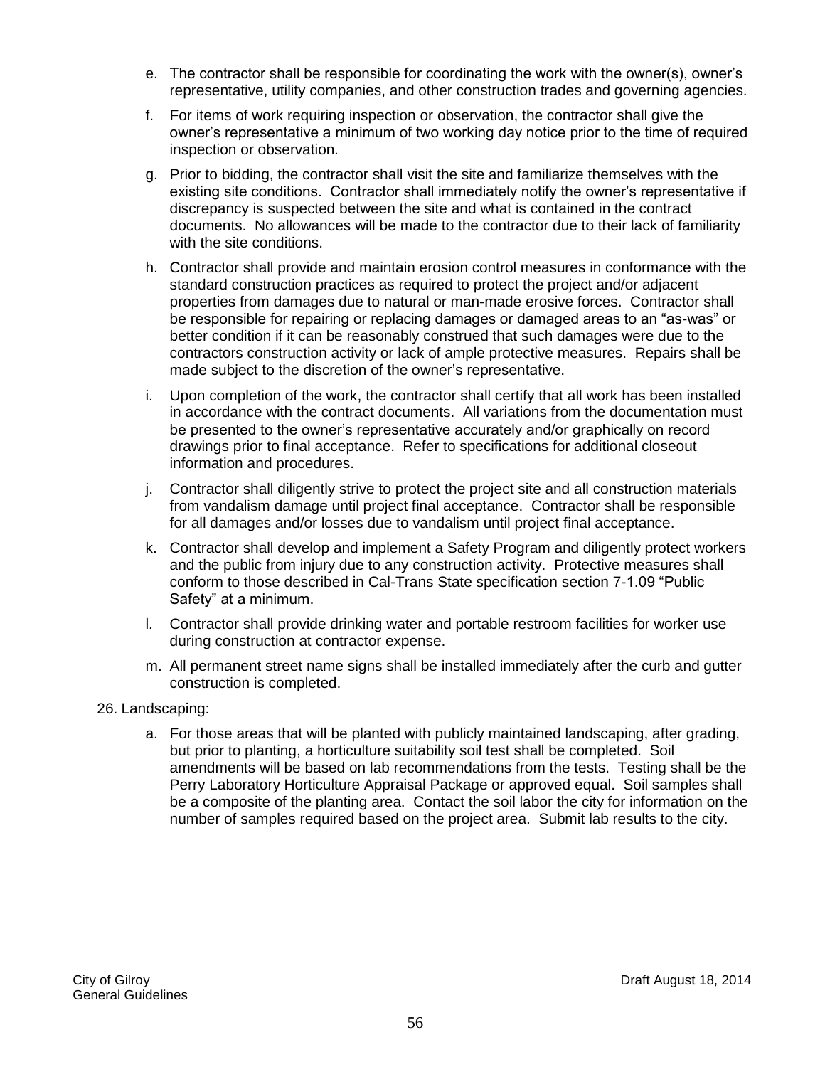e. The contractor shall be responsible for coordinating the work with the owner(s), owner's representative, utility companies, and other construction trades and governing agencies.

f. For items of work requiring inspection or observation, the contractor shall give the owner's representative a minimum of two working day notice prior to the time of required inspection or observation.

g. Prior to bidding, the contractor shall visit the site and familiarize themselves with the existing site conditions. Contractor shall immediately notify the owner's representative if discrepancy is suspected between the site and what is contained in the contract documents. No allowances will be made to the contractor due to their lack of familiarity with the site conditions.

h. Contractor shall provide and maintain erosion control measures in conformance with the standard construction practices as required to protect the project and/or adjacent properties from damages due to natural or man-made erosive forces. Contractor shall be responsible for repairing or replacing damages or damaged areas to an "as-was" or better condition if it can be reasonably construed that such damages were due to the contractors construction activity or lack of ample protective measures. Repairs shall be made subject to the discretion of the owner's representative.

i. Upon completion of the work, the contractor shall certify that all work has been installed in accordance with the contract documents. All variations from the documentation must be presented to the owner's representative accurately and/or graphically on record drawings prior to final acceptance. Refer to specifications for additional closeout information and procedures.

j. Contractor shall diligently strive to protect the project site and all construction materials from vandalism damage until project final acceptance. Contractor shall be responsible for all damages and/or losses due to vandalism until project final acceptance.

k. Contractor shall develop and implement a Safety Program and diligently protect workers and the public from injury due to any construction activity. Protective measures shall conform to those described in Cal-Trans State specification section 7-1.09 "Public Safety" at a minimum.

l. Contractor shall provide drinking water and portable restroom facilities for worker use during construction at contractor expense.

m. All permanent street name signs shall be installed immediately after the curb and gutter construction is completed.

26. Landscaping:

a. For those areas that will be planted with publicly maintained landscaping, after grading, but prior to planting, a horticulture suitability soil test shall be completed. Soil amendments will be based on lab recommendations from the tests. Testing shall be the Perry Laboratory Horticulture Appraisal Package or approved equal. Soil samples shall be a composite of the planting area. Contact the soil labor the city for information on the number of samples required based on the project area. Submit lab results to the city.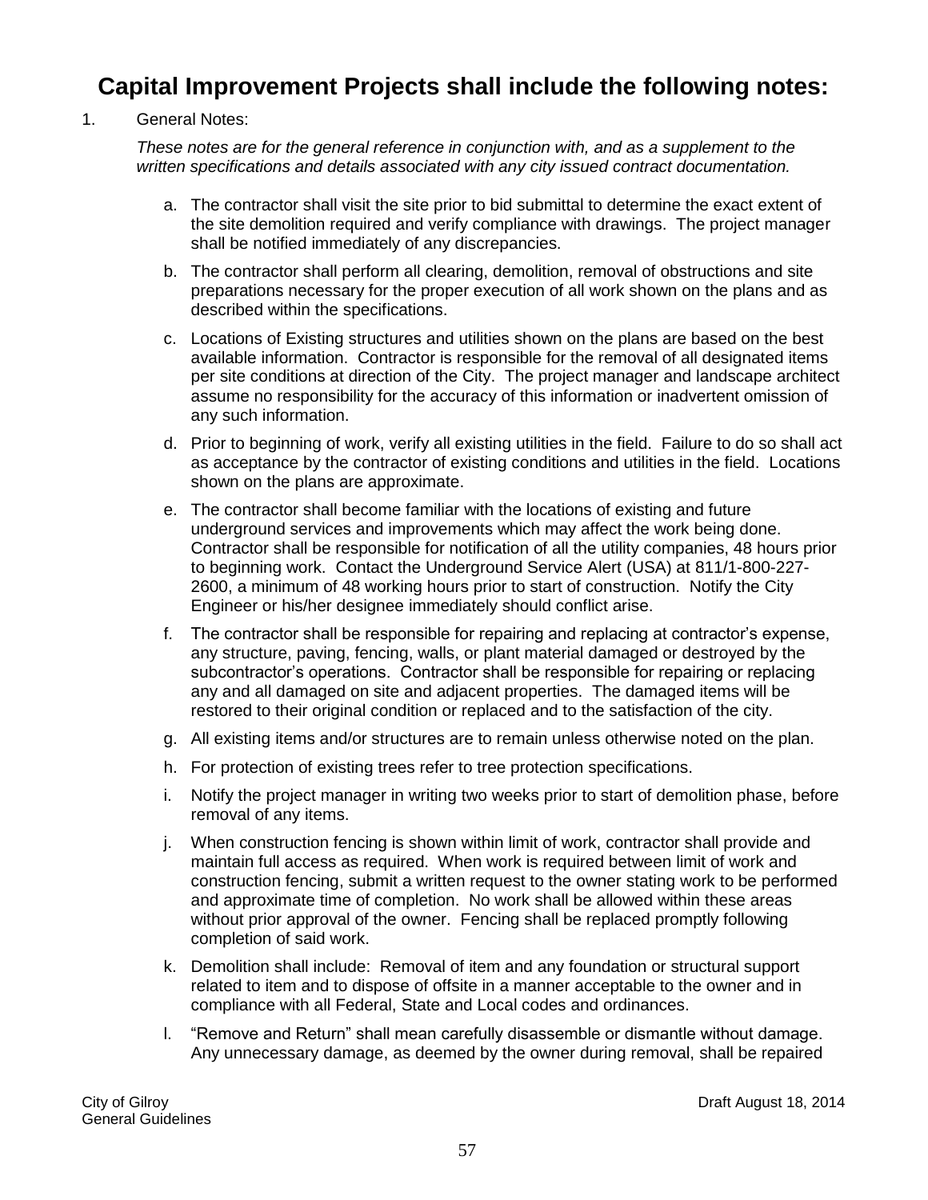# Capital Improvement Projects shall include the following notes:

1. General Notes:

   *These notes are for the general reference in conjunction with, and as a supplement to the written specifications and details associated with any city issued contract documentation.*

   a. The contractor shall visit the site prior to bid submittal to determine the exact extent of the site demolition required and verify compliance with drawings. The project manager shall be notified immediately of any discrepancies.

   b. The contractor shall perform all clearing, demolition, removal of obstructions and site preparations necessary for the proper execution of all work shown on the plans and as described within the specifications.

   c. Locations of Existing structures and utilities shown on the plans are based on the best available information. Contractor is responsible for the removal of all designated items per site conditions at direction of the City. The project manager and landscape architect assume no responsibility for the accuracy of this information or inadvertent omission of any such information.

   d. Prior to beginning of work, verify all existing utilities in the field. Failure to do so shall act as acceptance by the contractor of existing conditions and utilities in the field. Locations shown on the plans are approximate.

   e. The contractor shall become familiar with the locations of existing and future underground services and improvements which may affect the work being done. Contractor shall be responsible for notification of all the utility companies, 48 hours prior to beginning work. Contact the Underground Service Alert (USA) at 811/1-800-227-2600, a minimum of 48 working hours prior to start of construction. Notify the City Engineer or his/her designee immediately should conflict arise.

   f. The contractor shall be responsible for repairing and replacing at contractor's expense, any structure, paving, fencing, walls, or plant material damaged or destroyed by the subcontractor's operations. Contractor shall be responsible for repairing or replacing any and all damaged on site and adjacent properties. The damaged items will be restored to their original condition or replaced and to the satisfaction of the city.

   g. All existing items and/or structures are to remain unless otherwise noted on the plan.

   h. For protection of existing trees refer to tree protection specifications.

   i. Notify the project manager in writing two weeks prior to start of demolition phase, before removal of any items.

   j. When construction fencing is shown within limit of work, contractor shall provide and maintain full access as required. When work is required between limit of work and construction fencing, submit a written request to the owner stating work to be performed and approximate time of completion. No work shall be allowed within these areas without prior approval of the owner. Fencing shall be replaced promptly following completion of said work.

   k. Demolition shall include: Removal of item and any foundation or structural support related to item and to dispose of offsite in a manner acceptable to the owner and in compliance with all Federal, State and Local codes and ordinances.

   l. "Remove and Return" shall mean carefully disassemble or dismantle without damage. Any unnecessary damage, as deemed by the owner during removal, shall be repaired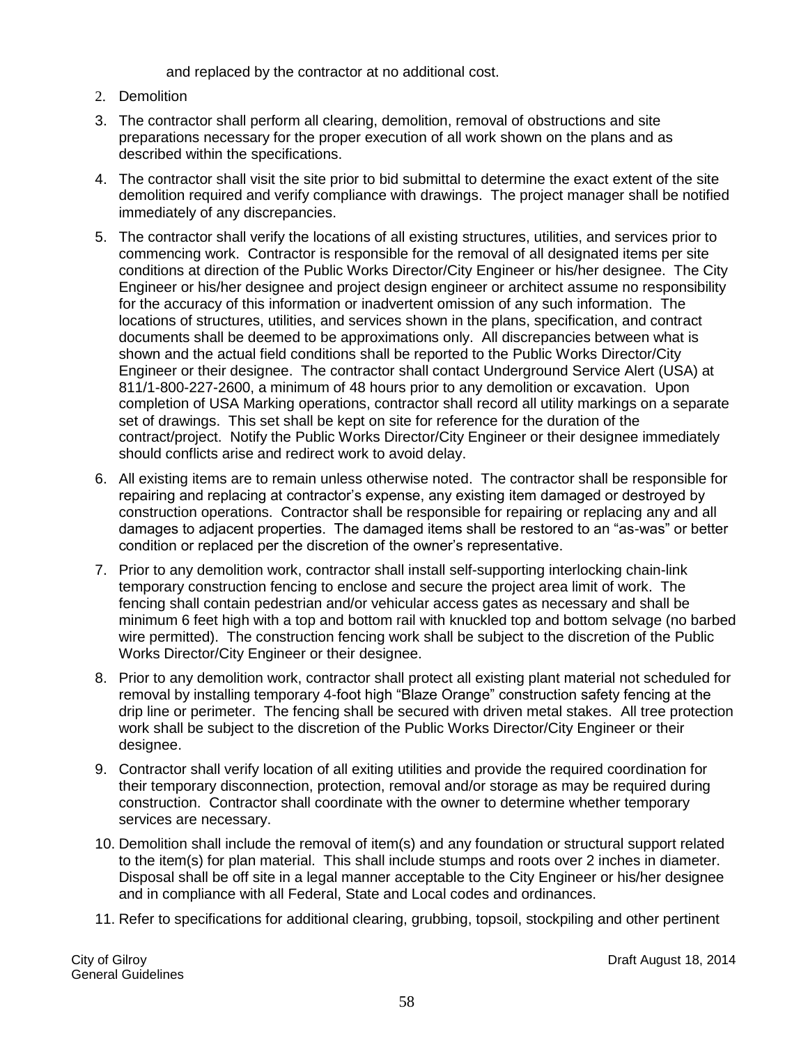and replaced by the contractor at no additional cost.

2. Demolition
3. The contractor shall perform all clearing, demolition, removal of obstructions and site preparations necessary for the proper execution of all work shown on the plans and as described within the specifications.
4. The contractor shall visit the site prior to bid submittal to determine the exact extent of the site demolition required and verify compliance with drawings. The project manager shall be notified immediately of any discrepancies.
5. The contractor shall verify the locations of all existing structures, utilities, and services prior to commencing work. Contractor is responsible for the removal of all designated items per site conditions at direction of the Public Works Director/City Engineer or his/her designee. The City Engineer or his/her designee and project design engineer or architect assume no responsibility for the accuracy of this information or inadvertent omission of any such information. The locations of structures, utilities, and services shown in the plans, specification, and contract documents shall be deemed to be approximations only. All discrepancies between what is shown and the actual field conditions shall be reported to the Public Works Director/City Engineer or their designee. The contractor shall contact Underground Service Alert (USA) at 811/1-800-227-2600, a minimum of 48 hours prior to any demolition or excavation. Upon completion of USA Marking operations, contractor shall record all utility markings on a separate set of drawings. This set shall be kept on site for reference for the duration of the contract/project. Notify the Public Works Director/City Engineer or their designee immediately should conflicts arise and redirect work to avoid delay.
6. All existing items are to remain unless otherwise noted. The contractor shall be responsible for repairing and replacing at contractor's expense, any existing item damaged or destroyed by construction operations. Contractor shall be responsible for repairing or replacing any and all damages to adjacent properties. The damaged items shall be restored to an "as-was" or better condition or replaced per the discretion of the owner's representative.
7. Prior to any demolition work, contractor shall install self-supporting interlocking chain-link temporary construction fencing to enclose and secure the project area limit of work. The fencing shall contain pedestrian and/or vehicular access gates as necessary and shall be minimum 6 feet high with a top and bottom rail with knuckled top and bottom selvage (no barbed wire permitted). The construction fencing work shall be subject to the discretion of the Public Works Director/City Engineer or their designee.
8. Prior to any demolition work, contractor shall protect all existing plant material not scheduled for removal by installing temporary 4-foot high "Blaze Orange" construction safety fencing at the drip line or perimeter. The fencing shall be secured with driven metal stakes. All tree protection work shall be subject to the discretion of the Public Works Director/City Engineer or their designee.
9. Contractor shall verify location of all exiting utilities and provide the required coordination for their temporary disconnection, protection, removal and/or storage as may be required during construction. Contractor shall coordinate with the owner to determine whether temporary services are necessary.
10. Demolition shall include the removal of item(s) and any foundation or structural support related to the item(s) for plan material. This shall include stumps and roots over 2 inches in diameter. Disposal shall be off site in a legal manner acceptable to the City Engineer or his/her designee and in compliance with all Federal, State and Local codes and ordinances.
11. Refer to specifications for additional clearing, grubbing, topsoil, stockpiling and other pertinent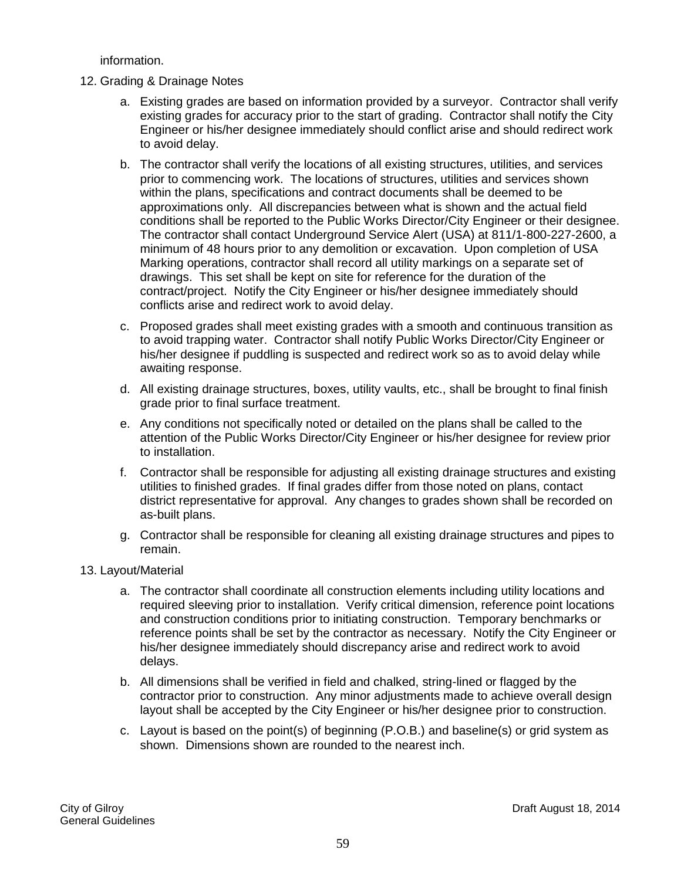information.

12. Grading & Drainage Notes

    a. Existing grades are based on information provided by a surveyor. Contractor shall verify existing grades for accuracy prior to the start of grading. Contractor shall notify the City Engineer or his/her designee immediately should conflict arise and should redirect work to avoid delay.

    b. The contractor shall verify the locations of all existing structures, utilities, and services prior to commencing work. The locations of structures, utilities and services shown within the plans, specifications and contract documents shall be deemed to be approximations only. All discrepancies between what is shown and the actual field conditions shall be reported to the Public Works Director/City Engineer or their designee. The contractor shall contact Underground Service Alert (USA) at 811/1-800-227-2600, a minimum of 48 hours prior to any demolition or excavation. Upon completion of USA Marking operations, contractor shall record all utility markings on a separate set of drawings. This set shall be kept on site for reference for the duration of the contract/project. Notify the City Engineer or his/her designee immediately should conflicts arise and redirect work to avoid delay.

    c. Proposed grades shall meet existing grades with a smooth and continuous transition as to avoid trapping water. Contractor shall notify Public Works Director/City Engineer or his/her designee if puddling is suspected and redirect work so as to avoid delay while awaiting response.

    d. All existing drainage structures, boxes, utility vaults, etc., shall be brought to final finish grade prior to final surface treatment.

    e. Any conditions not specifically noted or detailed on the plans shall be called to the attention of the Public Works Director/City Engineer or his/her designee for review prior to installation.

    f. Contractor shall be responsible for adjusting all existing drainage structures and existing utilities to finished grades. If final grades differ from those noted on plans, contact district representative for approval. Any changes to grades shown shall be recorded on as-built plans.

    g. Contractor shall be responsible for cleaning all existing drainage structures and pipes to remain.

13. Layout/Material

    a. The contractor shall coordinate all construction elements including utility locations and required sleeving prior to installation. Verify critical dimension, reference point locations and construction conditions prior to initiating construction. Temporary benchmarks or reference points shall be set by the contractor as necessary. Notify the City Engineer or his/her designee immediately should discrepancy arise and redirect work to avoid delays.

    b. All dimensions shall be verified in field and chalked, string-lined or flagged by the contractor prior to construction. Any minor adjustments made to achieve overall design layout shall be accepted by the City Engineer or his/her designee prior to construction.

    c. Layout is based on the point(s) of beginning (P.O.B.) and baseline(s) or grid system as shown. Dimensions shown are rounded to the nearest inch.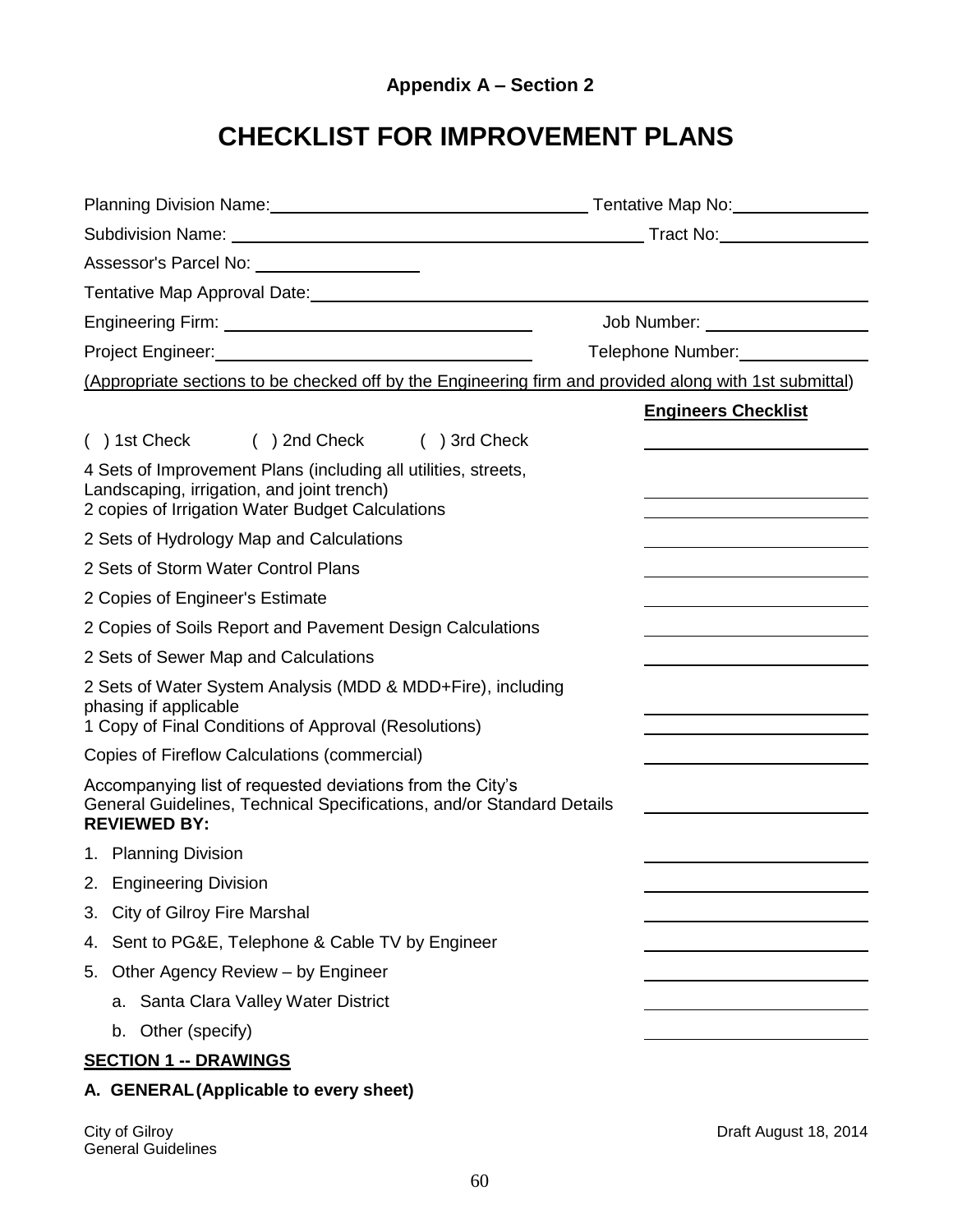**Appendix A – Section 2**

# CHECKLIST FOR IMPROVEMENT PLANS

Planning Division Name:\_\_\_\_\_\_\_\_\_\_\_\_\_\_\_\_\_\_\_\_\_\_\_\_\_\_\_\_\_\_ Tentative Map No:\_\_\_\_\_\_\_\_\_\_\_\_\_\_

Subdivision Name: \_\_\_\_\_\_\_\_\_\_\_\_\_\_\_\_\_\_\_\_\_\_\_\_\_\_\_\_\_\_\_\_\_\_\_\_\_\_ Tract No:\_\_\_\_\_\_\_\_\_\_\_\_\_\_

Assessor's Parcel No: \_\_\_\_\_\_\_\_\_\_\_\_\_\_\_\_

Tentative Map Approval Date:\_\_\_\_\_\_\_\_\_\_\_\_\_\_\_\_\_\_\_\_\_\_\_\_\_\_\_\_\_\_\_\_\_\_\_\_\_\_\_\_\_\_\_\_\_\_\_\_\_\_

Engineering Firm: \_\_\_\_\_\_\_\_\_\_\_\_\_\_\_\_\_\_\_\_\_\_\_\_\_\_\_\_\_\_ Job Number: \_\_\_\_\_\_\_\_\_\_\_\_\_\_\_\_

Project Engineer:\_\_\_\_\_\_\_\_\_\_\_\_\_\_\_\_\_\_\_\_\_\_\_\_\_\_\_\_\_\_ Telephone Number:\_\_\_\_\_\_\_\_\_\_\_\_\_\_

(Appropriate sections to be checked off by the Engineering firm and provided along with 1st submittal)

| | **Engineers Checklist** |
|---|---|
| ( ) 1st Check ( ) 2nd Check ( ) 3rd Check | \_\_\_\_\_\_\_\_\_\_\_\_ |
| 4 Sets of Improvement Plans (including all utilities, streets, Landscaping, irrigation, and joint trench) | \_\_\_\_\_\_\_\_\_\_\_\_ |
| 2 copies of Irrigation Water Budget Calculations | \_\_\_\_\_\_\_\_\_\_\_\_ |
| 2 Sets of Hydrology Map and Calculations | \_\_\_\_\_\_\_\_\_\_\_\_ |
| 2 Sets of Storm Water Control Plans | \_\_\_\_\_\_\_\_\_\_\_\_ |
| 2 Copies of Engineer's Estimate | \_\_\_\_\_\_\_\_\_\_\_\_ |
| 2 Copies of Soils Report and Pavement Design Calculations | \_\_\_\_\_\_\_\_\_\_\_\_ |
| 2 Sets of Sewer Map and Calculations | \_\_\_\_\_\_\_\_\_\_\_\_ |
| 2 Sets of Water System Analysis (MDD & MDD+Fire), including phasing if applicable | \_\_\_\_\_\_\_\_\_\_\_\_ |
| 1 Copy of Final Conditions of Approval (Resolutions) | \_\_\_\_\_\_\_\_\_\_\_\_ |
| Copies of Fireflow Calculations (commercial) | \_\_\_\_\_\_\_\_\_\_\_\_ |
| Accompanying list of requested deviations from the City's General Guidelines, Technical Specifications, and/or Standard Details | \_\_\_\_\_\_\_\_\_\_\_\_ |
| **REVIEWED BY:** | |
| 1. Planning Division | \_\_\_\_\_\_\_\_\_\_\_\_ |
| 2. Engineering Division | \_\_\_\_\_\_\_\_\_\_\_\_ |
| 3. City of Gilroy Fire Marshal | \_\_\_\_\_\_\_\_\_\_\_\_ |
| 4. Sent to PG&E, Telephone & Cable TV by Engineer | \_\_\_\_\_\_\_\_\_\_\_\_ |
| 5. Other Agency Review – by Engineer | \_\_\_\_\_\_\_\_\_\_\_\_ |
| a. Santa Clara Valley Water District | \_\_\_\_\_\_\_\_\_\_\_\_ |
| b. Other (specify) | \_\_\_\_\_\_\_\_\_\_\_\_ |

**SECTION 1 -- DRAWINGS**

**A. GENERAL (Applicable to every sheet)**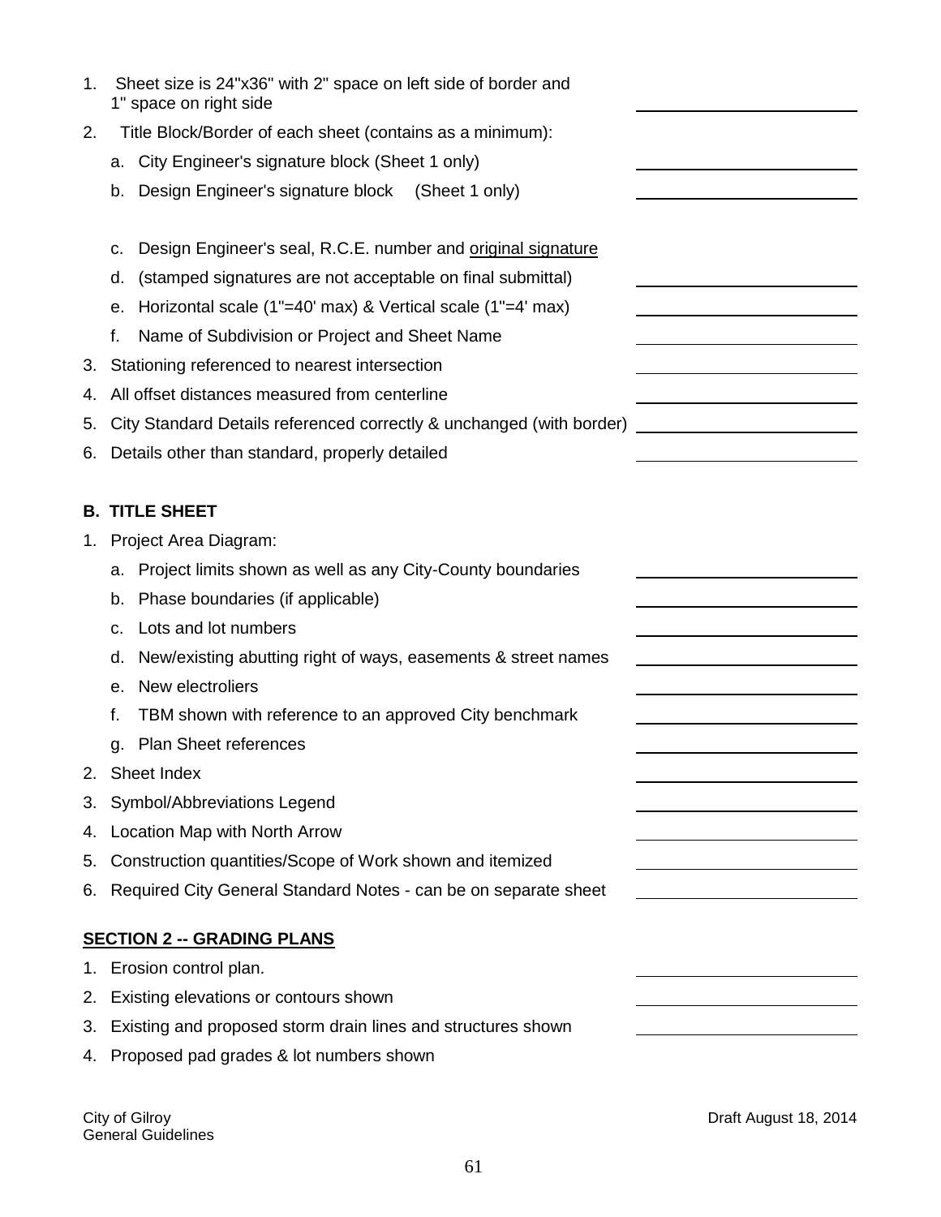1. Sheet size is 24"x36" with 2" space on left side of border and 1" space on right side ______________
2. Title Block/Border of each sheet (contains as a minimum):
   a. City Engineer's signature block (Sheet 1 only) ______________
   b. Design Engineer's signature block (Sheet 1 only) ______________
   c. Design Engineer's seal, R.C.E. number and <u>original signature</u>
   d. (stamped signatures are not acceptable on final submittal) ______________
   e. Horizontal scale (1"=40' max) & Vertical scale (1"=4' max) ______________
   f. Name of Subdivision or Project and Sheet Name ______________
3. Stationing referenced to nearest intersection ______________
4. All offset distances measured from centerline ______________
5. City Standard Details referenced correctly & unchanged (with border) ______________
6. Details other than standard, properly detailed ______________

**B. TITLE SHEET**

1. Project Area Diagram:
   a. Project limits shown as well as any City-County boundaries ______________
   b. Phase boundaries (if applicable) ______________
   c. Lots and lot numbers ______________
   d. New/existing abutting right of ways, easements & street names ______________
   e. New electroliers ______________
   f. TBM shown with reference to an approved City benchmark ______________
   g. Plan Sheet references ______________
2. Sheet Index ______________
3. Symbol/Abbreviations Legend ______________
4. Location Map with North Arrow ______________
5. Construction quantities/Scope of Work shown and itemized ______________
6. Required City General Standard Notes - can be on separate sheet ______________

**<u>SECTION 2 -- GRADING PLANS</u>**

1. Erosion control plan. ______________
2. Existing elevations or contours shown ______________
3. Existing and proposed storm drain lines and structures shown ______________
4. Proposed pad grades & lot numbers shown

City of Gilroy
General Guidelines

Draft August 18, 2014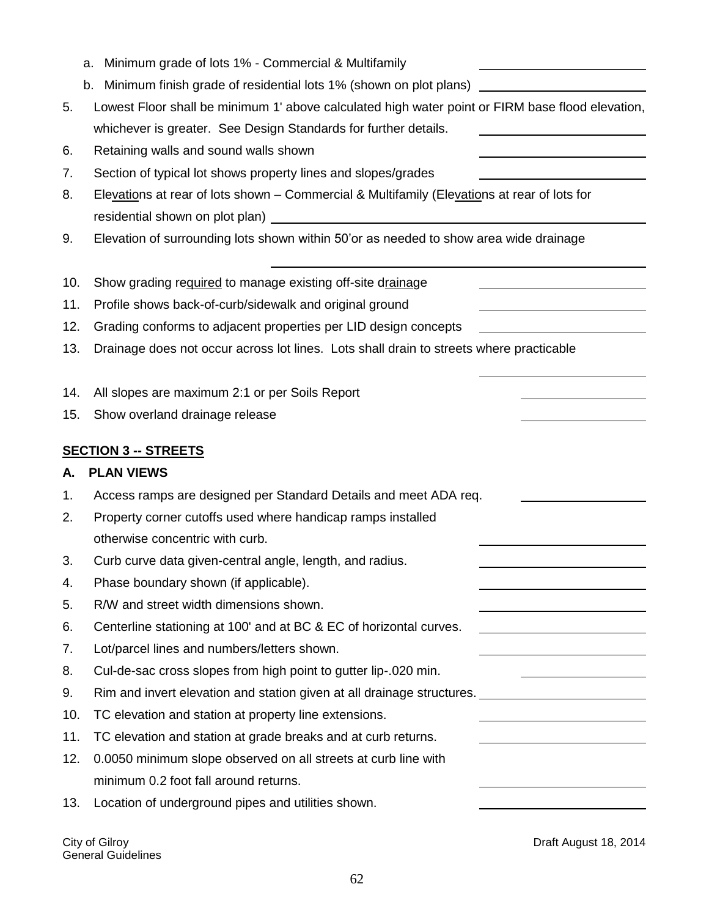a. Minimum grade of lots 1% - Commercial & Multifamily \_\_\_\_\_\_\_\_\_\_\_\_\_\_\_\_

   b. Minimum finish grade of residential lots 1% (shown on plot plans) \_\_\_\_\_\_\_\_\_\_\_\_\_\_\_\_

5. Lowest Floor shall be minimum 1' above calculated high water point or FIRM base flood elevation, whichever is greater. See Design Standards for further details. \_\_\_\_\_\_\_\_\_\_\_\_\_\_\_\_
6. Retaining walls and sound walls shown \_\_\_\_\_\_\_\_\_\_\_\_\_\_\_\_
7. Section of typical lot shows property lines and slopes/grades \_\_\_\_\_\_\_\_\_\_\_\_\_\_\_\_
8. Elevations at rear of lots shown – Commercial & Multifamily (Elevations at rear of lots for residential shown on plot plan) \_\_\_\_\_\_\_\_\_\_\_\_\_\_\_\_
9. Elevation of surrounding lots shown within 50'or as needed to show area wide drainage \_\_\_\_\_\_\_\_\_\_\_\_\_\_\_\_
10. Show grading required to manage existing off-site drainage \_\_\_\_\_\_\_\_\_\_\_\_\_\_\_\_
11. Profile shows back-of-curb/sidewalk and original ground \_\_\_\_\_\_\_\_\_\_\_\_\_\_\_\_
12. Grading conforms to adjacent properties per LID design concepts \_\_\_\_\_\_\_\_\_\_\_\_\_\_\_\_
13. Drainage does not occur across lot lines. Lots shall drain to streets where practicable \_\_\_\_\_\_\_\_\_\_\_\_\_\_\_\_
14. All slopes are maximum 2:1 or per Soils Report \_\_\_\_\_\_\_\_\_\_\_\_\_\_\_\_
15. Show overland drainage release \_\_\_\_\_\_\_\_\_\_\_\_\_\_\_\_

## SECTION 3 -- STREETS

### A. PLAN VIEWS

1. Access ramps are designed per Standard Details and meet ADA req. \_\_\_\_\_\_\_\_\_\_\_\_\_\_\_\_
2. Property corner cutoffs used where handicap ramps installed otherwise concentric with curb. \_\_\_\_\_\_\_\_\_\_\_\_\_\_\_\_
3. Curb curve data given-central angle, length, and radius. \_\_\_\_\_\_\_\_\_\_\_\_\_\_\_\_
4. Phase boundary shown (if applicable). \_\_\_\_\_\_\_\_\_\_\_\_\_\_\_\_
5. R/W and street width dimensions shown. \_\_\_\_\_\_\_\_\_\_\_\_\_\_\_\_
6. Centerline stationing at 100' and at BC & EC of horizontal curves. \_\_\_\_\_\_\_\_\_\_\_\_\_\_\_\_
7. Lot/parcel lines and numbers/letters shown. \_\_\_\_\_\_\_\_\_\_\_\_\_\_\_\_
8. Cul-de-sac cross slopes from high point to gutter lip-.020 min. \_\_\_\_\_\_\_\_\_\_\_\_\_\_\_\_
9. Rim and invert elevation and station given at all drainage structures. \_\_\_\_\_\_\_\_\_\_\_\_\_\_\_\_
10. TC elevation and station at property line extensions. \_\_\_\_\_\_\_\_\_\_\_\_\_\_\_\_
11. TC elevation and station at grade breaks and at curb returns. \_\_\_\_\_\_\_\_\_\_\_\_\_\_\_\_
12. 0.0050 minimum slope observed on all streets at curb line with minimum 0.2 foot fall around returns. \_\_\_\_\_\_\_\_\_\_\_\_\_\_\_\_
13. Location of underground pipes and utilities shown. \_\_\_\_\_\_\_\_\_\_\_\_\_\_\_\_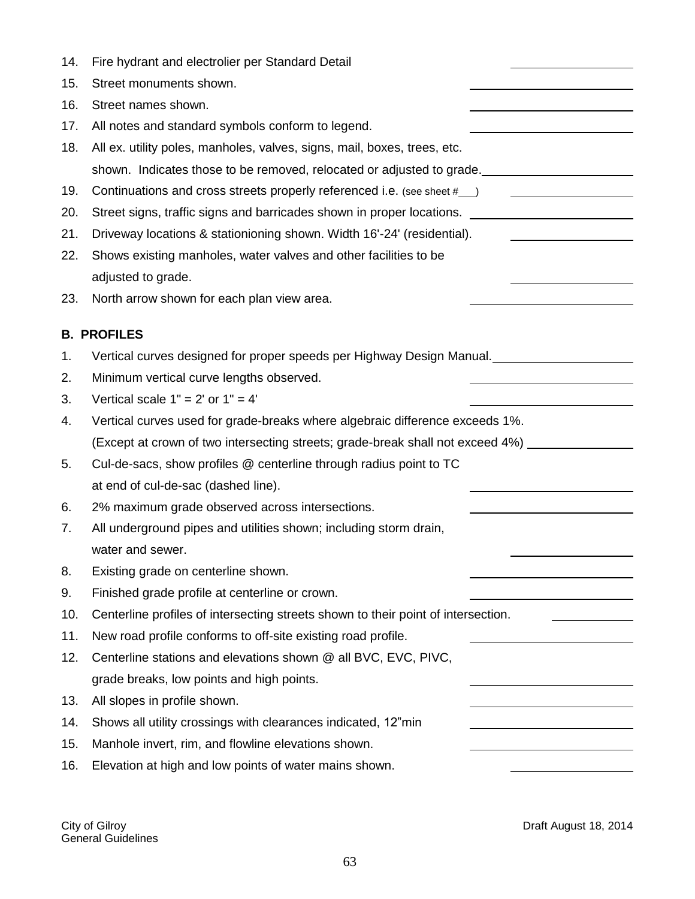14. Fire hydrant and electrolier per Standard Detail \_\_\_\_\_\_\_\_\_\_\_\_
15. Street monuments shown. \_\_\_\_\_\_\_\_\_\_\_\_
16. Street names shown. \_\_\_\_\_\_\_\_\_\_\_\_
17. All notes and standard symbols conform to legend. \_\_\_\_\_\_\_\_\_\_\_\_
18. All ex. utility poles, manholes, valves, signs, mail, boxes, trees, etc. shown. Indicates those to be removed, relocated or adjusted to grade. \_\_\_\_\_\_\_\_\_\_\_\_
19. Continuations and cross streets properly referenced i.e. (see sheet #\_\_\_) \_\_\_\_\_\_\_\_\_\_\_\_
20. Street signs, traffic signs and barricades shown in proper locations. \_\_\_\_\_\_\_\_\_\_\_\_
21. Driveway locations & stationioning shown. Width 16'-24' (residential). \_\_\_\_\_\_\_\_\_\_\_\_
22. Shows existing manholes, water valves and other facilities to be adjusted to grade. \_\_\_\_\_\_\_\_\_\_\_\_
23. North arrow shown for each plan view area. \_\_\_\_\_\_\_\_\_\_\_\_

**B. PROFILES**

1. Vertical curves designed for proper speeds per Highway Design Manual. \_\_\_\_\_\_\_\_\_\_\_\_
2. Minimum vertical curve lengths observed. \_\_\_\_\_\_\_\_\_\_\_\_
3. Vertical scale 1" = 2' or 1" = 4' \_\_\_\_\_\_\_\_\_\_\_\_
4. Vertical curves used for grade-breaks where algebraic difference exceeds 1%. (Except at crown of two intersecting streets; grade-break shall not exceed 4%) \_\_\_\_\_\_\_\_\_\_\_\_
5. Cul-de-sacs, show profiles @ centerline through radius point to TC at end of cul-de-sac (dashed line). \_\_\_\_\_\_\_\_\_\_\_\_
6. 2% maximum grade observed across intersections. \_\_\_\_\_\_\_\_\_\_\_\_
7. All underground pipes and utilities shown; including storm drain, water and sewer. \_\_\_\_\_\_\_\_\_\_\_\_
8. Existing grade on centerline shown. \_\_\_\_\_\_\_\_\_\_\_\_
9. Finished grade profile at centerline or crown. \_\_\_\_\_\_\_\_\_\_\_\_
10. Centerline profiles of intersecting streets shown to their point of intersection. \_\_\_\_\_\_\_\_\_\_\_\_
11. New road profile conforms to off-site existing road profile. \_\_\_\_\_\_\_\_\_\_\_\_
12. Centerline stations and elevations shown @ all BVC, EVC, PIVC, grade breaks, low points and high points. \_\_\_\_\_\_\_\_\_\_\_\_
13. All slopes in profile shown. \_\_\_\_\_\_\_\_\_\_\_\_
14. Shows all utility crossings with clearances indicated, 12"min \_\_\_\_\_\_\_\_\_\_\_\_
15. Manhole invert, rim, and flowline elevations shown. \_\_\_\_\_\_\_\_\_\_\_\_
16. Elevation at high and low points of water mains shown. \_\_\_\_\_\_\_\_\_\_\_\_

City of Gilroy
General Guidelines

Draft August 18, 2014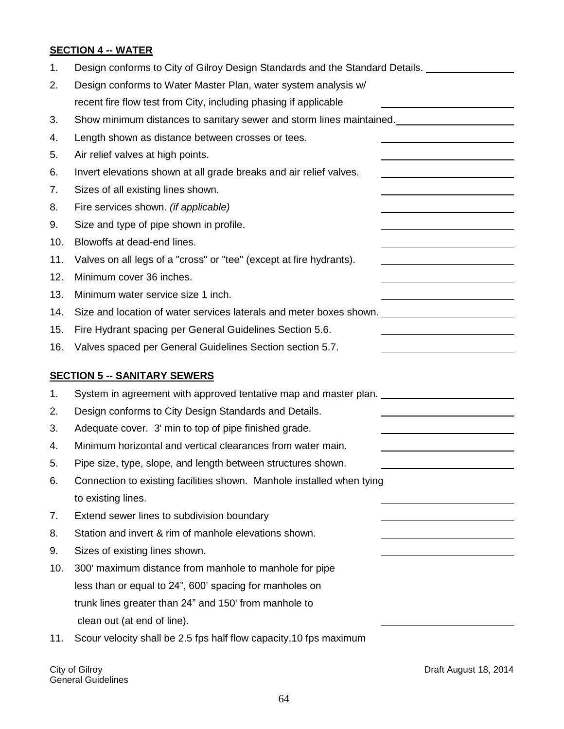**SECTION 4 -- WATER**

1. Design conforms to City of Gilroy Design Standards and the Standard Details. ________
2. Design conforms to Water Master Plan, water system analysis w/ recent fire flow test from City, including phasing if applicable ________
3. Show minimum distances to sanitary sewer and storm lines maintained. ________
4. Length shown as distance between crosses or tees. ________
5. Air relief valves at high points. ________
6. Invert elevations shown at all grade breaks and air relief valves. ________
7. Sizes of all existing lines shown. ________
8. Fire services shown. *(if applicable)* ________
9. Size and type of pipe shown in profile. ________
10. Blowoffs at dead-end lines. ________
11. Valves on all legs of a "cross" or "tee" (except at fire hydrants). ________
12. Minimum cover 36 inches. ________
13. Minimum water service size 1 inch. ________
14. Size and location of water services laterals and meter boxes shown. ________
15. Fire Hydrant spacing per General Guidelines Section 5.6. ________
16. Valves spaced per General Guidelines Section section 5.7. ________

**SECTION 5 -- SANITARY SEWERS**

1. System in agreement with approved tentative map and master plan. ________
2. Design conforms to City Design Standards and Details. ________
3. Adequate cover. 3' min to top of pipe finished grade. ________
4. Minimum horizontal and vertical clearances from water main. ________
5. Pipe size, type, slope, and length between structures shown. ________
6. Connection to existing facilities shown. Manhole installed when tying to existing lines. ________
7. Extend sewer lines to subdivision boundary ________
8. Station and invert & rim of manhole elevations shown. ________
9. Sizes of existing lines shown. ________
10. 300' maximum distance from manhole to manhole for pipe less than or equal to 24", 600' spacing for manholes on trunk lines greater than 24" and 150' from manhole to clean out (at end of line). ________
11. Scour velocity shall be 2.5 fps half flow capacity,10 fps maximum

City of Gilroy
General Guidelines

Draft August 18, 2014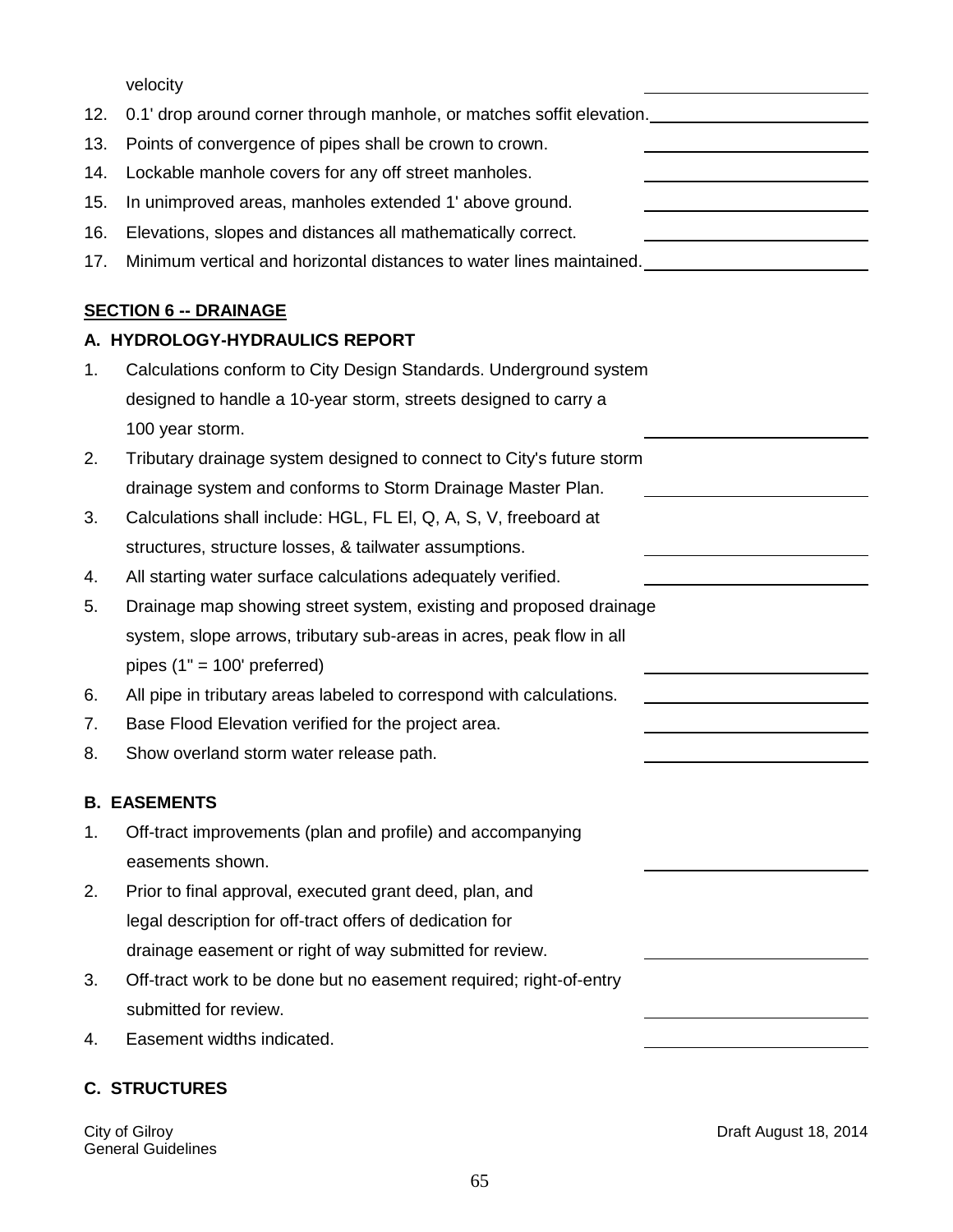velocity \_\_\_\_\_\_\_\_\_\_

12. 0.1' drop around corner through manhole, or matches soffit elevation. \_\_\_\_\_\_\_\_\_\_
13. Points of convergence of pipes shall be crown to crown. \_\_\_\_\_\_\_\_\_\_
14. Lockable manhole covers for any off street manholes. \_\_\_\_\_\_\_\_\_\_
15. In unimproved areas, manholes extended 1' above ground. \_\_\_\_\_\_\_\_\_\_
16. Elevations, slopes and distances all mathematically correct. \_\_\_\_\_\_\_\_\_\_
17. Minimum vertical and horizontal distances to water lines maintained. \_\_\_\_\_\_\_\_\_\_

## SECTION 6 -- DRAINAGE

### A. HYDROLOGY-HYDRAULICS REPORT

1. Calculations conform to City Design Standards. Underground system designed to handle a 10-year storm, streets designed to carry a 100 year storm. \_\_\_\_\_\_\_\_\_\_
2. Tributary drainage system designed to connect to City's future storm drainage system and conforms to Storm Drainage Master Plan. \_\_\_\_\_\_\_\_\_\_
3. Calculations shall include: HGL, FL El, Q, A, S, V, freeboard at structures, structure losses, & tailwater assumptions. \_\_\_\_\_\_\_\_\_\_
4. All starting water surface calculations adequately verified. \_\_\_\_\_\_\_\_\_\_
5. Drainage map showing street system, existing and proposed drainage system, slope arrows, tributary sub-areas in acres, peak flow in all pipes (1" = 100' preferred) \_\_\_\_\_\_\_\_\_\_
6. All pipe in tributary areas labeled to correspond with calculations. \_\_\_\_\_\_\_\_\_\_
7. Base Flood Elevation verified for the project area. \_\_\_\_\_\_\_\_\_\_
8. Show overland storm water release path. \_\_\_\_\_\_\_\_\_\_

### B. EASEMENTS

1. Off-tract improvements (plan and profile) and accompanying easements shown. \_\_\_\_\_\_\_\_\_\_
2. Prior to final approval, executed grant deed, plan, and legal description for off-tract offers of dedication for drainage easement or right of way submitted for review. \_\_\_\_\_\_\_\_\_\_
3. Off-tract work to be done but no easement required; right-of-entry submitted for review. \_\_\_\_\_\_\_\_\_\_
4. Easement widths indicated. \_\_\_\_\_\_\_\_\_\_

### C. STRUCTURES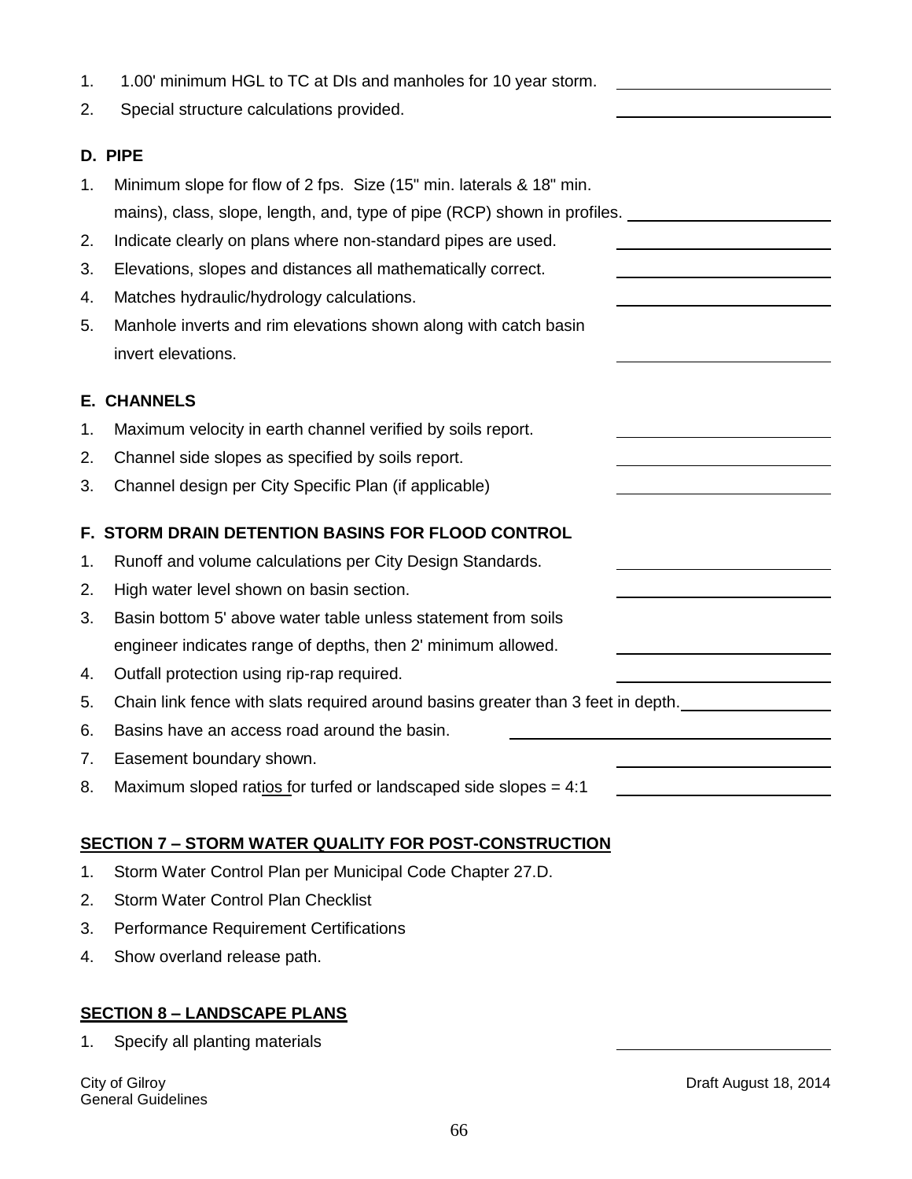1. 1.00' minimum HGL to TC at DIs and manholes for 10 year storm. ____________
2. Special structure calculations provided. ____________

**D. PIPE**

1. Minimum slope for flow of 2 fps. Size (15" min. laterals & 18" min. mains), class, slope, length, and, type of pipe (RCP) shown in profiles. ____________
2. Indicate clearly on plans where non-standard pipes are used. ____________
3. Elevations, slopes and distances all mathematically correct. ____________
4. Matches hydraulic/hydrology calculations. ____________
5. Manhole inverts and rim elevations shown along with catch basin invert elevations. ____________

**E. CHANNELS**

1. Maximum velocity in earth channel verified by soils report. ____________
2. Channel side slopes as specified by soils report. ____________
3. Channel design per City Specific Plan (if applicable) ____________

**F. STORM DRAIN DETENTION BASINS FOR FLOOD CONTROL**

1. Runoff and volume calculations per City Design Standards. ____________
2. High water level shown on basin section. ____________
3. Basin bottom 5' above water table unless statement from soils engineer indicates range of depths, then 2' minimum allowed. ____________
4. Outfall protection using rip-rap required. ____________
5. Chain link fence with slats required around basins greater than 3 feet in depth. ____________
6. Basins have an access road around the basin. ____________
7. Easement boundary shown. ____________
8. Maximum sloped ratios for turfed or landscaped side slopes = 4:1 ____________

## SECTION 7 – STORM WATER QUALITY FOR POST-CONSTRUCTION

1. Storm Water Control Plan per Municipal Code Chapter 27.D.
2. Storm Water Control Plan Checklist
3. Performance Requirement Certifications
4. Show overland release path.

## SECTION 8 – LANDSCAPE PLANS

1. Specify all planting materials ____________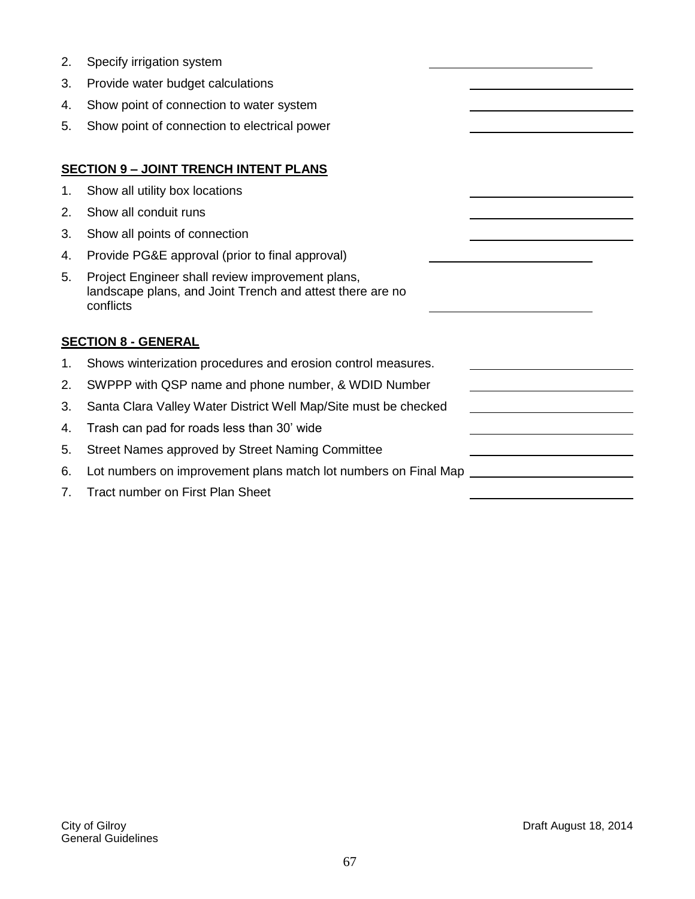2. Specify irrigation system \_\_\_\_\_\_\_\_\_\_\_\_\_\_\_\_\_\_\_\_
3. Provide water budget calculations \_\_\_\_\_\_\_\_\_\_\_\_\_\_\_\_\_\_\_\_
4. Show point of connection to water system \_\_\_\_\_\_\_\_\_\_\_\_\_\_\_\_\_\_\_\_
5. Show point of connection to electrical power \_\_\_\_\_\_\_\_\_\_\_\_\_\_\_\_\_\_\_\_

**SECTION 9 – JOINT TRENCH INTENT PLANS**

1. Show all utility box locations \_\_\_\_\_\_\_\_\_\_\_\_\_\_\_\_\_\_\_\_
2. Show all conduit runs \_\_\_\_\_\_\_\_\_\_\_\_\_\_\_\_\_\_\_\_
3. Show all points of connection \_\_\_\_\_\_\_\_\_\_\_\_\_\_\_\_\_\_\_\_
4. Provide PG&E approval (prior to final approval) \_\_\_\_\_\_\_\_\_\_\_\_\_\_\_\_\_\_\_\_
5. Project Engineer shall review improvement plans, landscape plans, and Joint Trench and attest there are no conflicts \_\_\_\_\_\_\_\_\_\_\_\_\_\_\_\_\_\_\_\_

**SECTION 8 - GENERAL**

1. Shows winterization procedures and erosion control measures. \_\_\_\_\_\_\_\_\_\_\_\_\_\_\_\_\_\_\_\_
2. SWPPP with QSP name and phone number, & WDID Number \_\_\_\_\_\_\_\_\_\_\_\_\_\_\_\_\_\_\_\_
3. Santa Clara Valley Water District Well Map/Site must be checked \_\_\_\_\_\_\_\_\_\_\_\_\_\_\_\_\_\_\_\_
4. Trash can pad for roads less than 30' wide \_\_\_\_\_\_\_\_\_\_\_\_\_\_\_\_\_\_\_\_
5. Street Names approved by Street Naming Committee \_\_\_\_\_\_\_\_\_\_\_\_\_\_\_\_\_\_\_\_
6. Lot numbers on improvement plans match lot numbers on Final Map \_\_\_\_\_\_\_\_\_\_\_\_\_\_\_\_\_\_\_\_
7. Tract number on First Plan Sheet \_\_\_\_\_\_\_\_\_\_\_\_\_\_\_\_\_\_\_\_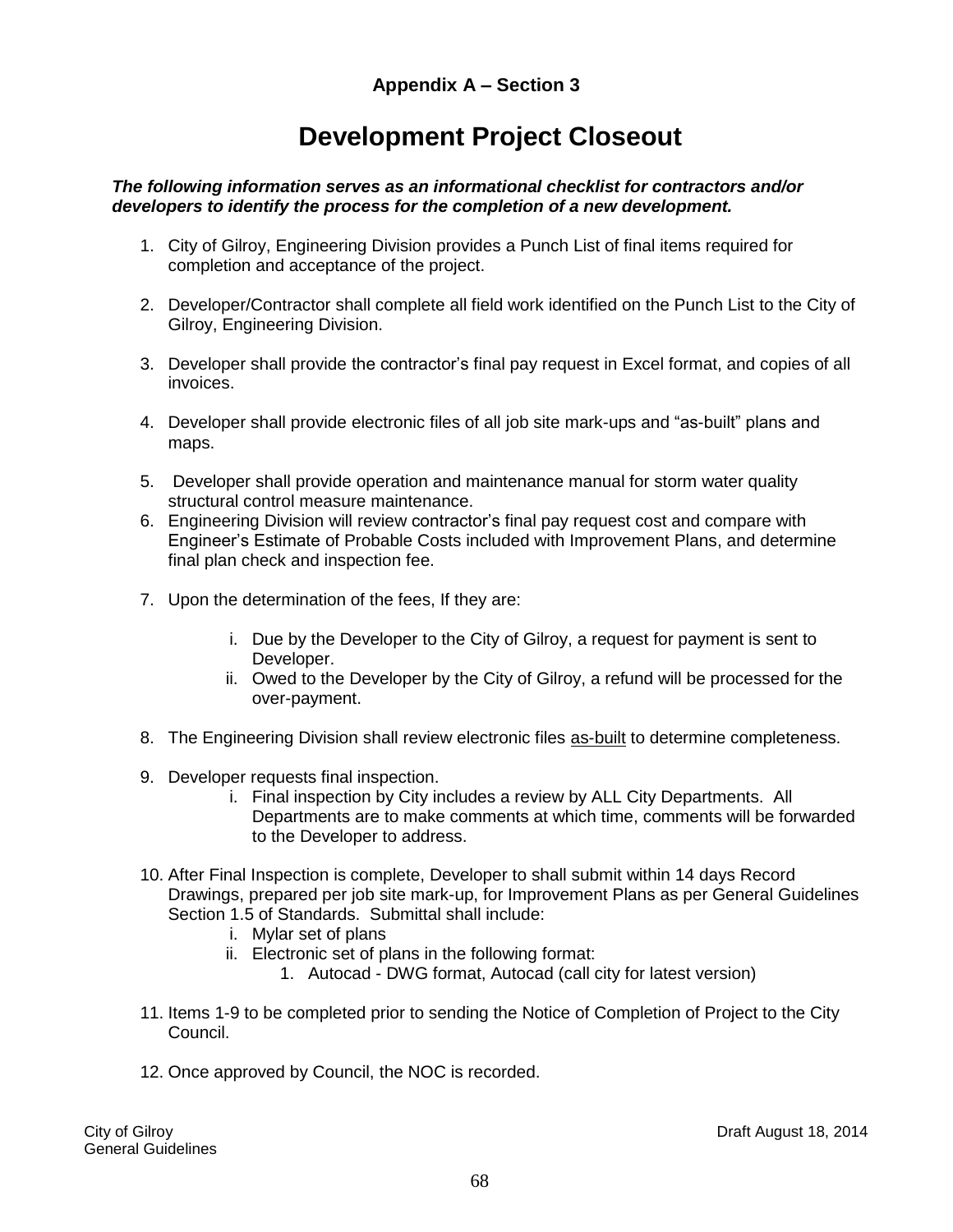### Appendix A – Section 3

# Development Project Closeout

***The following information serves as an informational checklist for contractors and/or developers to identify the process for the completion of a new development.***

1. City of Gilroy, Engineering Division provides a Punch List of final items required for completion and acceptance of the project.

2. Developer/Contractor shall complete all field work identified on the Punch List to the City of Gilroy, Engineering Division.

3. Developer shall provide the contractor's final pay request in Excel format, and copies of all invoices.

4. Developer shall provide electronic files of all job site mark-ups and "as-built" plans and maps.

5. Developer shall provide operation and maintenance manual for storm water quality structural control measure maintenance.

6. Engineering Division will review contractor's final pay request cost and compare with Engineer's Estimate of Probable Costs included with Improvement Plans, and determine final plan check and inspection fee.

7. Upon the determination of the fees, If they are:

   i. Due by the Developer to the City of Gilroy, a request for payment is sent to Developer.
   
   ii. Owed to the Developer by the City of Gilroy, a refund will be processed for the over-payment.

8. The Engineering Division shall review electronic files <u>as-built</u> to determine completeness.

9. Developer requests final inspection.
   
   i. Final inspection by City includes a review by ALL City Departments. All Departments are to make comments at which time, comments will be forwarded to the Developer to address.

10. After Final Inspection is complete, Developer to shall submit within 14 days Record Drawings, prepared per job site mark-up, for Improvement Plans as per General Guidelines Section 1.5 of Standards. Submittal shall include:
    
    i. Mylar set of plans
    
    ii. Electronic set of plans in the following format:
    
       1. Autocad - DWG format, Autocad (call city for latest version)

11. Items 1-9 to be completed prior to sending the Notice of Completion of Project to the City Council.

12. Once approved by Council, the NOC is recorded.

City of Gilroy
General Guidelines

Draft August 18, 2014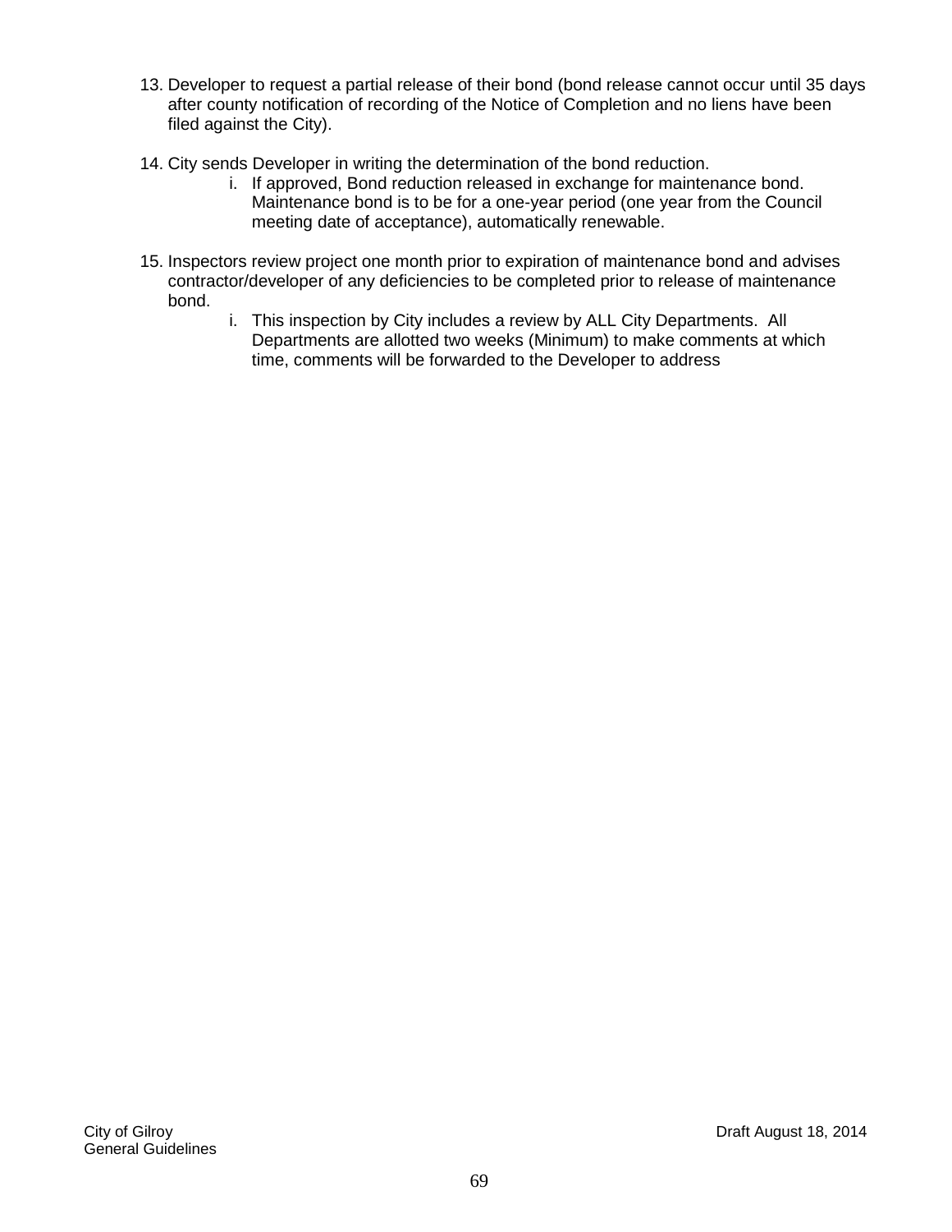13. Developer to request a partial release of their bond (bond release cannot occur until 35 days after county notification of recording of the Notice of Completion and no liens have been filed against the City).

14. City sends Developer in writing the determination of the bond reduction.
    i. If approved, Bond reduction released in exchange for maintenance bond. Maintenance bond is to be for a one-year period (one year from the Council meeting date of acceptance), automatically renewable.

15. Inspectors review project one month prior to expiration of maintenance bond and advises contractor/developer of any deficiencies to be completed prior to release of maintenance bond.
    i. This inspection by City includes a review by ALL City Departments. All Departments are allotted two weeks (Minimum) to make comments at which time, comments will be forwarded to the Developer to address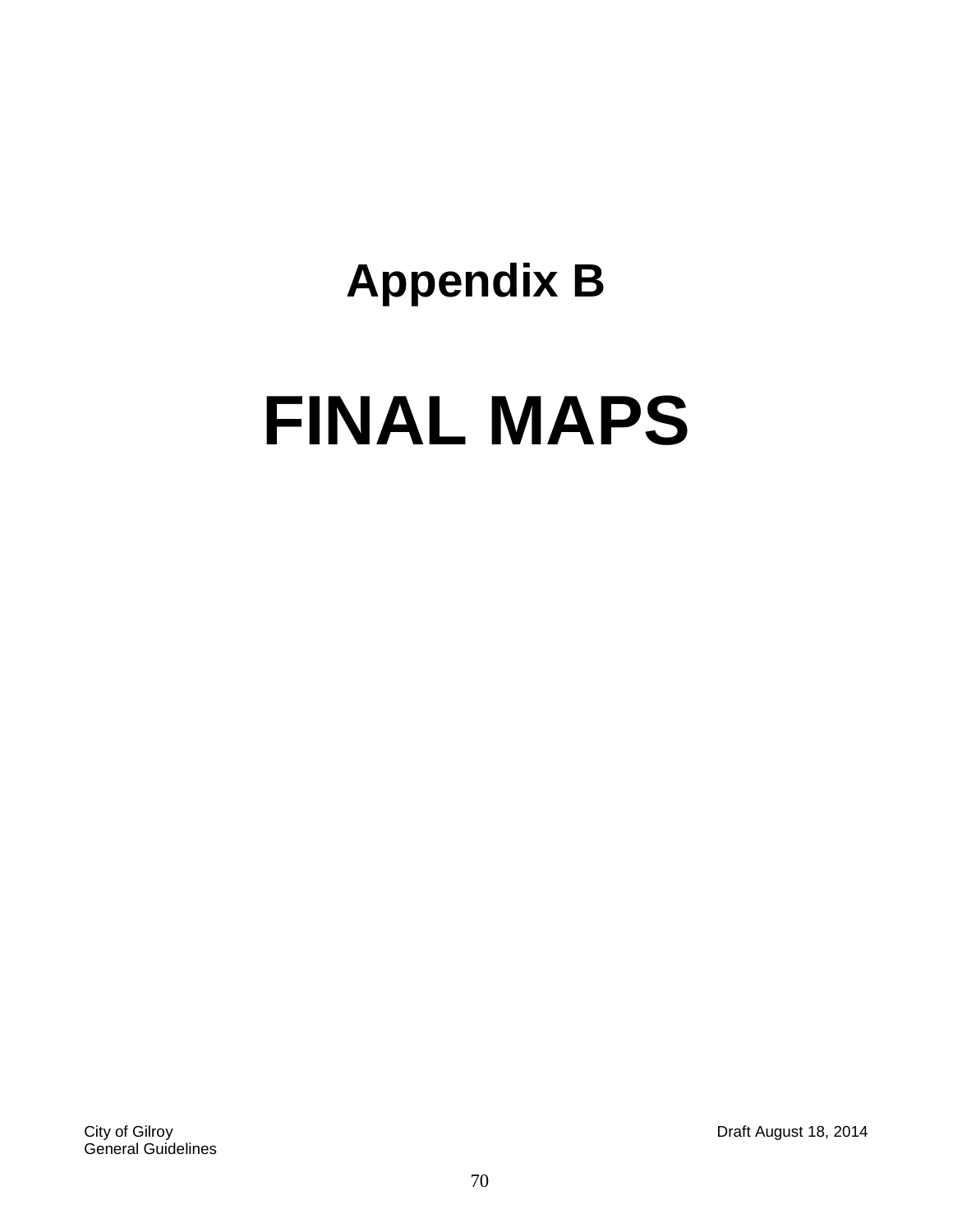# Appendix B

# FINAL MAPS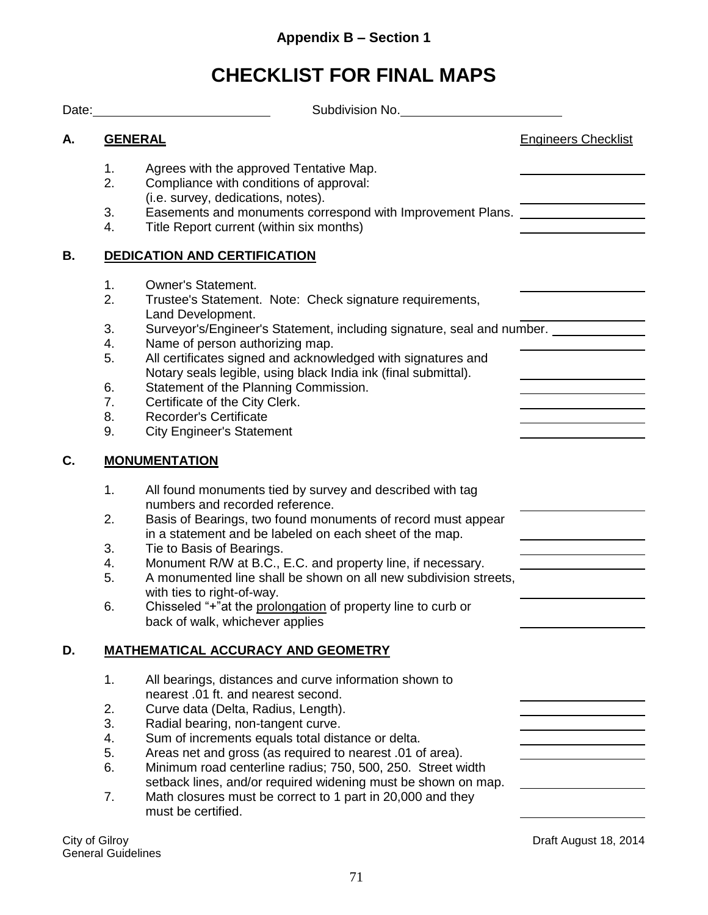**Appendix B – Section 1**

# CHECKLIST FOR FINAL MAPS

Date:\_\_\_\_\_\_\_\_\_\_\_\_\_\_\_\_\_\_\_\_\_\_\_\_ Subdivision No.\_\_\_\_\_\_\_\_\_\_\_\_\_\_\_\_\_\_\_\_\_\_\_\_

## A. GENERAL

Engineers Checklist

1. Agrees with the approved Tentative Map. \_\_\_\_\_\_\_\_\_\_\_\_\_\_\_\_
2. Compliance with conditions of approval: (i.e. survey, dedications, notes). \_\_\_\_\_\_\_\_\_\_\_\_\_\_\_\_
3. Easements and monuments correspond with Improvement Plans. \_\_\_\_\_\_\_\_\_\_\_\_\_\_\_\_
4. Title Report current (within six months) \_\_\_\_\_\_\_\_\_\_\_\_\_\_\_\_

## B. DEDICATION AND CERTIFICATION

1. Owner's Statement. \_\_\_\_\_\_\_\_\_\_\_\_\_\_\_\_
2. Trustee's Statement. Note: Check signature requirements, Land Development. \_\_\_\_\_\_\_\_\_\_\_\_\_\_\_\_
3. Surveyor's/Engineer's Statement, including signature, seal and number. \_\_\_\_\_\_\_\_\_\_\_\_\_\_\_\_
4. Name of person authorizing map. \_\_\_\_\_\_\_\_\_\_\_\_\_\_\_\_
5. All certificates signed and acknowledged with signatures and Notary seals legible, using black India ink (final submittal). \_\_\_\_\_\_\_\_\_\_\_\_\_\_\_\_
6. Statement of the Planning Commission. \_\_\_\_\_\_\_\_\_\_\_\_\_\_\_\_
7. Certificate of the City Clerk. \_\_\_\_\_\_\_\_\_\_\_\_\_\_\_\_
8. Recorder's Certificate \_\_\_\_\_\_\_\_\_\_\_\_\_\_\_\_
9. City Engineer's Statement \_\_\_\_\_\_\_\_\_\_\_\_\_\_\_\_

## C. MONUMENTATION

1. All found monuments tied by survey and described with tag numbers and recorded reference. \_\_\_\_\_\_\_\_\_\_\_\_\_\_\_\_
2. Basis of Bearings, two found monuments of record must appear in a statement and be labeled on each sheet of the map. \_\_\_\_\_\_\_\_\_\_\_\_\_\_\_\_
3. Tie to Basis of Bearings. \_\_\_\_\_\_\_\_\_\_\_\_\_\_\_\_
4. Monument R/W at B.C., E.C. and property line, if necessary. \_\_\_\_\_\_\_\_\_\_\_\_\_\_\_\_
5. A monumented line shall be shown on all new subdivision streets, with ties to right-of-way. \_\_\_\_\_\_\_\_\_\_\_\_\_\_\_\_
6. Chisseled "+"at the <u>prolongation</u> of property line to curb or back of walk, whichever applies \_\_\_\_\_\_\_\_\_\_\_\_\_\_\_\_

## D. MATHEMATICAL ACCURACY AND GEOMETRY

1. All bearings, distances and curve information shown to nearest .01 ft. and nearest second. \_\_\_\_\_\_\_\_\_\_\_\_\_\_\_\_
2. Curve data (Delta, Radius, Length). \_\_\_\_\_\_\_\_\_\_\_\_\_\_\_\_
3. Radial bearing, non-tangent curve. \_\_\_\_\_\_\_\_\_\_\_\_\_\_\_\_
4. Sum of increments equals total distance or delta. \_\_\_\_\_\_\_\_\_\_\_\_\_\_\_\_
5. Areas net and gross (as required to nearest .01 of area). \_\_\_\_\_\_\_\_\_\_\_\_\_\_\_\_
6. Minimum road centerline radius; 750, 500, 250. Street width setback lines, and/or required widening must be shown on map. \_\_\_\_\_\_\_\_\_\_\_\_\_\_\_\_
7. Math closures must be correct to 1 part in 20,000 and they must be certified. \_\_\_\_\_\_\_\_\_\_\_\_\_\_\_\_

City of Gilroy
General Guidelines

Draft August 18, 2014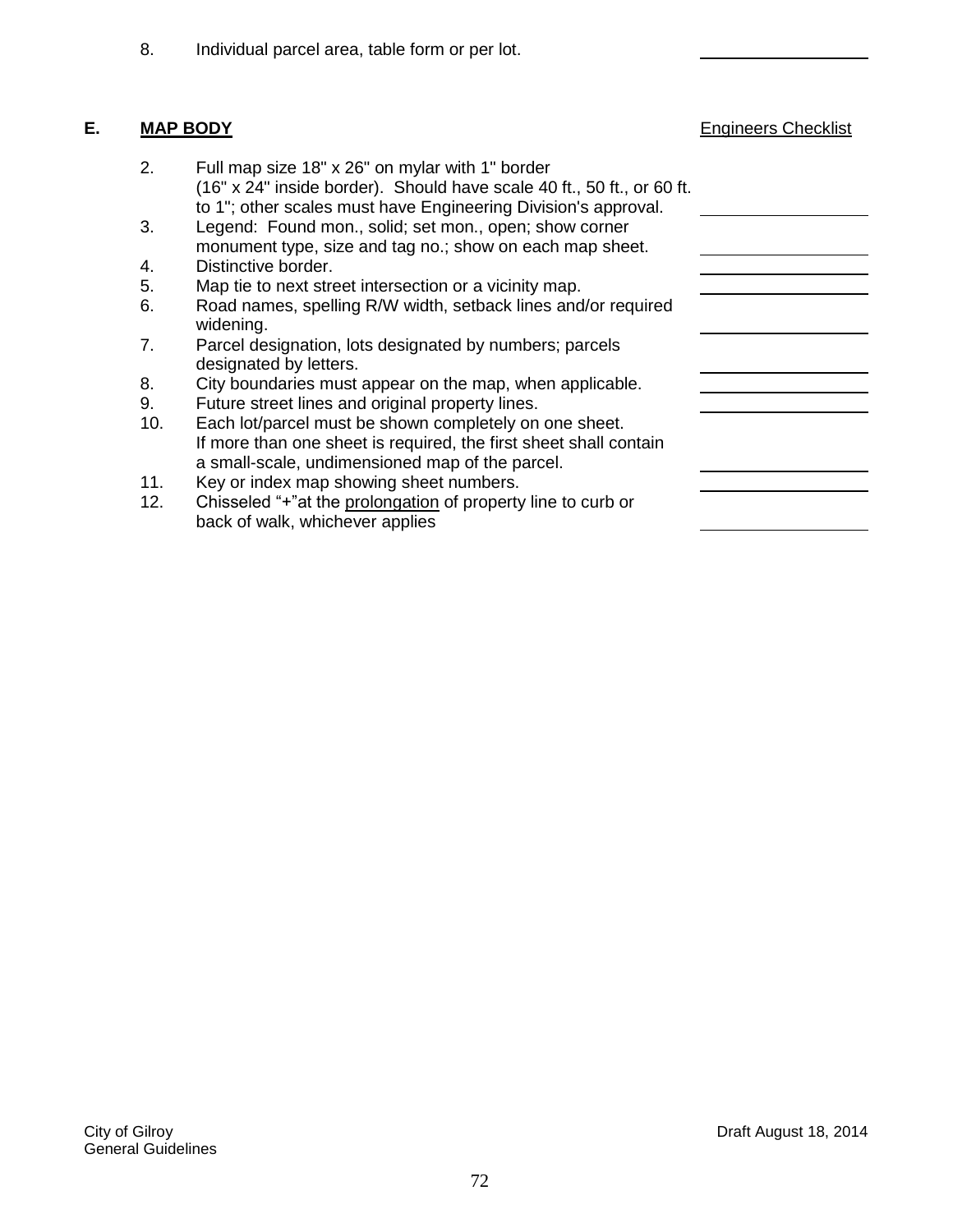8. Individual parcel area, table form or per lot. \_\_\_\_\_\_\_\_\_\_\_\_\_\_\_\_

## E. MAP BODY

Engineers Checklist

2. Full map size 18" x 26" on mylar with 1" border (16" x 24" inside border). Should have scale 40 ft., 50 ft., or 60 ft. to 1"; other scales must have Engineering Division's approval. \_\_\_\_\_\_\_\_\_\_\_\_\_\_\_\_
3. Legend: Found mon., solid; set mon., open; show corner monument type, size and tag no.; show on each map sheet. \_\_\_\_\_\_\_\_\_\_\_\_\_\_\_\_
4. Distinctive border. \_\_\_\_\_\_\_\_\_\_\_\_\_\_\_\_
5. Map tie to next street intersection or a vicinity map. \_\_\_\_\_\_\_\_\_\_\_\_\_\_\_\_
6. Road names, spelling R/W width, setback lines and/or required widening. \_\_\_\_\_\_\_\_\_\_\_\_\_\_\_\_
7. Parcel designation, lots designated by numbers; parcels designated by letters. \_\_\_\_\_\_\_\_\_\_\_\_\_\_\_\_
8. City boundaries must appear on the map, when applicable. \_\_\_\_\_\_\_\_\_\_\_\_\_\_\_\_
9. Future street lines and original property lines. \_\_\_\_\_\_\_\_\_\_\_\_\_\_\_\_
10. Each lot/parcel must be shown completely on one sheet. If more than one sheet is required, the first sheet shall contain a small-scale, undimensioned map of the parcel. \_\_\_\_\_\_\_\_\_\_\_\_\_\_\_\_
11. Key or index map showing sheet numbers. \_\_\_\_\_\_\_\_\_\_\_\_\_\_\_\_
12. Chisseled "+"at the <u>prolongation</u> of property line to curb or back of walk, whichever applies \_\_\_\_\_\_\_\_\_\_\_\_\_\_\_\_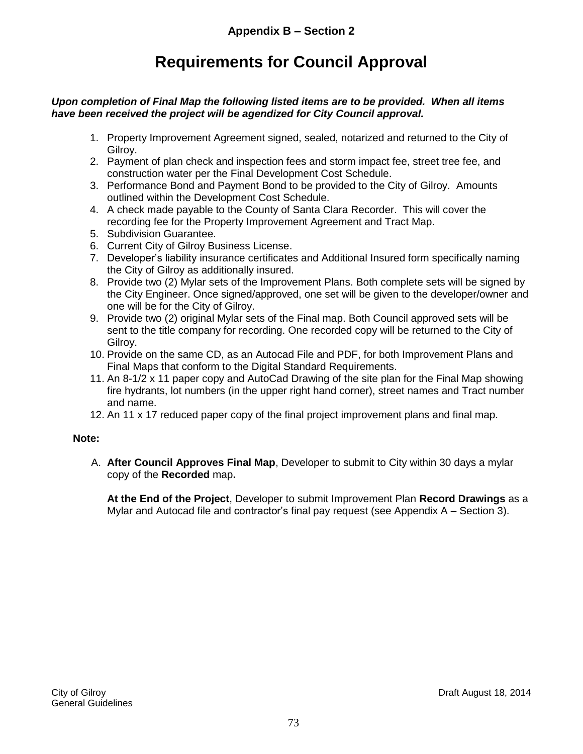**Appendix B – Section 2**

# Requirements for Council Approval

***Upon completion of Final Map the following listed items are to be provided. When all items have been received the project will be agendized for City Council approval.***

1. Property Improvement Agreement signed, sealed, notarized and returned to the City of Gilroy.
2. Payment of plan check and inspection fees and storm impact fee, street tree fee, and construction water per the Final Development Cost Schedule.
3. Performance Bond and Payment Bond to be provided to the City of Gilroy. Amounts outlined within the Development Cost Schedule.
4. A check made payable to the County of Santa Clara Recorder. This will cover the recording fee for the Property Improvement Agreement and Tract Map.
5. Subdivision Guarantee.
6. Current City of Gilroy Business License.
7. Developer's liability insurance certificates and Additional Insured form specifically naming the City of Gilroy as additionally insured.
8. Provide two (2) Mylar sets of the Improvement Plans. Both complete sets will be signed by the City Engineer. Once signed/approved, one set will be given to the developer/owner and one will be for the City of Gilroy.
9. Provide two (2) original Mylar sets of the Final map. Both Council approved sets will be sent to the title company for recording. One recorded copy will be returned to the City of Gilroy.
10. Provide on the same CD, as an Autocad File and PDF, for both Improvement Plans and Final Maps that conform to the Digital Standard Requirements.
11. An 8-1/2 x 11 paper copy and AutoCad Drawing of the site plan for the Final Map showing fire hydrants, lot numbers (in the upper right hand corner), street names and Tract number and name.
12. An 11 x 17 reduced paper copy of the final project improvement plans and final map.

**Note:**

A. **After Council Approves Final Map**, Developer to submit to City within 30 days a mylar copy of the **Recorded** map**.**

   **At the End of the Project**, Developer to submit Improvement Plan **Record Drawings** as a Mylar and Autocad file and contractor's final pay request (see Appendix A – Section 3).

City of Gilroy
General Guidelines

Draft August 18, 2014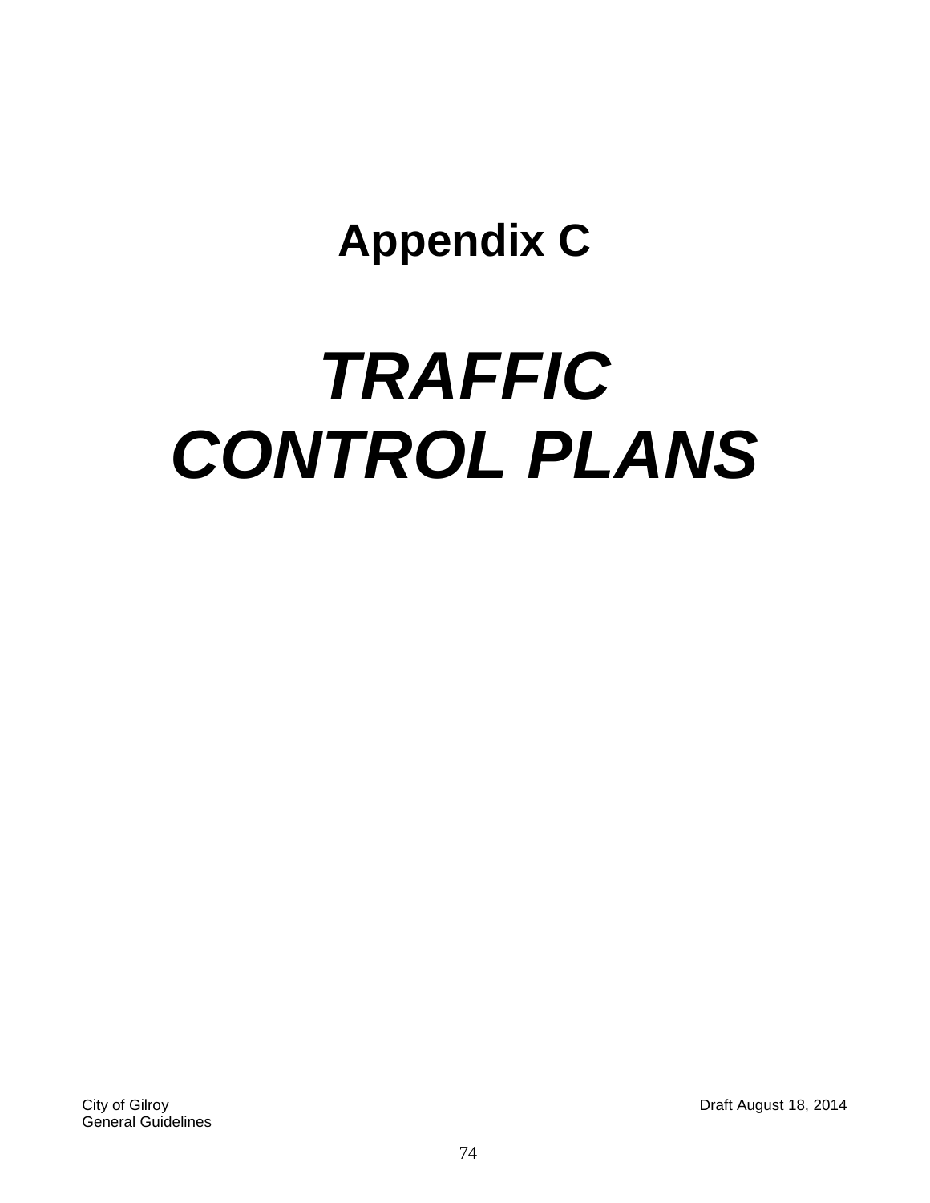# Appendix C

# *TRAFFIC CONTROL PLANS*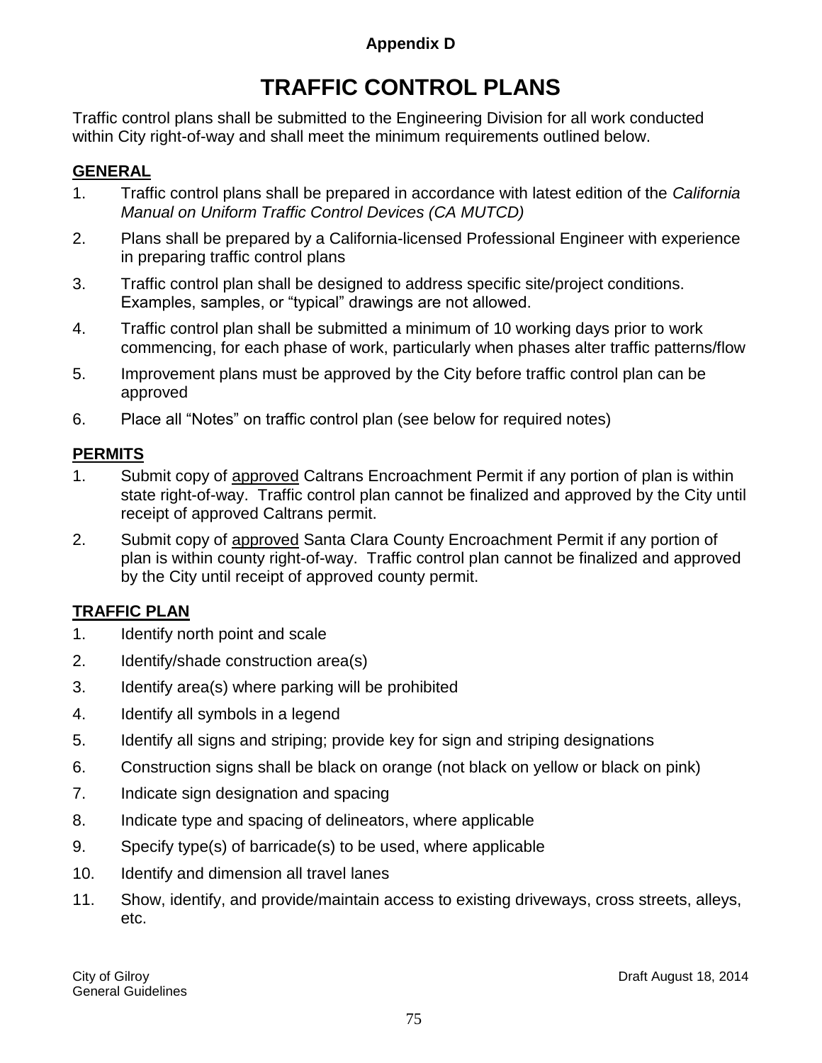**Appendix D**

# TRAFFIC CONTROL PLANS

Traffic control plans shall be submitted to the Engineering Division for all work conducted within City right-of-way and shall meet the minimum requirements outlined below.

## GENERAL

1. Traffic control plans shall be prepared in accordance with latest edition of the *California Manual on Uniform Traffic Control Devices (CA MUTCD)*
2. Plans shall be prepared by a California-licensed Professional Engineer with experience in preparing traffic control plans
3. Traffic control plan shall be designed to address specific site/project conditions. Examples, samples, or “typical” drawings are not allowed.
4. Traffic control plan shall be submitted a minimum of 10 working days prior to work commencing, for each phase of work, particularly when phases alter traffic patterns/flow
5. Improvement plans must be approved by the City before traffic control plan can be approved
6. Place all “Notes” on traffic control plan (see below for required notes)

## PERMITS

1. Submit copy of approved Caltrans Encroachment Permit if any portion of plan is within state right-of-way. Traffic control plan cannot be finalized and approved by the City until receipt of approved Caltrans permit.
2. Submit copy of approved Santa Clara County Encroachment Permit if any portion of plan is within county right-of-way. Traffic control plan cannot be finalized and approved by the City until receipt of approved county permit.

## TRAFFIC PLAN

1. Identify north point and scale
2. Identify/shade construction area(s)
3. Identify area(s) where parking will be prohibited
4. Identify all symbols in a legend
5. Identify all signs and striping; provide key for sign and striping designations
6. Construction signs shall be black on orange (not black on yellow or black on pink)
7. Indicate sign designation and spacing
8. Indicate type and spacing of delineators, where applicable
9. Specify type(s) of barricade(s) to be used, where applicable
10. Identify and dimension all travel lanes
11. Show, identify, and provide/maintain access to existing driveways, cross streets, alleys, etc.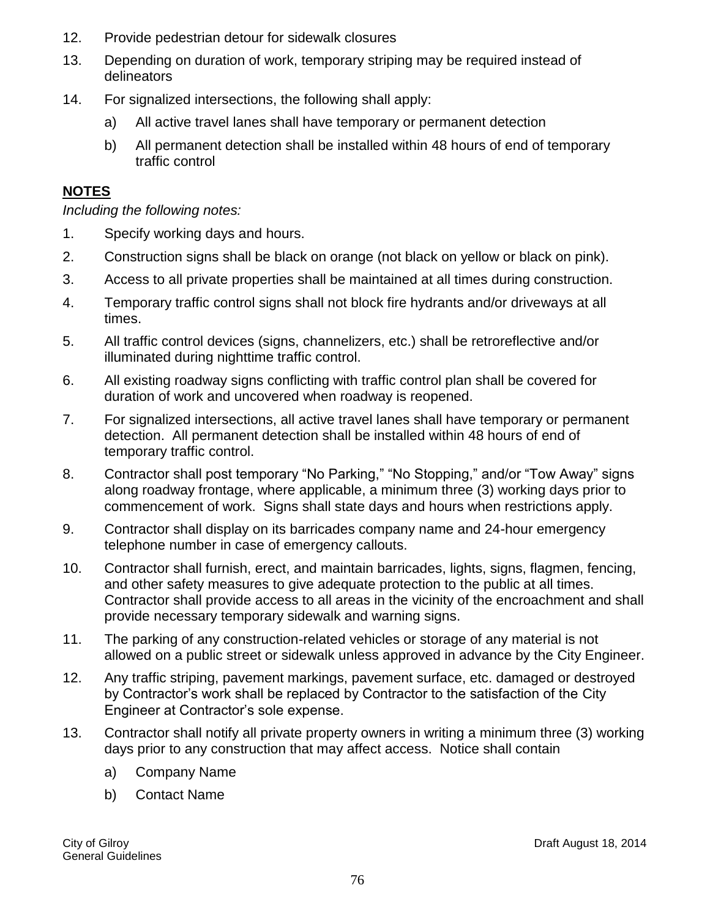12. Provide pedestrian detour for sidewalk closures
13. Depending on duration of work, temporary striping may be required instead of delineators
14. For signalized intersections, the following shall apply:
    a) All active travel lanes shall have temporary or permanent detection
    b) All permanent detection shall be installed within 48 hours of end of temporary traffic control

**NOTES**

*Including the following notes:*

1. Specify working days and hours.
2. Construction signs shall be black on orange (not black on yellow or black on pink).
3. Access to all private properties shall be maintained at all times during construction.
4. Temporary traffic control signs shall not block fire hydrants and/or driveways at all times.
5. All traffic control devices (signs, channelizers, etc.) shall be retroreflective and/or illuminated during nighttime traffic control.
6. All existing roadway signs conflicting with traffic control plan shall be covered for duration of work and uncovered when roadway is reopened.
7. For signalized intersections, all active travel lanes shall have temporary or permanent detection. All permanent detection shall be installed within 48 hours of end of temporary traffic control.
8. Contractor shall post temporary "No Parking," "No Stopping," and/or "Tow Away" signs along roadway frontage, where applicable, a minimum three (3) working days prior to commencement of work. Signs shall state days and hours when restrictions apply.
9. Contractor shall display on its barricades company name and 24-hour emergency telephone number in case of emergency callouts.
10. Contractor shall furnish, erect, and maintain barricades, lights, signs, flagmen, fencing, and other safety measures to give adequate protection to the public at all times. Contractor shall provide access to all areas in the vicinity of the encroachment and shall provide necessary temporary sidewalk and warning signs.
11. The parking of any construction-related vehicles or storage of any material is not allowed on a public street or sidewalk unless approved in advance by the City Engineer.
12. Any traffic striping, pavement markings, pavement surface, etc. damaged or destroyed by Contractor's work shall be replaced by Contractor to the satisfaction of the City Engineer at Contractor's sole expense.
13. Contractor shall notify all private property owners in writing a minimum three (3) working days prior to any construction that may affect access. Notice shall contain
    a) Company Name
    b) Contact Name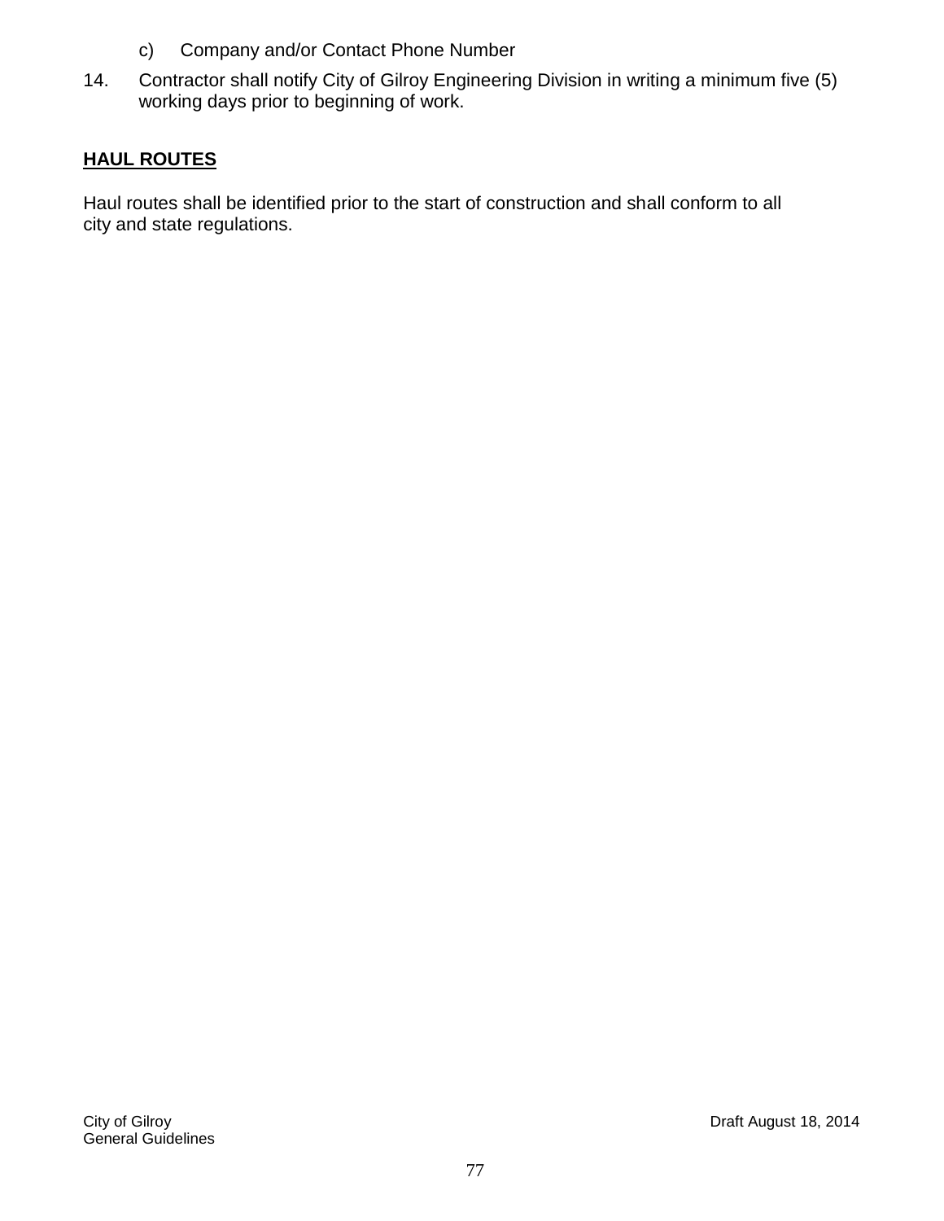c) Company and/or Contact Phone Number

14. Contractor shall notify City of Gilroy Engineering Division in writing a minimum five (5) working days prior to beginning of work.

## HAUL ROUTES

Haul routes shall be identified prior to the start of construction and shall conform to all city and state regulations.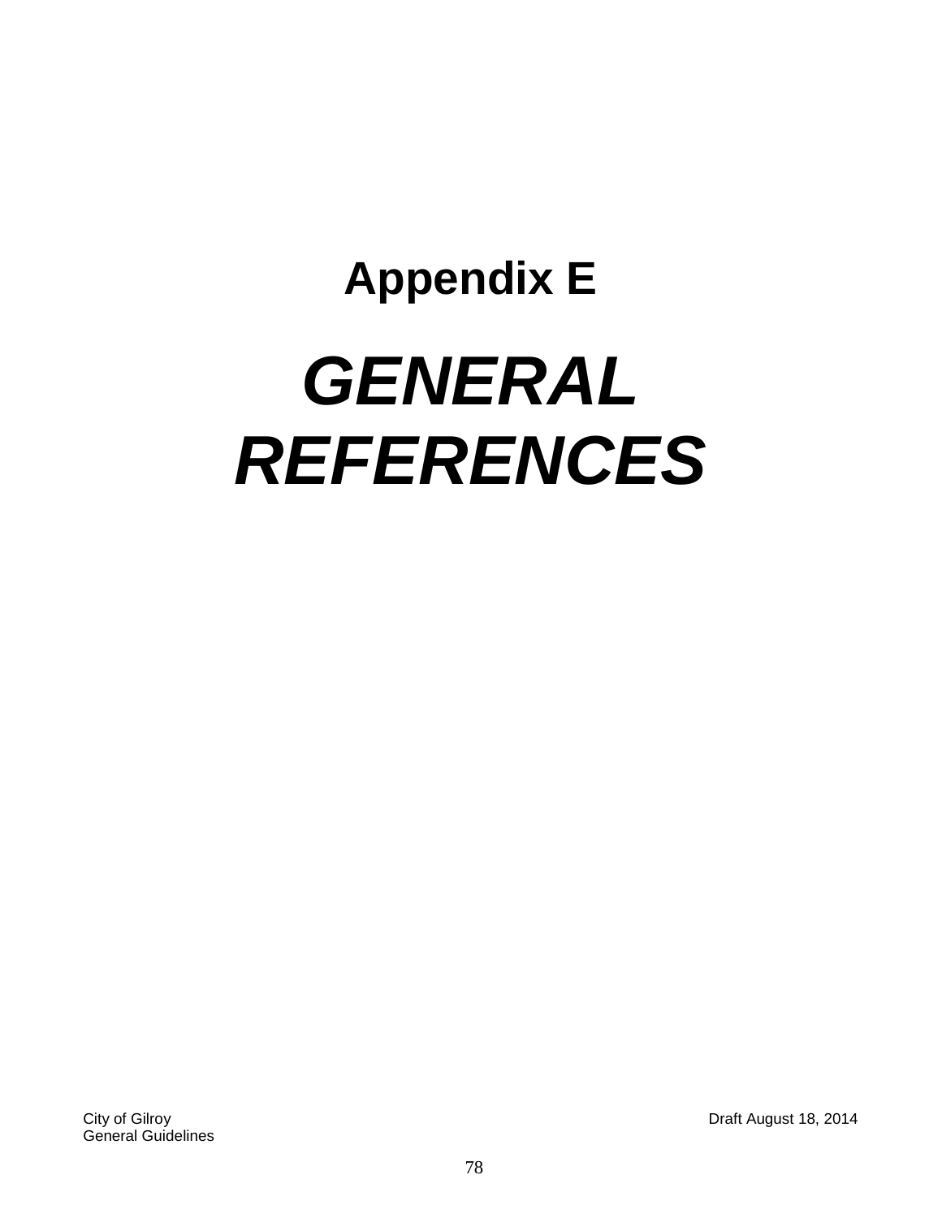# Appendix E

# *GENERAL REFERENCES*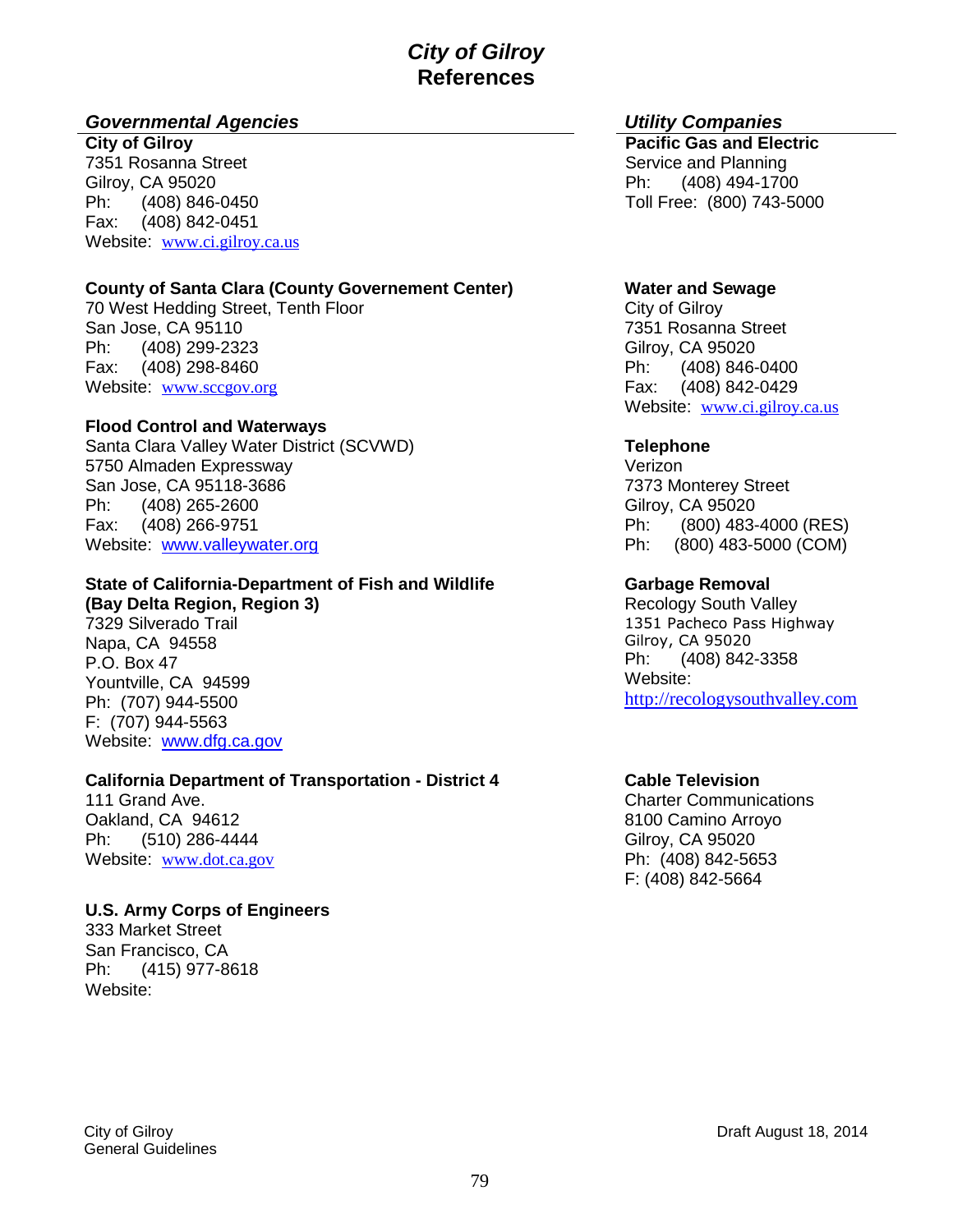# *City of Gilroy*
# References

## *Governmental Agencies*

**City of Gilroy**
7351 Rosanna Street
Gilroy, CA 95020
Ph: (408) 846-0450
Fax: (408) 842-0451
Website: www.ci.gilroy.ca.us

**County of Santa Clara (County Governement Center)**
70 West Hedding Street, Tenth Floor
San Jose, CA 95110
Ph: (408) 299-2323
Fax: (408) 298-8460
Website: www.sccgov.org

**Flood Control and Waterways**
Santa Clara Valley Water District (SCVWD)
5750 Almaden Expressway
San Jose, CA 95118-3686
Ph: (408) 265-2600
Fax: (408) 266-9751
Website: www.valleywater.org

**State of California-Department of Fish and Wildlife (Bay Delta Region, Region 3)**
7329 Silverado Trail
Napa, CA 94558
P.O. Box 47
Yountville, CA 94599
Ph: (707) 944-5500
F: (707) 944-5563
Website: www.dfg.ca.gov

**California Department of Transportation - District 4**
111 Grand Ave.
Oakland, CA 94612
Ph: (510) 286-4444
Website: www.dot.ca.gov

**U.S. Army Corps of Engineers**
333 Market Street
San Francisco, CA
Ph: (415) 977-8618
Website:

## *Utility Companies*

**Pacific Gas and Electric**
Service and Planning
Ph: (408) 494-1700
Toll Free: (800) 743-5000

**Water and Sewage**
City of Gilroy
7351 Rosanna Street
Gilroy, CA 95020
Ph: (408) 846-0400
Fax: (408) 842-0429
Website: www.ci.gilroy.ca.us

**Telephone**
Verizon
7373 Monterey Street
Gilroy, CA 95020
Ph: (800) 483-4000 (RES)
Ph: (800) 483-5000 (COM)

**Garbage Removal**
Recology South Valley
1351 Pacheco Pass Highway
Gilroy, CA 95020
Ph: (408) 842-3358
Website:
http://recologysouthvalley.com

**Cable Television**
Charter Communications
8100 Camino Arroyo
Gilroy, CA 95020
Ph: (408) 842-5653
F: (408) 842-5664